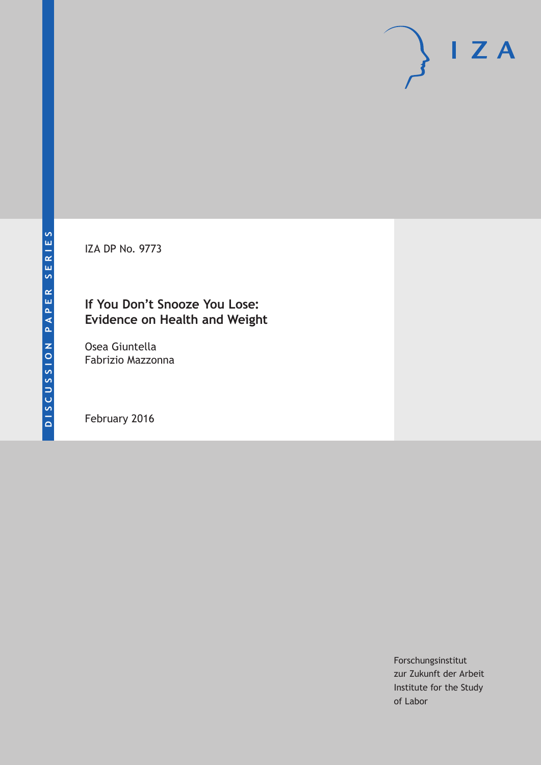DISCUSSION PAPER SERIES

IZA DP No. 9773

# If You Don't Snooze You Lose: Evidence on Health and Weight

Osea Giuntella
Fabrizio Mazzonna

February 2016

Forschungsinstitut
zur Zukunft der Arbeit
Institute for the Study
of Labor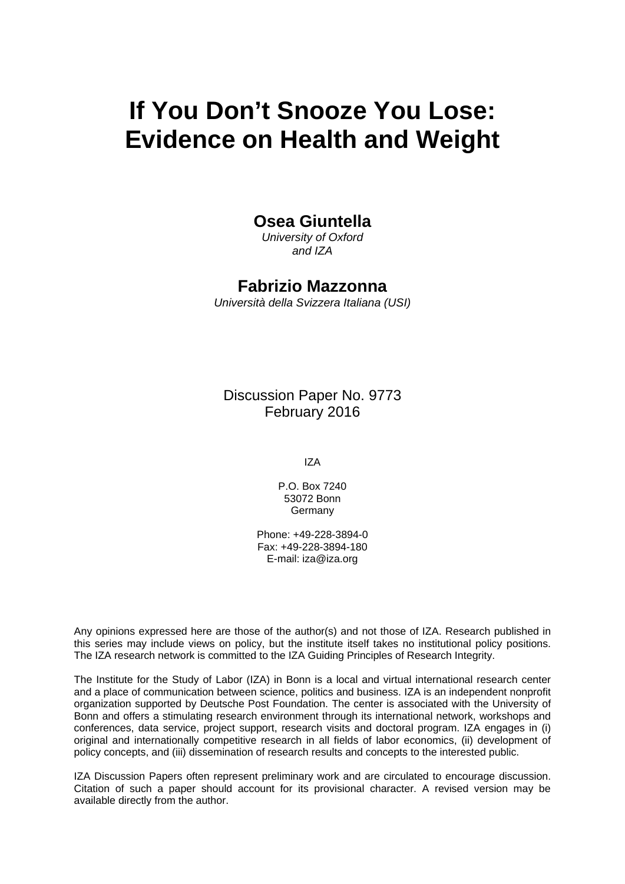# If You Don't Snooze You Lose: Evidence on Health and Weight

**Osea Giuntella**
*University of Oxford and IZA*

**Fabrizio Mazzonna**
*Università della Svizzera Italiana (USI)*

Discussion Paper No. 9773
February 2016

IZA

P.O. Box 7240
53072 Bonn
Germany

Phone: +49-228-3894-0
Fax: +49-228-3894-180
E-mail: iza@iza.org

Any opinions expressed here are those of the author(s) and not those of IZA. Research published in this series may include views on policy, but the institute itself takes no institutional policy positions. The IZA research network is committed to the IZA Guiding Principles of Research Integrity.

The Institute for the Study of Labor (IZA) in Bonn is a local and virtual international research center and a place of communication between science, politics and business. IZA is an independent nonprofit organization supported by Deutsche Post Foundation. The center is associated with the University of Bonn and offers a stimulating research environment through its international network, workshops and conferences, data service, project support, research visits and doctoral program. IZA engages in (i) original and internationally competitive research in all fields of labor economics, (ii) development of policy concepts, and (iii) dissemination of research results and concepts to the interested public.

IZA Discussion Papers often represent preliminary work and are circulated to encourage discussion. Citation of such a paper should account for its provisional character. A revised version may be available directly from the author.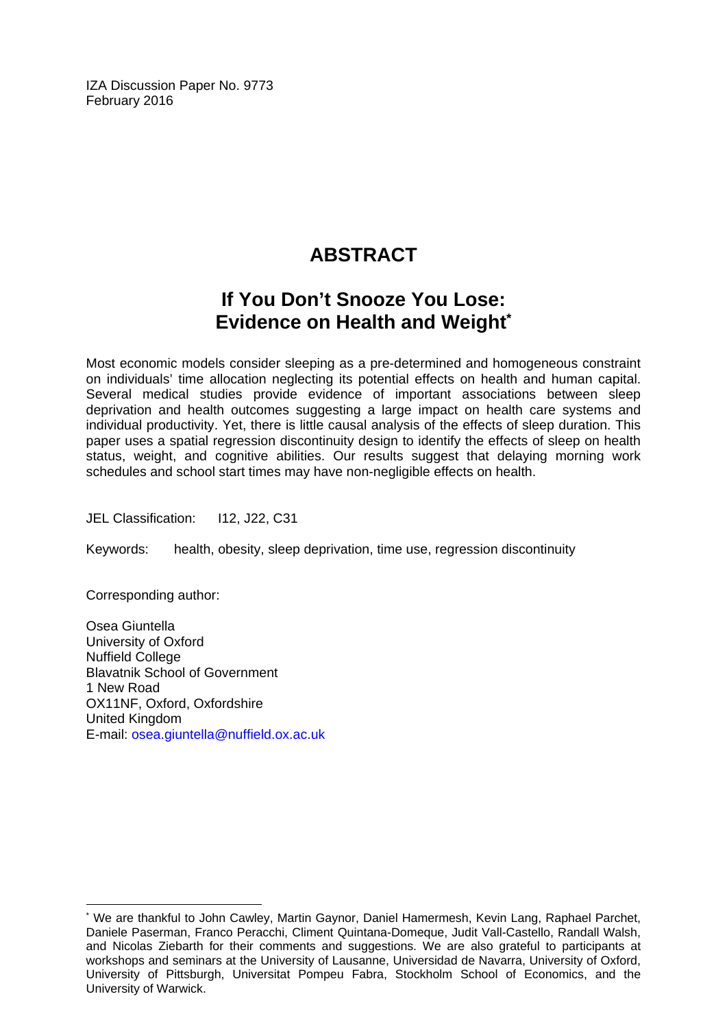IZA Discussion Paper No. 9773
February 2016

# ABSTRACT

## If You Don't Snooze You Lose: Evidence on Health and Weight*

Most economic models consider sleeping as a pre-determined and homogeneous constraint on individuals' time allocation neglecting its potential effects on health and human capital. Several medical studies provide evidence of important associations between sleep deprivation and health outcomes suggesting a large impact on health care systems and individual productivity. Yet, there is little causal analysis of the effects of sleep duration. This paper uses a spatial regression discontinuity design to identify the effects of sleep on health status, weight, and cognitive abilities. Our results suggest that delaying morning work schedules and school start times may have non-negligible effects on health.

JEL Classification: I12, J22, C31

Keywords: health, obesity, sleep deprivation, time use, regression discontinuity

Corresponding author:

Osea Giuntella
University of Oxford
Nuffield College
Blavatnik School of Government
1 New Road
OX11NF, Oxford, Oxfordshire
United Kingdom
E-mail: osea.giuntella@nuffield.ox.ac.uk

* We are thankful to John Cawley, Martin Gaynor, Daniel Hamermesh, Kevin Lang, Raphael Parchet, Daniele Paserman, Franco Peracchi, Climent Quintana-Domeque, Judit Vall-Castello, Randall Walsh, and Nicolas Ziebarth for their comments and suggestions. We are also grateful to participants at workshops and seminars at the University of Lausanne, Universidad de Navarra, University of Oxford, University of Pittsburgh, Universitat Pompeu Fabra, Stockholm School of Economics, and the University of Warwick.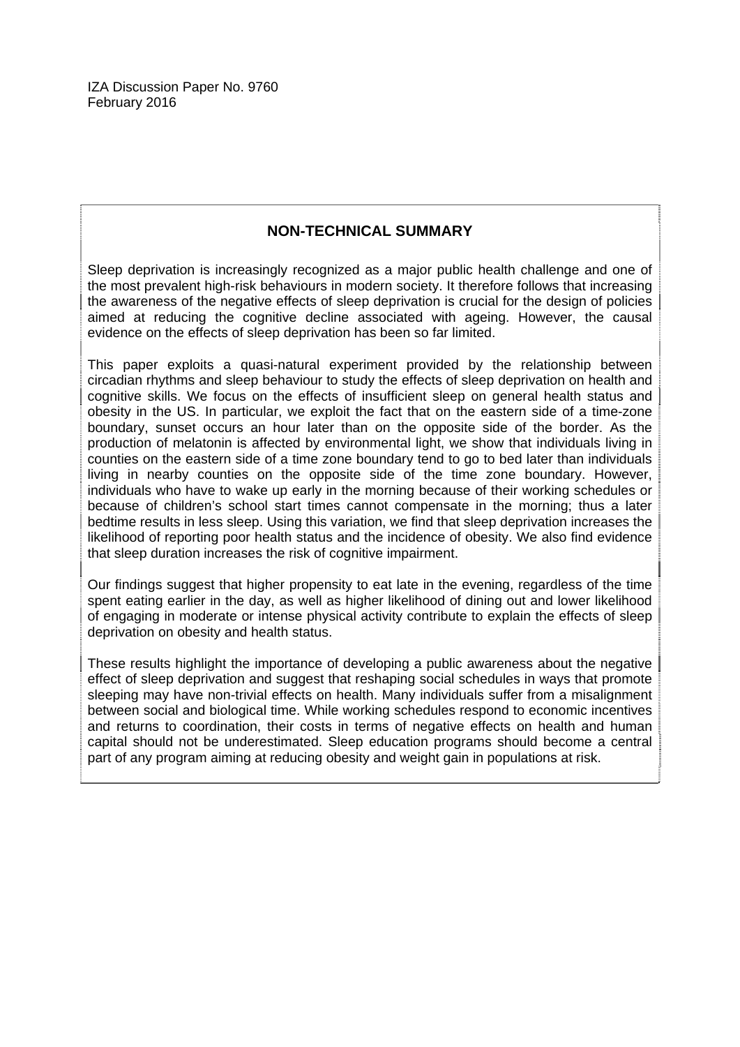IZA Discussion Paper No. 9760
February 2016

## NON-TECHNICAL SUMMARY

Sleep deprivation is increasingly recognized as a major public health challenge and one of the most prevalent high-risk behaviours in modern society. It therefore follows that increasing the awareness of the negative effects of sleep deprivation is crucial for the design of policies aimed at reducing the cognitive decline associated with ageing. However, the causal evidence on the effects of sleep deprivation has been so far limited.

This paper exploits a quasi-natural experiment provided by the relationship between circadian rhythms and sleep behaviour to study the effects of sleep deprivation on health and cognitive skills. We focus on the effects of insufficient sleep on general health status and obesity in the US. In particular, we exploit the fact that on the eastern side of a time-zone boundary, sunset occurs an hour later than on the opposite side of the border. As the production of melatonin is affected by environmental light, we show that individuals living in counties on the eastern side of a time zone boundary tend to go to bed later than individuals living in nearby counties on the opposite side of the time zone boundary. However, individuals who have to wake up early in the morning because of their working schedules or because of children's school start times cannot compensate in the morning; thus a later bedtime results in less sleep. Using this variation, we find that sleep deprivation increases the likelihood of reporting poor health status and the incidence of obesity. We also find evidence that sleep duration increases the risk of cognitive impairment.

Our findings suggest that higher propensity to eat late in the evening, regardless of the time spent eating earlier in the day, as well as higher likelihood of dining out and lower likelihood of engaging in moderate or intense physical activity contribute to explain the effects of sleep deprivation on obesity and health status.

These results highlight the importance of developing a public awareness about the negative effect of sleep deprivation and suggest that reshaping social schedules in ways that promote sleeping may have non-trivial effects on health. Many individuals suffer from a misalignment between social and biological time. While working schedules respond to economic incentives and returns to coordination, their costs in terms of negative effects on health and human capital should not be underestimated. Sleep education programs should become a central part of any program aiming at reducing obesity and weight gain in populations at risk.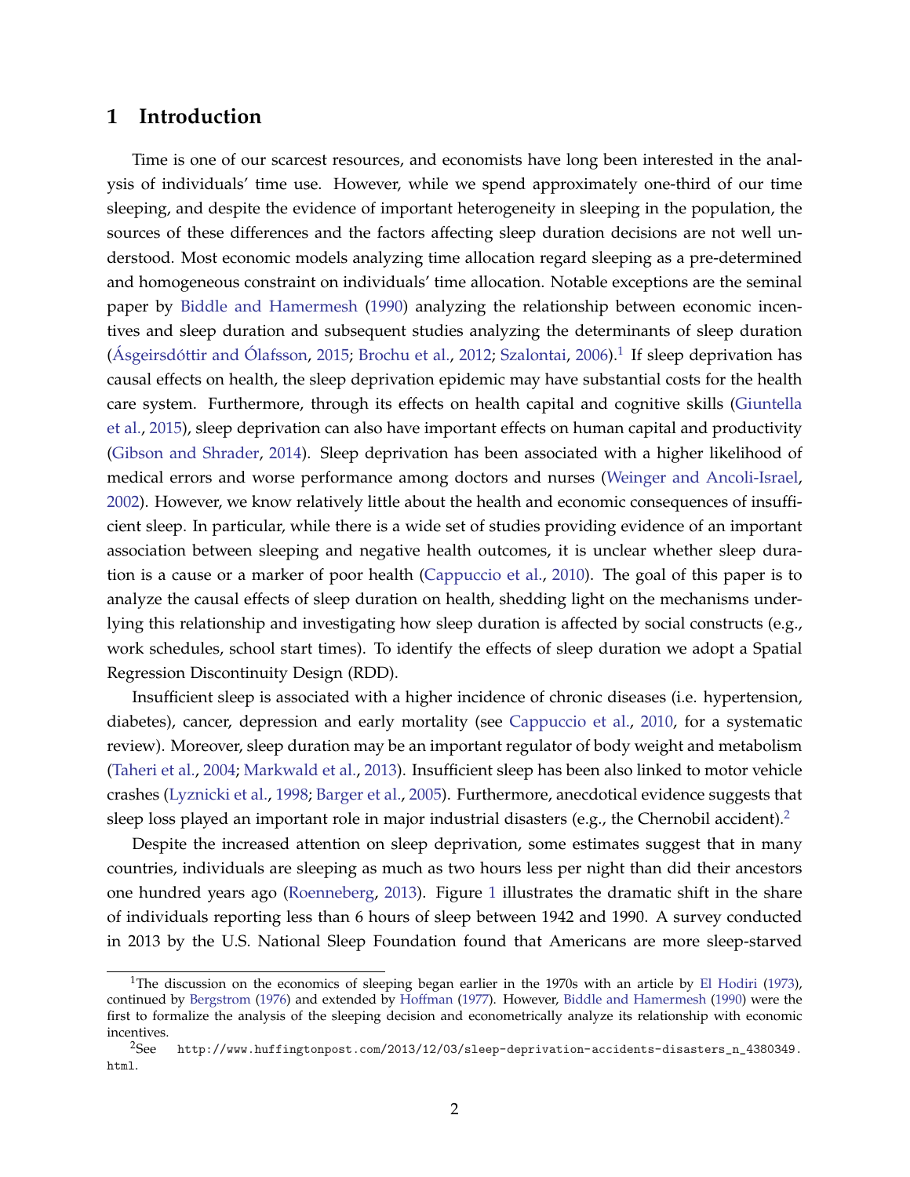# 1 Introduction

Time is one of our scarcest resources, and economists have long been interested in the analysis of individuals' time use. However, while we spend approximately one-third of our time sleeping, and despite the evidence of important heterogeneity in sleeping in the population, the sources of these differences and the factors affecting sleep duration decisions are not well understood. Most economic models analyzing time allocation regard sleeping as a pre-determined and homogeneous constraint on individuals' time allocation. Notable exceptions are the seminal paper by Biddle and Hamermesh (1990) analyzing the relationship between economic incentives and sleep duration and subsequent studies analyzing the determinants of sleep duration (Ásgeirsdóttir and Ólafsson, 2015; Brochu et al., 2012; Szalontai, 2006).[1] If sleep deprivation has causal effects on health, the sleep deprivation epidemic may have substantial costs for the health care system. Furthermore, through its effects on health capital and cognitive skills (Giuntella et al., 2015), sleep deprivation can also have important effects on human capital and productivity (Gibson and Shrader, 2014). Sleep deprivation has been associated with a higher likelihood of medical errors and worse performance among doctors and nurses (Weinger and Ancoli-Israel, 2002). However, we know relatively little about the health and economic consequences of insufficient sleep. In particular, while there is a wide set of studies providing evidence of an important association between sleeping and negative health outcomes, it is unclear whether sleep duration is a cause or a marker of poor health (Cappuccio et al., 2010). The goal of this paper is to analyze the causal effects of sleep duration on health, shedding light on the mechanisms underlying this relationship and investigating how sleep duration is affected by social constructs (e.g., work schedules, school start times). To identify the effects of sleep duration we adopt a Spatial Regression Discontinuity Design (RDD).

Insufficient sleep is associated with a higher incidence of chronic diseases (i.e. hypertension, diabetes), cancer, depression and early mortality (see Cappuccio et al., 2010, for a systematic review). Moreover, sleep duration may be an important regulator of body weight and metabolism (Taheri et al., 2004; Markwald et al., 2013). Insufficient sleep has been also linked to motor vehicle crashes (Lyznicki et al., 1998; Barger et al., 2005). Furthermore, anecdotical evidence suggests that sleep loss played an important role in major industrial disasters (e.g., the Chernobil accident).[2]

Despite the increased attention on sleep deprivation, some estimates suggest that in many countries, individuals are sleeping as much as two hours less per night than did their ancestors one hundred years ago (Roenneberg, 2013). Figure 1 illustrates the dramatic shift in the share of individuals reporting less than 6 hours of sleep between 1942 and 1990. A survey conducted in 2013 by the U.S. National Sleep Foundation found that Americans are more sleep-starved

---

[1] The discussion on the economics of sleeping began earlier in the 1970s with an article by El Hodiri (1973), continued by Bergstrom (1976) and extended by Hoffman (1977). However, Biddle and Hamermesh (1990) were the first to formalize the analysis of the sleeping decision and econometrically analyze its relationship with economic incentives.

[2] See http://www.huffingtonpost.com/2013/12/03/sleep-deprivation-accidents-disasters_n_4380349.html.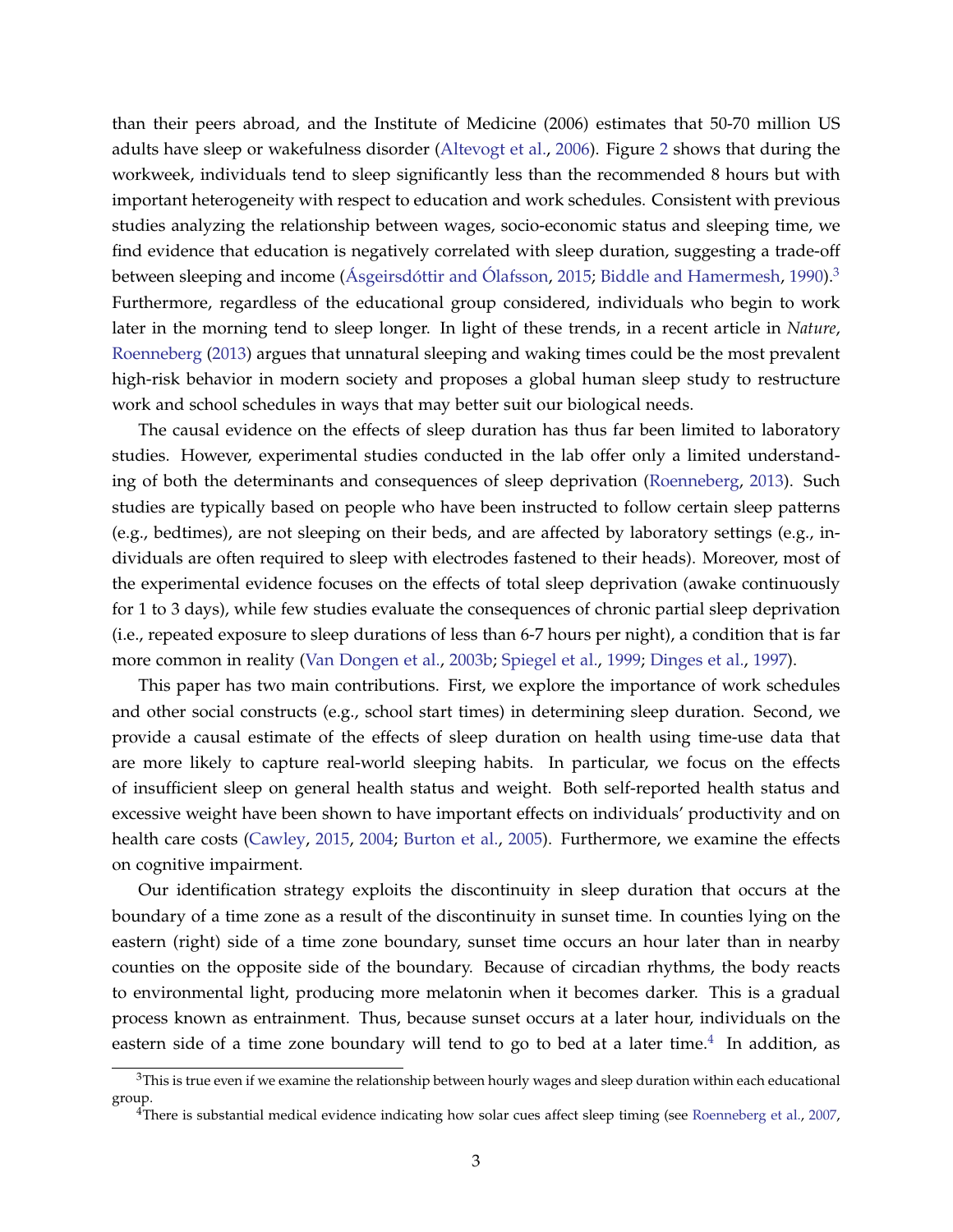than their peers abroad, and the Institute of Medicine (2006) estimates that 50-70 million US adults have sleep or wakefulness disorder (Altevogt et al., 2006). Figure 2 shows that during the workweek, individuals tend to sleep significantly less than the recommended 8 hours but with important heterogeneity with respect to education and work schedules. Consistent with previous studies analyzing the relationship between wages, socio-economic status and sleeping time, we find evidence that education is negatively correlated with sleep duration, suggesting a trade-off between sleeping and income (Ásgeirsdóttir and Ólafsson, 2015; Biddle and Hamermesh, 1990).[3] Furthermore, regardless of the educational group considered, individuals who begin to work later in the morning tend to sleep longer. In light of these trends, in a recent article in *Nature*, Roenneberg (2013) argues that unnatural sleeping and waking times could be the most prevalent high-risk behavior in modern society and proposes a global human sleep study to restructure work and school schedules in ways that may better suit our biological needs.

The causal evidence on the effects of sleep duration has thus far been limited to laboratory studies. However, experimental studies conducted in the lab offer only a limited understanding of both the determinants and consequences of sleep deprivation (Roenneberg, 2013). Such studies are typically based on people who have been instructed to follow certain sleep patterns (e.g., bedtimes), are not sleeping on their beds, and are affected by laboratory settings (e.g., individuals are often required to sleep with electrodes fastened to their heads). Moreover, most of the experimental evidence focuses on the effects of total sleep deprivation (awake continuously for 1 to 3 days), while few studies evaluate the consequences of chronic partial sleep deprivation (i.e., repeated exposure to sleep durations of less than 6-7 hours per night), a condition that is far more common in reality (Van Dongen et al., 2003b; Spiegel et al., 1999; Dinges et al., 1997).

This paper has two main contributions. First, we explore the importance of work schedules and other social constructs (e.g., school start times) in determining sleep duration. Second, we provide a causal estimate of the effects of sleep duration on health using time-use data that are more likely to capture real-world sleeping habits. In particular, we focus on the effects of insufficient sleep on general health status and weight. Both self-reported health status and excessive weight have been shown to have important effects on individuals' productivity and on health care costs (Cawley, 2015, 2004; Burton et al., 2005). Furthermore, we examine the effects on cognitive impairment.

Our identification strategy exploits the discontinuity in sleep duration that occurs at the boundary of a time zone as a result of the discontinuity in sunset time. In counties lying on the eastern (right) side of a time zone boundary, sunset time occurs an hour later than in nearby counties on the opposite side of the boundary. Because of circadian rhythms, the body reacts to environmental light, producing more melatonin when it becomes darker. This is a gradual process known as entrainment. Thus, because sunset occurs at a later hour, individuals on the eastern side of a time zone boundary will tend to go to bed at a later time.[4] In addition, as

[3] This is true even if we examine the relationship between hourly wages and sleep duration within each educational group.

[4] There is substantial medical evidence indicating how solar cues affect sleep timing (see Roenneberg et al., 2007,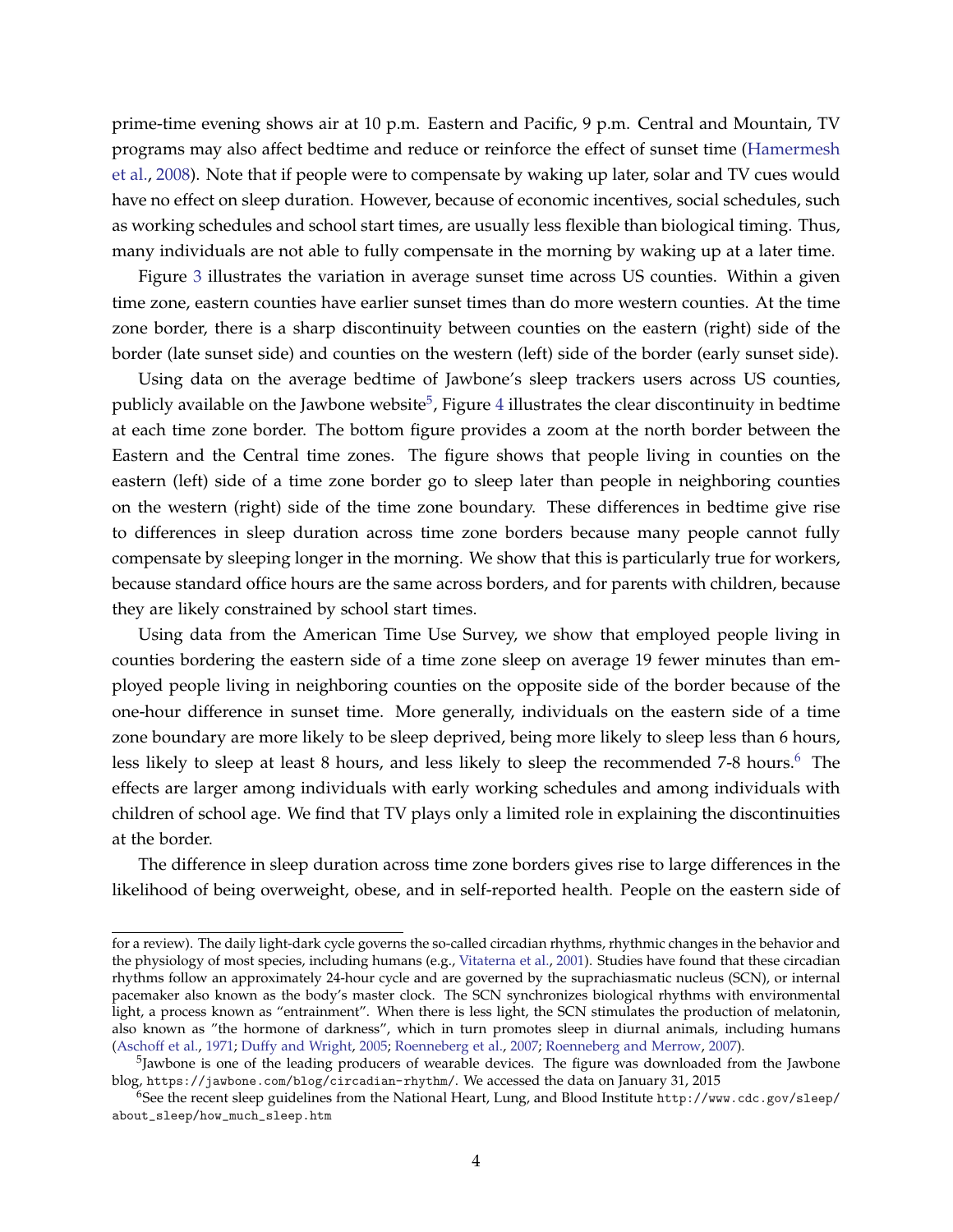prime-time evening shows air at 10 p.m. Eastern and Pacific, 9 p.m. Central and Mountain, TV programs may also affect bedtime and reduce or reinforce the effect of sunset time (Hamermesh et al., 2008). Note that if people were to compensate by waking up later, solar and TV cues would have no effect on sleep duration. However, because of economic incentives, social schedules, such as working schedules and school start times, are usually less flexible than biological timing. Thus, many individuals are not able to fully compensate in the morning by waking up at a later time.

Figure 3 illustrates the variation in average sunset time across US counties. Within a given time zone, eastern counties have earlier sunset times than do more western counties. At the time zone border, there is a sharp discontinuity between counties on the eastern (right) side of the border (late sunset side) and counties on the western (left) side of the border (early sunset side).

Using data on the average bedtime of Jawbone's sleep trackers users across US counties, publicly available on the Jawbone website[5], Figure 4 illustrates the clear discontinuity in bedtime at each time zone border. The bottom figure provides a zoom at the north border between the Eastern and the Central time zones. The figure shows that people living in counties on the eastern (left) side of a time zone border go to sleep later than people in neighboring counties on the western (right) side of the time zone boundary. These differences in bedtime give rise to differences in sleep duration across time zone borders because many people cannot fully compensate by sleeping longer in the morning. We show that this is particularly true for workers, because standard office hours are the same across borders, and for parents with children, because they are likely constrained by school start times.

Using data from the American Time Use Survey, we show that employed people living in counties bordering the eastern side of a time zone sleep on average 19 fewer minutes than employed people living in neighboring counties on the opposite side of the border because of the one-hour difference in sunset time. More generally, individuals on the eastern side of a time zone boundary are more likely to be sleep deprived, being more likely to sleep less than 6 hours, less likely to sleep at least 8 hours, and less likely to sleep the recommended 7-8 hours.[6] The effects are larger among individuals with early working schedules and among individuals with children of school age. We find that TV plays only a limited role in explaining the discontinuities at the border.

The difference in sleep duration across time zone borders gives rise to large differences in the likelihood of being overweight, obese, and in self-reported health. People on the eastern side of

---

for a review). The daily light-dark cycle governs the so-called circadian rhythms, rhythmic changes in the behavior and the physiology of most species, including humans (e.g., Vitaterna et al., 2001). Studies have found that these circadian rhythms follow an approximately 24-hour cycle and are governed by the suprachiasmatic nucleus (SCN), or internal pacemaker also known as the body's master clock. The SCN synchronizes biological rhythms with environmental light, a process known as "entrainment". When there is less light, the SCN stimulates the production of melatonin, also known as "the hormone of darkness", which in turn promotes sleep in diurnal animals, including humans (Aschoff et al., 1971; Duffy and Wright, 2005; Roenneberg et al., 2007; Roenneberg and Merrow, 2007).

[5] Jawbone is one of the leading producers of wearable devices. The figure was downloaded from the Jawbone blog, https://jawbone.com/blog/circadian-rhythm/. We accessed the data on January 31, 2015

[6] See the recent sleep guidelines from the National Heart, Lung, and Blood Institute http://www.cdc.gov/sleep/about_sleep/how_much_sleep.htm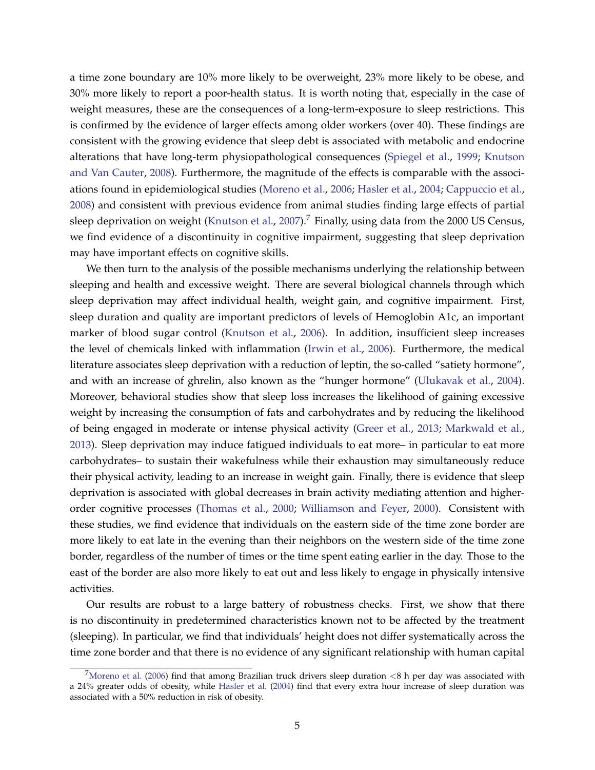a time zone boundary are 10% more likely to be overweight, 23% more likely to be obese, and 30% more likely to report a poor-health status. It is worth noting that, especially in the case of weight measures, these are the consequences of a long-term-exposure to sleep restrictions. This is confirmed by the evidence of larger effects among older workers (over 40). These findings are consistent with the growing evidence that sleep debt is associated with metabolic and endocrine alterations that have long-term physiopathological consequences (Spiegel et al., 1999; Knutson and Van Cauter, 2008). Furthermore, the magnitude of the effects is comparable with the associations found in epidemiological studies (Moreno et al., 2006; Hasler et al., 2004; Cappuccio et al., 2008) and consistent with previous evidence from animal studies finding large effects of partial sleep deprivation on weight (Knutson et al., 2007).[7] Finally, using data from the 2000 US Census, we find evidence of a discontinuity in cognitive impairment, suggesting that sleep deprivation may have important effects on cognitive skills.

We then turn to the analysis of the possible mechanisms underlying the relationship between sleeping and health and excessive weight. There are several biological channels through which sleep deprivation may affect individual health, weight gain, and cognitive impairment. First, sleep duration and quality are important predictors of levels of Hemoglobin A1c, an important marker of blood sugar control (Knutson et al., 2006). In addition, insufficient sleep increases the level of chemicals linked with inflammation (Irwin et al., 2006). Furthermore, the medical literature associates sleep deprivation with a reduction of leptin, the so-called "satiety hormone", and with an increase of ghrelin, also known as the "hunger hormone" (Ulukavak et al., 2004). Moreover, behavioral studies show that sleep loss increases the likelihood of gaining excessive weight by increasing the consumption of fats and carbohydrates and by reducing the likelihood of being engaged in moderate or intense physical activity (Greer et al., 2013; Markwald et al., 2013). Sleep deprivation may induce fatigued individuals to eat more– in particular to eat more carbohydrates– to sustain their wakefulness while their exhaustion may simultaneously reduce their physical activity, leading to an increase in weight gain. Finally, there is evidence that sleep deprivation is associated with global decreases in brain activity mediating attention and higher-order cognitive processes (Thomas et al., 2000; Williamson and Feyer, 2000). Consistent with these studies, we find evidence that individuals on the eastern side of the time zone border are more likely to eat late in the evening than their neighbors on the western side of the time zone border, regardless of the number of times or the time spent eating earlier in the day. Those to the east of the border are also more likely to eat out and less likely to engage in physically intensive activities.

Our results are robust to a large battery of robustness checks. First, we show that there is no discontinuity in predetermined characteristics known not to be affected by the treatment (sleeping). In particular, we find that individuals' height does not differ systematically across the time zone border and that there is no evidence of any significant relationship with human capital

[7] Moreno et al. (2006) find that among Brazilian truck drivers sleep duration <8 h per day was associated with a 24% greater odds of obesity, while Hasler et al. (2004) find that every extra hour increase of sleep duration was associated with a 50% reduction in risk of obesity.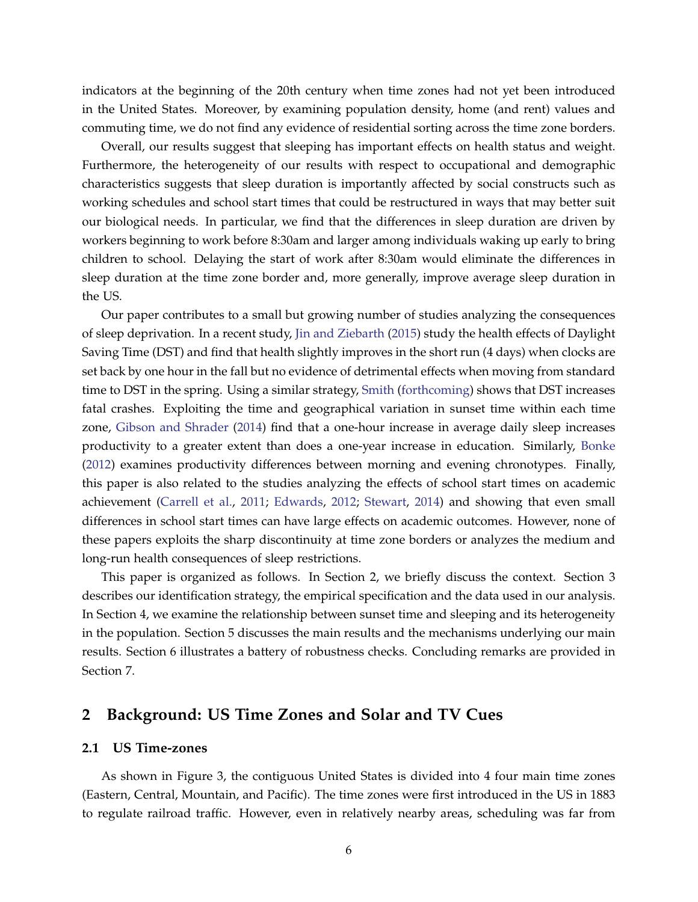indicators at the beginning of the 20th century when time zones had not yet been introduced in the United States. Moreover, by examining population density, home (and rent) values and commuting time, we do not find any evidence of residential sorting across the time zone borders.

Overall, our results suggest that sleeping has important effects on health status and weight. Furthermore, the heterogeneity of our results with respect to occupational and demographic characteristics suggests that sleep duration is importantly affected by social constructs such as working schedules and school start times that could be restructured in ways that may better suit our biological needs. In particular, we find that the differences in sleep duration are driven by workers beginning to work before 8:30am and larger among individuals waking up early to bring children to school. Delaying the start of work after 8:30am would eliminate the differences in sleep duration at the time zone border and, more generally, improve average sleep duration in the US.

Our paper contributes to a small but growing number of studies analyzing the consequences of sleep deprivation. In a recent study, Jin and Ziebarth (2015) study the health effects of Daylight Saving Time (DST) and find that health slightly improves in the short run (4 days) when clocks are set back by one hour in the fall but no evidence of detrimental effects when moving from standard time to DST in the spring. Using a similar strategy, Smith (forthcoming) shows that DST increases fatal crashes. Exploiting the time and geographical variation in sunset time within each time zone, Gibson and Shrader (2014) find that a one-hour increase in average daily sleep increases productivity to a greater extent than does a one-year increase in education. Similarly, Bonke (2012) examines productivity differences between morning and evening chronotypes. Finally, this paper is also related to the studies analyzing the effects of school start times on academic achievement (Carrell et al., 2011; Edwards, 2012; Stewart, 2014) and showing that even small differences in school start times can have large effects on academic outcomes. However, none of these papers exploits the sharp discontinuity at time zone borders or analyzes the medium and long-run health consequences of sleep restrictions.

This paper is organized as follows. In Section 2, we briefly discuss the context. Section 3 describes our identification strategy, the empirical specification and the data used in our analysis. In Section 4, we examine the relationship between sunset time and sleeping and its heterogeneity in the population. Section 5 discusses the main results and the mechanisms underlying our main results. Section 6 illustrates a battery of robustness checks. Concluding remarks are provided in Section 7.

## 2 Background: US Time Zones and Solar and TV Cues

### 2.1 US Time-zones

As shown in Figure 3, the contiguous United States is divided into 4 four main time zones (Eastern, Central, Mountain, and Pacific). The time zones were first introduced in the US in 1883 to regulate railroad traffic. However, even in relatively nearby areas, scheduling was far from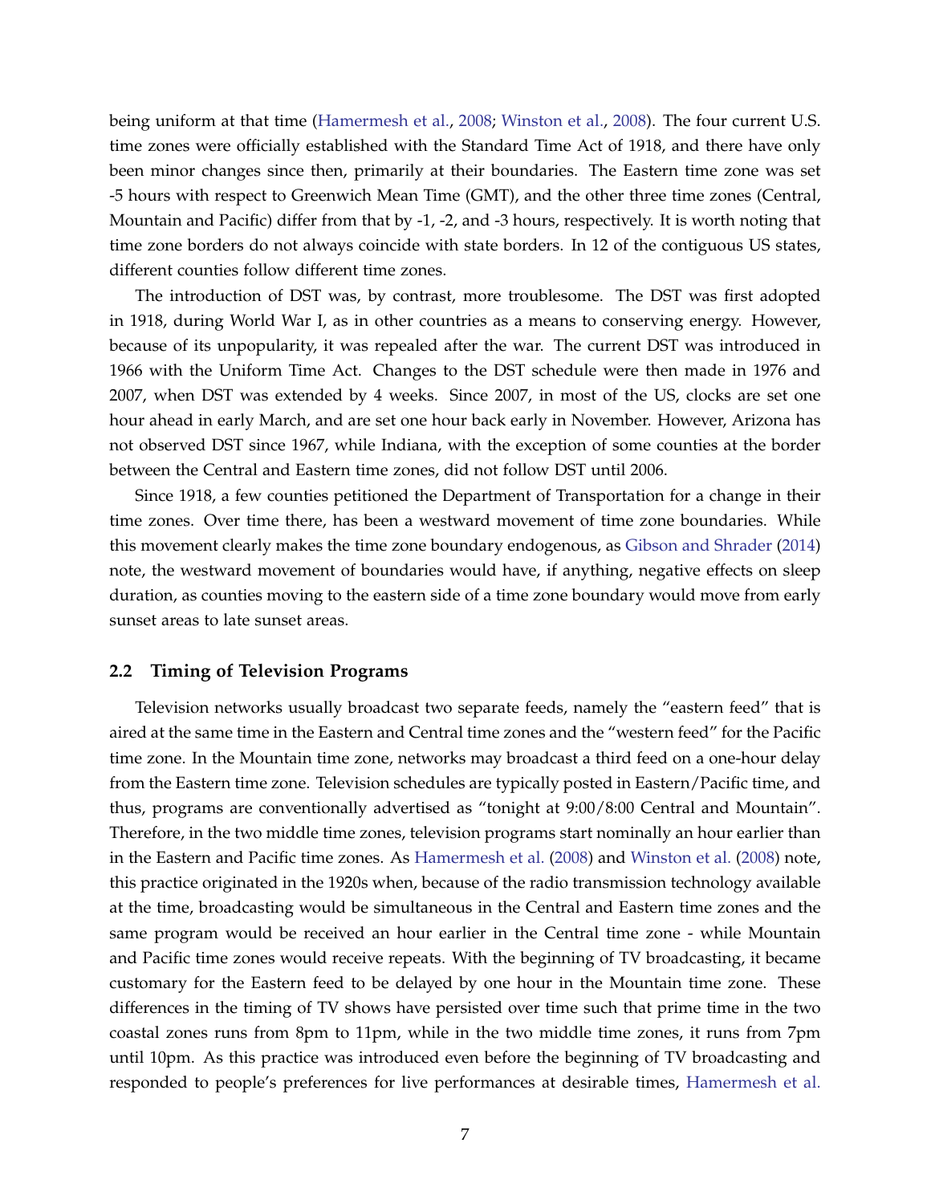being uniform at that time (Hamermesh et al., 2008; Winston et al., 2008). The four current U.S. time zones were officially established with the Standard Time Act of 1918, and there have only been minor changes since then, primarily at their boundaries. The Eastern time zone was set -5 hours with respect to Greenwich Mean Time (GMT), and the other three time zones (Central, Mountain and Pacific) differ from that by -1, -2, and -3 hours, respectively. It is worth noting that time zone borders do not always coincide with state borders. In 12 of the contiguous US states, different counties follow different time zones.

The introduction of DST was, by contrast, more troublesome. The DST was first adopted in 1918, during World War I, as in other countries as a means to conserving energy. However, because of its unpopularity, it was repealed after the war. The current DST was introduced in 1966 with the Uniform Time Act. Changes to the DST schedule were then made in 1976 and 2007, when DST was extended by 4 weeks. Since 2007, in most of the US, clocks are set one hour ahead in early March, and are set one hour back early in November. However, Arizona has not observed DST since 1967, while Indiana, with the exception of some counties at the border between the Central and Eastern time zones, did not follow DST until 2006.

Since 1918, a few counties petitioned the Department of Transportation for a change in their time zones. Over time there, has been a westward movement of time zone boundaries. While this movement clearly makes the time zone boundary endogenous, as Gibson and Shrader (2014) note, the westward movement of boundaries would have, if anything, negative effects on sleep duration, as counties moving to the eastern side of a time zone boundary would move from early sunset areas to late sunset areas.

### 2.2 Timing of Television Programs

Television networks usually broadcast two separate feeds, namely the "eastern feed" that is aired at the same time in the Eastern and Central time zones and the "western feed" for the Pacific time zone. In the Mountain time zone, networks may broadcast a third feed on a one-hour delay from the Eastern time zone. Television schedules are typically posted in Eastern/Pacific time, and thus, programs are conventionally advertised as "tonight at 9:00/8:00 Central and Mountain". Therefore, in the two middle time zones, television programs start nominally an hour earlier than in the Eastern and Pacific time zones. As Hamermesh et al. (2008) and Winston et al. (2008) note, this practice originated in the 1920s when, because of the radio transmission technology available at the time, broadcasting would be simultaneous in the Central and Eastern time zones and the same program would be received an hour earlier in the Central time zone - while Mountain and Pacific time zones would receive repeats. With the beginning of TV broadcasting, it became customary for the Eastern feed to be delayed by one hour in the Mountain time zone. These differences in the timing of TV shows have persisted over time such that prime time in the two coastal zones runs from 8pm to 11pm, while in the two middle time zones, it runs from 7pm until 10pm. As this practice was introduced even before the beginning of TV broadcasting and responded to people's preferences for live performances at desirable times, Hamermesh et al.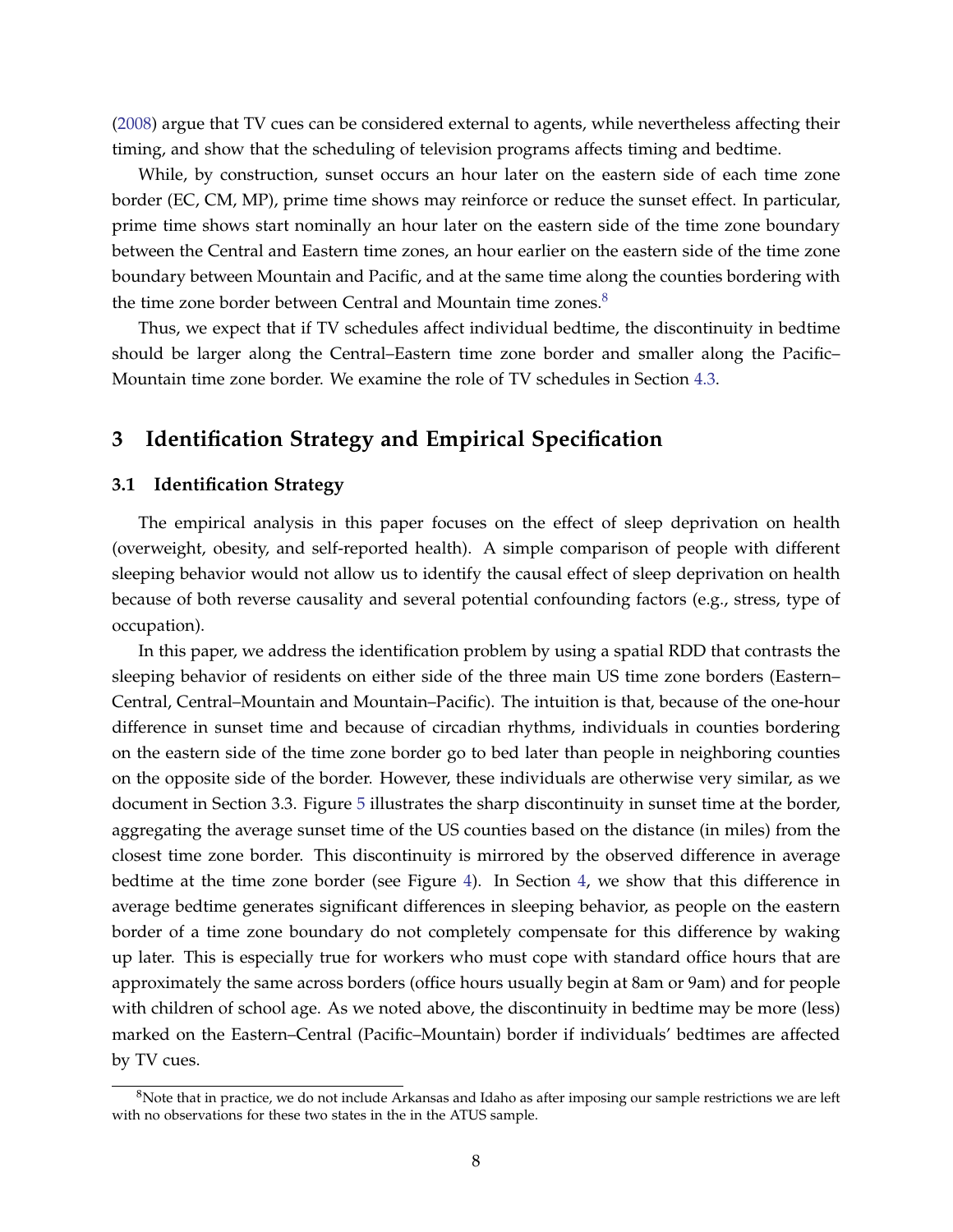(2008) argue that TV cues can be considered external to agents, while nevertheless affecting their timing, and show that the scheduling of television programs affects timing and bedtime.

While, by construction, sunset occurs an hour later on the eastern side of each time zone border (EC, CM, MP), prime time shows may reinforce or reduce the sunset effect. In particular, prime time shows start nominally an hour later on the eastern side of the time zone boundary between the Central and Eastern time zones, an hour earlier on the eastern side of the time zone boundary between Mountain and Pacific, and at the same time along the counties bordering with the time zone border between Central and Mountain time zones.[8]

Thus, we expect that if TV schedules affect individual bedtime, the discontinuity in bedtime should be larger along the Central–Eastern time zone border and smaller along the Pacific–Mountain time zone border. We examine the role of TV schedules in Section 4.3.

## 3 Identification Strategy and Empirical Specification

### 3.1 Identification Strategy

The empirical analysis in this paper focuses on the effect of sleep deprivation on health (overweight, obesity, and self-reported health). A simple comparison of people with different sleeping behavior would not allow us to identify the causal effect of sleep deprivation on health because of both reverse causality and several potential confounding factors (e.g., stress, type of occupation).

In this paper, we address the identification problem by using a spatial RDD that contrasts the sleeping behavior of residents on either side of the three main US time zone borders (Eastern–Central, Central–Mountain and Mountain–Pacific). The intuition is that, because of the one-hour difference in sunset time and because of circadian rhythms, individuals in counties bordering on the eastern side of the time zone border go to bed later than people in neighboring counties on the opposite side of the border. However, these individuals are otherwise very similar, as we document in Section 3.3. Figure 5 illustrates the sharp discontinuity in sunset time at the border, aggregating the average sunset time of the US counties based on the distance (in miles) from the closest time zone border. This discontinuity is mirrored by the observed difference in average bedtime at the time zone border (see Figure 4). In Section 4, we show that this difference in average bedtime generates significant differences in sleeping behavior, as people on the eastern border of a time zone boundary do not completely compensate for this difference by waking up later. This is especially true for workers who must cope with standard office hours that are approximately the same across borders (office hours usually begin at 8am or 9am) and for people with children of school age. As we noted above, the discontinuity in bedtime may be more (less) marked on the Eastern–Central (Pacific–Mountain) border if individuals' bedtimes are affected by TV cues.

[8] Note that in practice, we do not include Arkansas and Idaho as after imposing our sample restrictions we are left with no observations for these two states in the in the ATUS sample.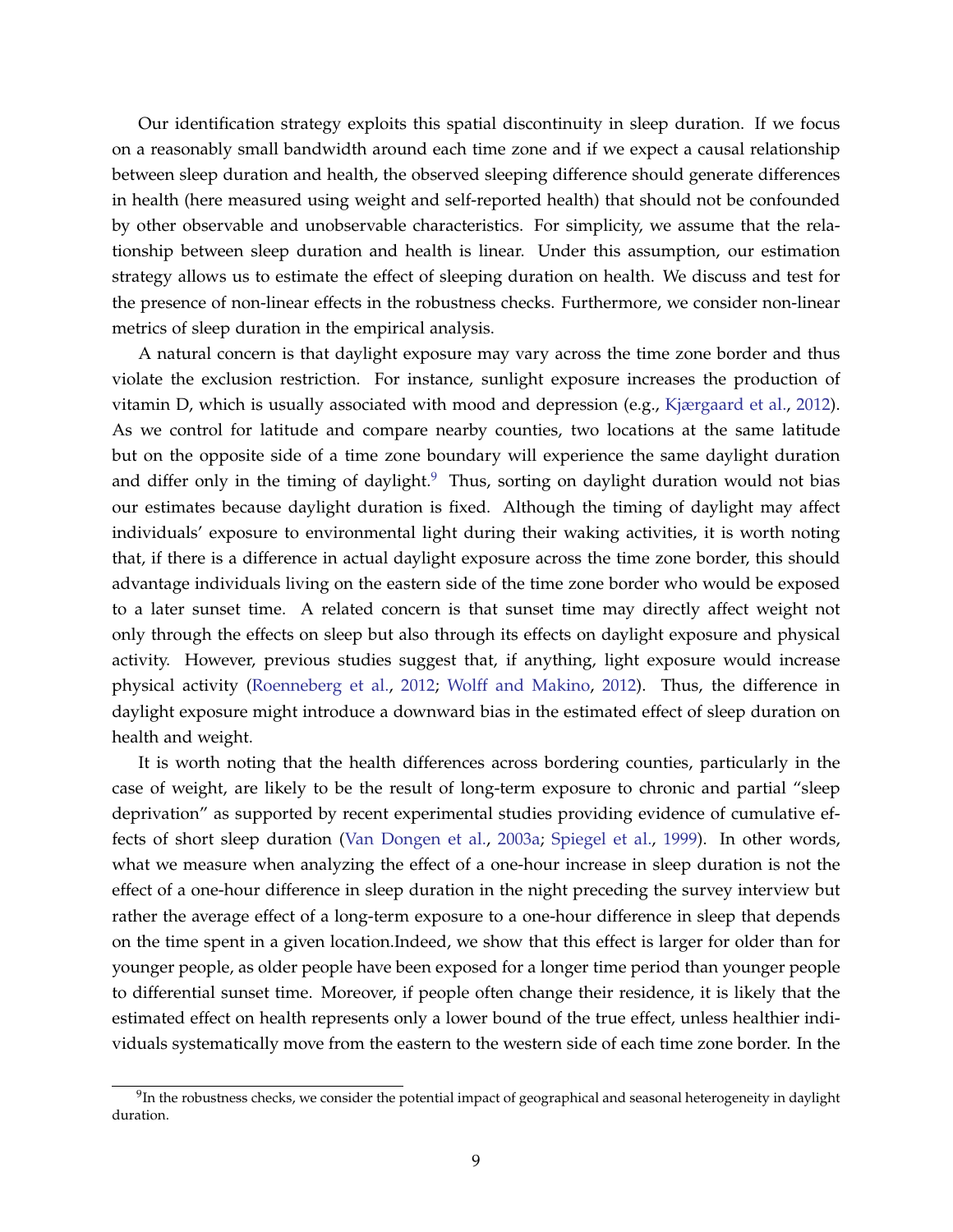Our identification strategy exploits this spatial discontinuity in sleep duration. If we focus on a reasonably small bandwidth around each time zone and if we expect a causal relationship between sleep duration and health, the observed sleeping difference should generate differences in health (here measured using weight and self-reported health) that should not be confounded by other observable and unobservable characteristics. For simplicity, we assume that the relationship between sleep duration and health is linear. Under this assumption, our estimation strategy allows us to estimate the effect of sleeping duration on health. We discuss and test for the presence of non-linear effects in the robustness checks. Furthermore, we consider non-linear metrics of sleep duration in the empirical analysis.

A natural concern is that daylight exposure may vary across the time zone border and thus violate the exclusion restriction. For instance, sunlight exposure increases the production of vitamin D, which is usually associated with mood and depression (e.g., Kjærgaard et al., 2012). As we control for latitude and compare nearby counties, two locations at the same latitude but on the opposite side of a time zone boundary will experience the same daylight duration and differ only in the timing of daylight.[9] Thus, sorting on daylight duration would not bias our estimates because daylight duration is fixed. Although the timing of daylight may affect individuals' exposure to environmental light during their waking activities, it is worth noting that, if there is a difference in actual daylight exposure across the time zone border, this should advantage individuals living on the eastern side of the time zone border who would be exposed to a later sunset time. A related concern is that sunset time may directly affect weight not only through the effects on sleep but also through its effects on daylight exposure and physical activity. However, previous studies suggest that, if anything, light exposure would increase physical activity (Roenneberg et al., 2012; Wolff and Makino, 2012). Thus, the difference in daylight exposure might introduce a downward bias in the estimated effect of sleep duration on health and weight.

It is worth noting that the health differences across bordering counties, particularly in the case of weight, are likely to be the result of long-term exposure to chronic and partial "sleep deprivation" as supported by recent experimental studies providing evidence of cumulative effects of short sleep duration (Van Dongen et al., 2003a; Spiegel et al., 1999). In other words, what we measure when analyzing the effect of a one-hour increase in sleep duration is not the effect of a one-hour difference in sleep duration in the night preceding the survey interview but rather the average effect of a long-term exposure to a one-hour difference in sleep that depends on the time spent in a given location.Indeed, we show that this effect is larger for older than for younger people, as older people have been exposed for a longer time period than younger people to differential sunset time. Moreover, if people often change their residence, it is likely that the estimated effect on health represents only a lower bound of the true effect, unless healthier individuals systematically move from the eastern to the western side of each time zone border. In the

[9] In the robustness checks, we consider the potential impact of geographical and seasonal heterogeneity in daylight duration.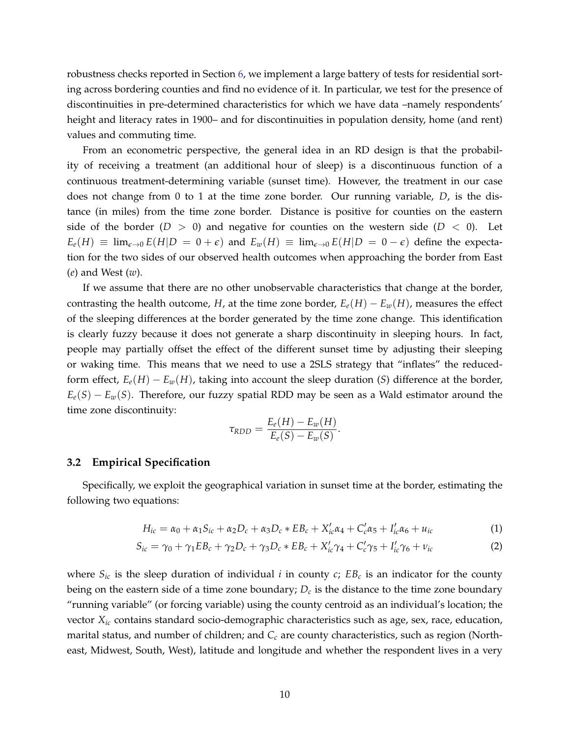robustness checks reported in Section 6, we implement a large battery of tests for residential sorting across bordering counties and find no evidence of it. In particular, we test for the presence of discontinuities in pre-determined characteristics for which we have data –namely respondents' height and literacy rates in 1900– and for discontinuities in population density, home (and rent) values and commuting time.

From an econometric perspective, the general idea in an RD design is that the probability of receiving a treatment (an additional hour of sleep) is a discontinuous function of a continuous treatment-determining variable (sunset time). However, the treatment in our case does not change from 0 to 1 at the time zone border. Our running variable, $D$, is the distance (in miles) from the time zone border. Distance is positive for counties on the eastern side of the border ($D > 0$) and negative for counties on the western side ($D < 0$). Let $E_e(H) \equiv \lim_{\epsilon \to 0} E(H|D = 0 + \epsilon)$ and $E_w(H) \equiv \lim_{\epsilon \to 0} E(H|D = 0 - \epsilon)$ define the expectation for the two sides of our observed health outcomes when approaching the border from East ($e$) and West ($w$).

If we assume that there are no other unobservable characteristics that change at the border, contrasting the health outcome, $H$, at the time zone border, $E_e(H) - E_w(H)$, measures the effect of the sleeping differences at the border generated by the time zone change. This identification is clearly fuzzy because it does not generate a sharp discontinuity in sleeping hours. In fact, people may partially offset the effect of the different sunset time by adjusting their sleeping or waking time. This means that we need to use a 2SLS strategy that "inflates" the reduced-form effect, $E_e(H) - E_w(H)$, taking into account the sleep duration ($S$) difference at the border, $E_e(S) - E_w(S)$. Therefore, our fuzzy spatial RDD may be seen as a Wald estimator around the time zone discontinuity:

$$\tau_{RDD} = \frac{E_e(H) - E_w(H)}{E_e(S) - E_w(S)}.$$

### 3.2 Empirical Specification

Specifically, we exploit the geographical variation in sunset time at the border, estimating the following two equations:

$$H_{ic} = \alpha_0 + \alpha_1 S_{ic} + \alpha_2 D_c + \alpha_3 D_c * EB_c + X'_{ic}\alpha_4 + C'_c\alpha_5 + I'_{ic}\alpha_6 + u_{ic} \tag{1}$$

$$S_{ic} = \gamma_0 + \gamma_1 EB_c + \gamma_2 D_c + \gamma_3 D_c * EB_c + X'_{ic}\gamma_4 + C'_c\gamma_5 + I'_{ic}\gamma_6 + \nu_{ic} \tag{2}$$

where $S_{ic}$ is the sleep duration of individual $i$ in county $c$; $EB_c$ is an indicator for the county being on the eastern side of a time zone boundary; $D_c$ is the distance to the time zone boundary "running variable" (or forcing variable) using the county centroid as an individual's location; the vector $X_{ic}$ contains standard socio-demographic characteristics such as age, sex, race, education, marital status, and number of children; and $C_c$ are county characteristics, such as region (Northeast, Midwest, South, West), latitude and longitude and whether the respondent lives in a very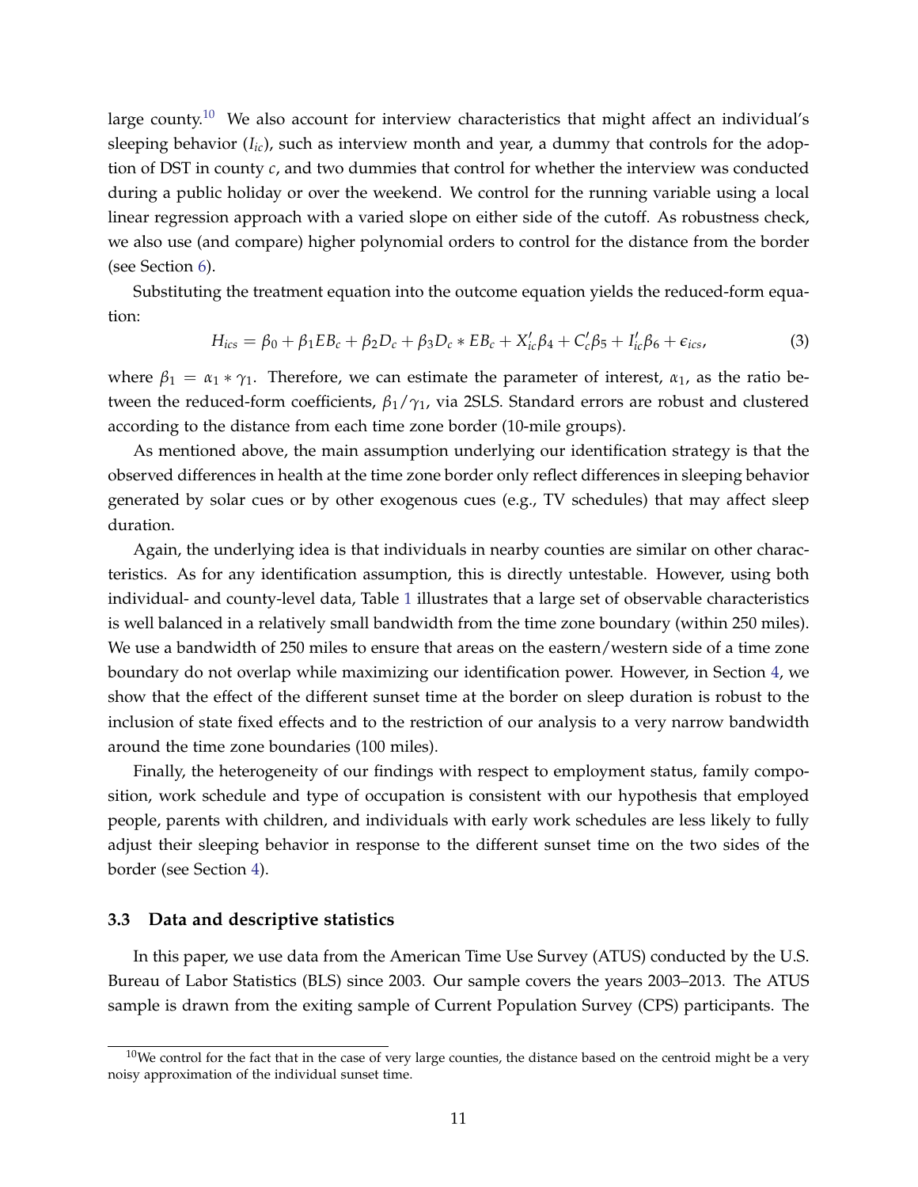large county.[10] We also account for interview characteristics that might affect an individual's sleeping behavior ($I_{ic}$), such as interview month and year, a dummy that controls for the adoption of DST in county $c$, and two dummies that control for whether the interview was conducted during a public holiday or over the weekend. We control for the running variable using a local linear regression approach with a varied slope on either side of the cutoff. As robustness check, we also use (and compare) higher polynomial orders to control for the distance from the border (see Section 6).

Substituting the treatment equation into the outcome equation yields the reduced-form equation:

$$H_{ics} = \beta_0 + \beta_1 EB_c + \beta_2 D_c + \beta_3 D_c * EB_c + X'_{ic}\beta_4 + C'_c\beta_5 + I'_{ic}\beta_6 + \epsilon_{ics}, \tag{3}$$

where $\beta_1 = \alpha_1 * \gamma_1$. Therefore, we can estimate the parameter of interest, $\alpha_1$, as the ratio between the reduced-form coefficients, $\beta_1/\gamma_1$, via 2SLS. Standard errors are robust and clustered according to the distance from each time zone border (10-mile groups).

As mentioned above, the main assumption underlying our identification strategy is that the observed differences in health at the time zone border only reflect differences in sleeping behavior generated by solar cues or by other exogenous cues (e.g., TV schedules) that may affect sleep duration.

Again, the underlying idea is that individuals in nearby counties are similar on other characteristics. As for any identification assumption, this is directly untestable. However, using both individual- and county-level data, Table 1 illustrates that a large set of observable characteristics is well balanced in a relatively small bandwidth from the time zone boundary (within 250 miles). We use a bandwidth of 250 miles to ensure that areas on the eastern/western side of a time zone boundary do not overlap while maximizing our identification power. However, in Section 4, we show that the effect of the different sunset time at the border on sleep duration is robust to the inclusion of state fixed effects and to the restriction of our analysis to a very narrow bandwidth around the time zone boundaries (100 miles).

Finally, the heterogeneity of our findings with respect to employment status, family composition, work schedule and type of occupation is consistent with our hypothesis that employed people, parents with children, and individuals with early work schedules are less likely to fully adjust their sleeping behavior in response to the different sunset time on the two sides of the border (see Section 4).

### 3.3 Data and descriptive statistics

In this paper, we use data from the American Time Use Survey (ATUS) conducted by the U.S. Bureau of Labor Statistics (BLS) since 2003. Our sample covers the years 2003–2013. The ATUS sample is drawn from the exiting sample of Current Population Survey (CPS) participants. The

[10] We control for the fact that in the case of very large counties, the distance based on the centroid might be a very noisy approximation of the individual sunset time.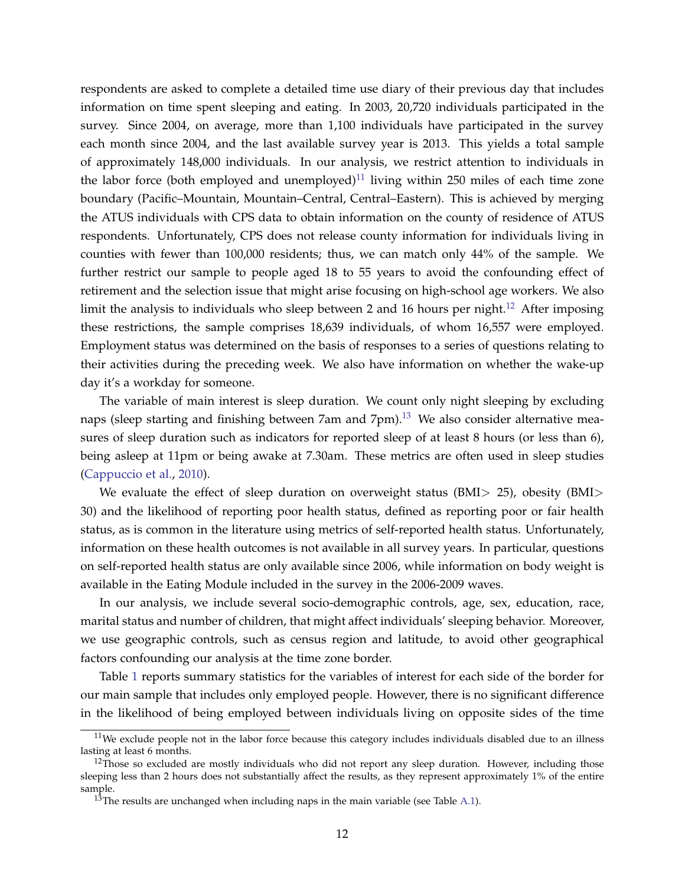respondents are asked to complete a detailed time use diary of their previous day that includes information on time spent sleeping and eating. In 2003, 20,720 individuals participated in the survey. Since 2004, on average, more than 1,100 individuals have participated in the survey each month since 2004, and the last available survey year is 2013. This yields a total sample of approximately 148,000 individuals. In our analysis, we restrict attention to individuals in the labor force (both employed and unemployed)[11] living within 250 miles of each time zone boundary (Pacific–Mountain, Mountain–Central, Central–Eastern). This is achieved by merging the ATUS individuals with CPS data to obtain information on the county of residence of ATUS respondents. Unfortunately, CPS does not release county information for individuals living in counties with fewer than 100,000 residents; thus, we can match only 44% of the sample. We further restrict our sample to people aged 18 to 55 years to avoid the confounding effect of retirement and the selection issue that might arise focusing on high-school age workers. We also limit the analysis to individuals who sleep between 2 and 16 hours per night.[12] After imposing these restrictions, the sample comprises 18,639 individuals, of whom 16,557 were employed. Employment status was determined on the basis of responses to a series of questions relating to their activities during the preceding week. We also have information on whether the wake-up day it's a workday for someone.

The variable of main interest is sleep duration. We count only night sleeping by excluding naps (sleep starting and finishing between 7am and 7pm).[13] We also consider alternative measures of sleep duration such as indicators for reported sleep of at least 8 hours (or less than 6), being asleep at 11pm or being awake at 7.30am. These metrics are often used in sleep studies (Cappuccio et al., 2010).

We evaluate the effect of sleep duration on overweight status (BMI$>$ 25), obesity (BMI$>$ 30) and the likelihood of reporting poor health status, defined as reporting poor or fair health status, as is common in the literature using metrics of self-reported health status. Unfortunately, information on these health outcomes is not available in all survey years. In particular, questions on self-reported health status are only available since 2006, while information on body weight is available in the Eating Module included in the survey in the 2006-2009 waves.

In our analysis, we include several socio-demographic controls, age, sex, education, race, marital status and number of children, that might affect individuals' sleeping behavior. Moreover, we use geographic controls, such as census region and latitude, to avoid other geographical factors confounding our analysis at the time zone border.

Table 1 reports summary statistics for the variables of interest for each side of the border for our main sample that includes only employed people. However, there is no significant difference in the likelihood of being employed between individuals living on opposite sides of the time

---

[11] We exclude people not in the labor force because this category includes individuals disabled due to an illness lasting at least 6 months.

[12] Those so excluded are mostly individuals who did not report any sleep duration. However, including those sleeping less than 2 hours does not substantially affect the results, as they represent approximately 1% of the entire sample.

[13] The results are unchanged when including naps in the main variable (see Table A.1).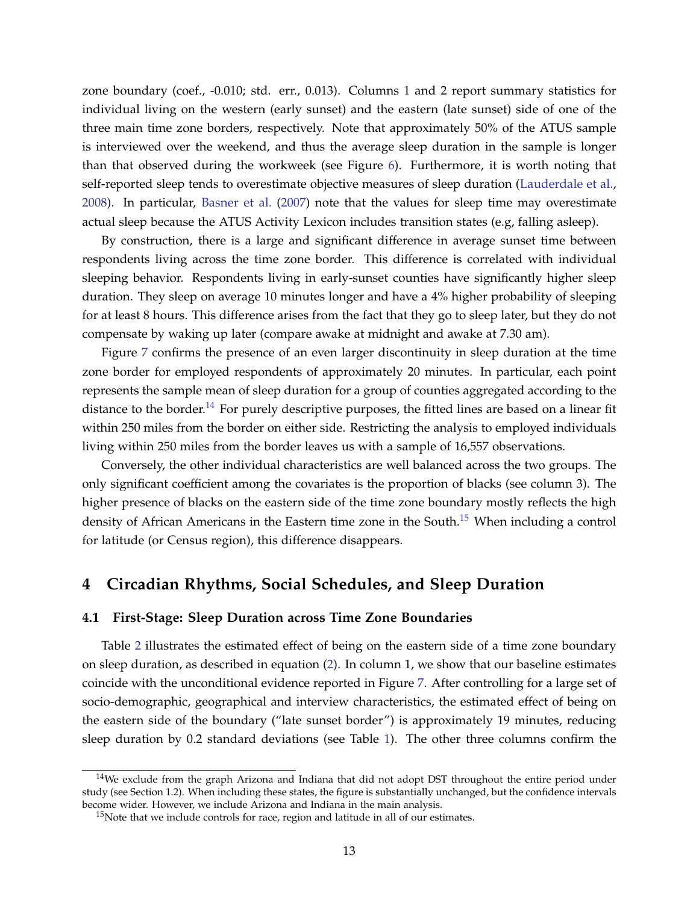zone boundary (coef., -0.010; std. err., 0.013). Columns 1 and 2 report summary statistics for individual living on the western (early sunset) and the eastern (late sunset) side of one of the three main time zone borders, respectively. Note that approximately 50% of the ATUS sample is interviewed over the weekend, and thus the average sleep duration in the sample is longer than that observed during the workweek (see Figure 6). Furthermore, it is worth noting that self-reported sleep tends to overestimate objective measures of sleep duration (Lauderdale et al., 2008). In particular, Basner et al. (2007) note that the values for sleep time may overestimate actual sleep because the ATUS Activity Lexicon includes transition states (e.g, falling asleep).

By construction, there is a large and significant difference in average sunset time between respondents living across the time zone border. This difference is correlated with individual sleeping behavior. Respondents living in early-sunset counties have significantly higher sleep duration. They sleep on average 10 minutes longer and have a 4% higher probability of sleeping for at least 8 hours. This difference arises from the fact that they go to sleep later, but they do not compensate by waking up later (compare awake at midnight and awake at 7.30 am).

Figure 7 confirms the presence of an even larger discontinuity in sleep duration at the time zone border for employed respondents of approximately 20 minutes. In particular, each point represents the sample mean of sleep duration for a group of counties aggregated according to the distance to the border.[14] For purely descriptive purposes, the fitted lines are based on a linear fit within 250 miles from the border on either side. Restricting the analysis to employed individuals living within 250 miles from the border leaves us with a sample of 16,557 observations.

Conversely, the other individual characteristics are well balanced across the two groups. The only significant coefficient among the covariates is the proportion of blacks (see column 3). The higher presence of blacks on the eastern side of the time zone boundary mostly reflects the high density of African Americans in the Eastern time zone in the South.[15] When including a control for latitude (or Census region), this difference disappears.

# 4 Circadian Rhythms, Social Schedules, and Sleep Duration

## 4.1 First-Stage: Sleep Duration across Time Zone Boundaries

Table 2 illustrates the estimated effect of being on the eastern side of a time zone boundary on sleep duration, as described in equation (2). In column 1, we show that our baseline estimates coincide with the unconditional evidence reported in Figure 7. After controlling for a large set of socio-demographic, geographical and interview characteristics, the estimated effect of being on the eastern side of the boundary ("late sunset border") is approximately 19 minutes, reducing sleep duration by 0.2 standard deviations (see Table 1). The other three columns confirm the

[14] We exclude from the graph Arizona and Indiana that did not adopt DST throughout the entire period under study (see Section 1.2). When including these states, the figure is substantially unchanged, but the confidence intervals become wider. However, we include Arizona and Indiana in the main analysis.

[15] Note that we include controls for race, region and latitude in all of our estimates.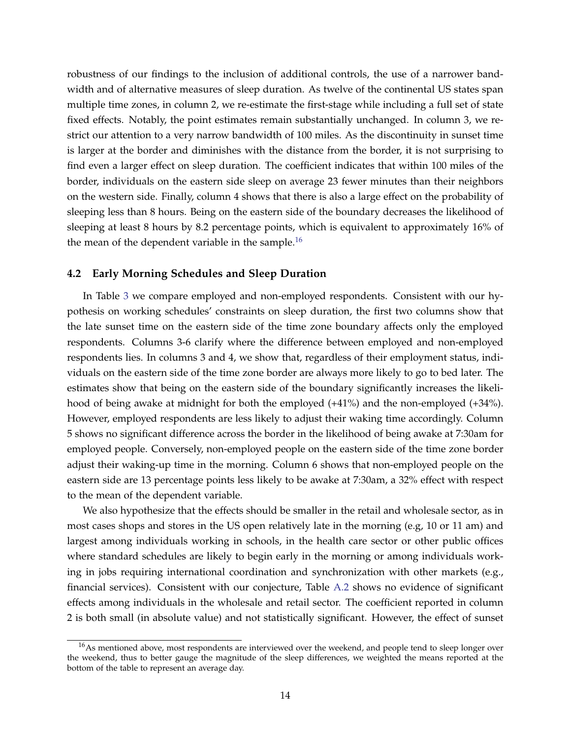robustness of our findings to the inclusion of additional controls, the use of a narrower bandwidth and of alternative measures of sleep duration. As twelve of the continental US states span multiple time zones, in column 2, we re-estimate the first-stage while including a full set of state fixed effects. Notably, the point estimates remain substantially unchanged. In column 3, we restrict our attention to a very narrow bandwidth of 100 miles. As the discontinuity in sunset time is larger at the border and diminishes with the distance from the border, it is not surprising to find even a larger effect on sleep duration. The coefficient indicates that within 100 miles of the border, individuals on the eastern side sleep on average 23 fewer minutes than their neighbors on the western side. Finally, column 4 shows that there is also a large effect on the probability of sleeping less than 8 hours. Being on the eastern side of the boundary decreases the likelihood of sleeping at least 8 hours by 8.2 percentage points, which is equivalent to approximately 16% of the mean of the dependent variable in the sample.[16]

### 4.2 Early Morning Schedules and Sleep Duration

In Table 3 we compare employed and non-employed respondents. Consistent with our hypothesis on working schedules' constraints on sleep duration, the first two columns show that the late sunset time on the eastern side of the time zone boundary affects only the employed respondents. Columns 3-6 clarify where the difference between employed and non-employed respondents lies. In columns 3 and 4, we show that, regardless of their employment status, individuals on the eastern side of the time zone border are always more likely to go to bed later. The estimates show that being on the eastern side of the boundary significantly increases the likelihood of being awake at midnight for both the employed (+41%) and the non-employed (+34%). However, employed respondents are less likely to adjust their waking time accordingly. Column 5 shows no significant difference across the border in the likelihood of being awake at 7:30am for employed people. Conversely, non-employed people on the eastern side of the time zone border adjust their waking-up time in the morning. Column 6 shows that non-employed people on the eastern side are 13 percentage points less likely to be awake at 7:30am, a 32% effect with respect to the mean of the dependent variable.

We also hypothesize that the effects should be smaller in the retail and wholesale sector, as in most cases shops and stores in the US open relatively late in the morning (e.g, 10 or 11 am) and largest among individuals working in schools, in the health care sector or other public offices where standard schedules are likely to begin early in the morning or among individuals working in jobs requiring international coordination and synchronization with other markets (e.g., financial services). Consistent with our conjecture, Table A.2 shows no evidence of significant effects among individuals in the wholesale and retail sector. The coefficient reported in column 2 is both small (in absolute value) and not statistically significant. However, the effect of sunset

[16] As mentioned above, most respondents are interviewed over the weekend, and people tend to sleep longer over the weekend, thus to better gauge the magnitude of the sleep differences, we weighted the means reported at the bottom of the table to represent an average day.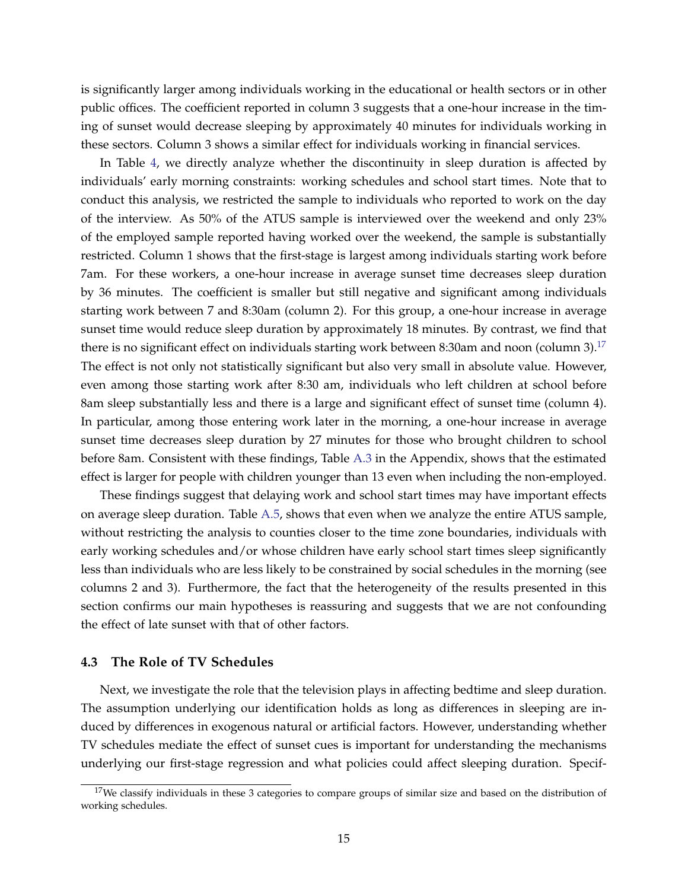is significantly larger among individuals working in the educational or health sectors or in other public offices. The coefficient reported in column 3 suggests that a one-hour increase in the timing of sunset would decrease sleeping by approximately 40 minutes for individuals working in these sectors. Column 3 shows a similar effect for individuals working in financial services.

In Table 4, we directly analyze whether the discontinuity in sleep duration is affected by individuals' early morning constraints: working schedules and school start times. Note that to conduct this analysis, we restricted the sample to individuals who reported to work on the day of the interview. As 50% of the ATUS sample is interviewed over the weekend and only 23% of the employed sample reported having worked over the weekend, the sample is substantially restricted. Column 1 shows that the first-stage is largest among individuals starting work before 7am. For these workers, a one-hour increase in average sunset time decreases sleep duration by 36 minutes. The coefficient is smaller but still negative and significant among individuals starting work between 7 and 8:30am (column 2). For this group, a one-hour increase in average sunset time would reduce sleep duration by approximately 18 minutes. By contrast, we find that there is no significant effect on individuals starting work between 8:30am and noon (column 3).[17] The effect is not only not statistically significant but also very small in absolute value. However, even among those starting work after 8:30 am, individuals who left children at school before 8am sleep substantially less and there is a large and significant effect of sunset time (column 4). In particular, among those entering work later in the morning, a one-hour increase in average sunset time decreases sleep duration by 27 minutes for those who brought children to school before 8am. Consistent with these findings, Table A.3 in the Appendix, shows that the estimated effect is larger for people with children younger than 13 even when including the non-employed.

These findings suggest that delaying work and school start times may have important effects on average sleep duration. Table A.5, shows that even when we analyze the entire ATUS sample, without restricting the analysis to counties closer to the time zone boundaries, individuals with early working schedules and/or whose children have early school start times sleep significantly less than individuals who are less likely to be constrained by social schedules in the morning (see columns 2 and 3). Furthermore, the fact that the heterogeneity of the results presented in this section confirms our main hypotheses is reassuring and suggests that we are not confounding the effect of late sunset with that of other factors.

### 4.3 The Role of TV Schedules

Next, we investigate the role that the television plays in affecting bedtime and sleep duration. The assumption underlying our identification holds as long as differences in sleeping are induced by differences in exogenous natural or artificial factors. However, understanding whether TV schedules mediate the effect of sunset cues is important for understanding the mechanisms underlying our first-stage regression and what policies could affect sleeping duration. Specif-

[17] We classify individuals in these 3 categories to compare groups of similar size and based on the distribution of working schedules.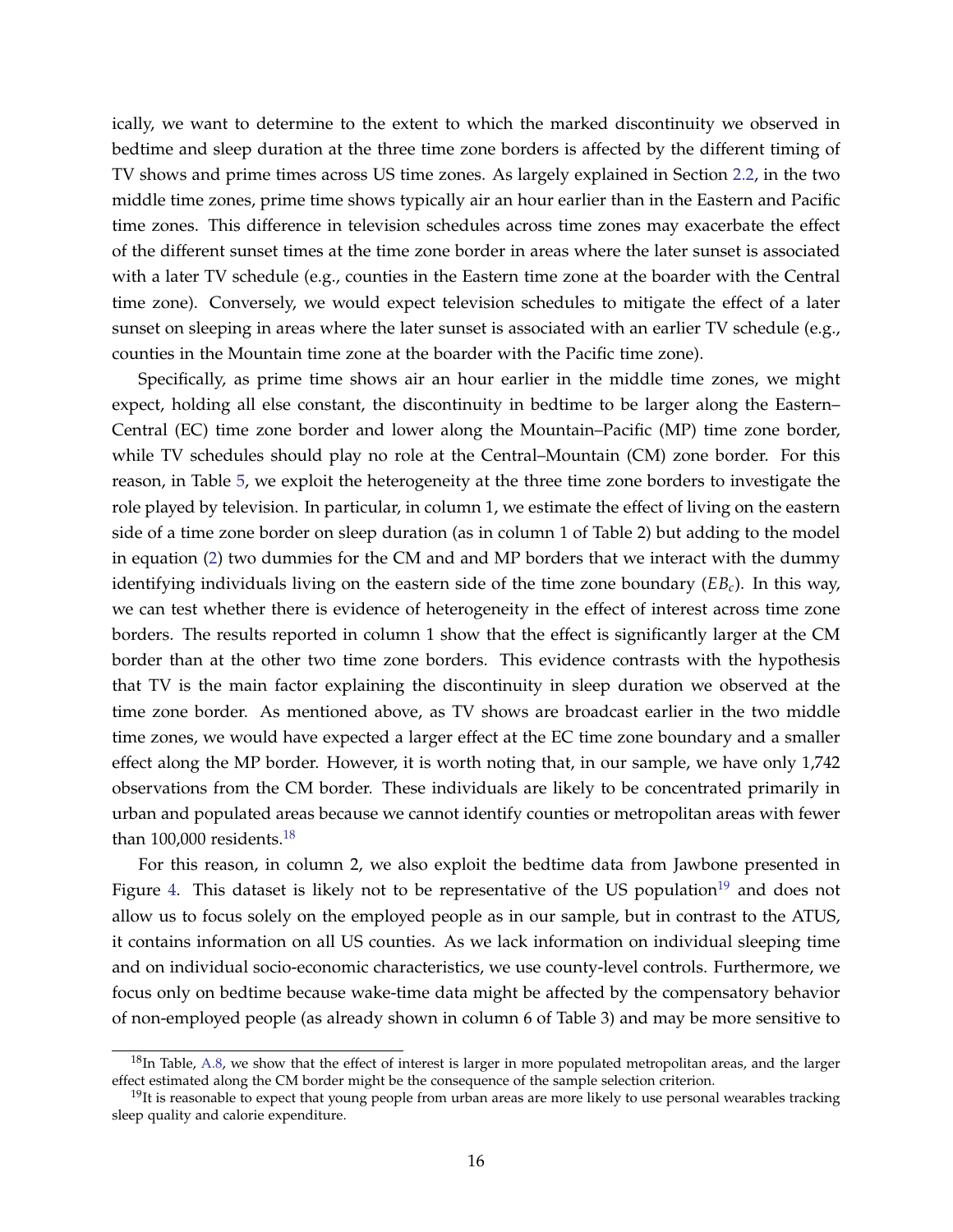ically, we want to determine to the extent to which the marked discontinuity we observed in bedtime and sleep duration at the three time zone borders is affected by the different timing of TV shows and prime times across US time zones. As largely explained in Section 2.2, in the two middle time zones, prime time shows typically air an hour earlier than in the Eastern and Pacific time zones. This difference in television schedules across time zones may exacerbate the effect of the different sunset times at the time zone border in areas where the later sunset is associated with a later TV schedule (e.g., counties in the Eastern time zone at the boarder with the Central time zone). Conversely, we would expect television schedules to mitigate the effect of a later sunset on sleeping in areas where the later sunset is associated with an earlier TV schedule (e.g., counties in the Mountain time zone at the boarder with the Pacific time zone).

Specifically, as prime time shows air an hour earlier in the middle time zones, we might expect, holding all else constant, the discontinuity in bedtime to be larger along the Eastern–Central (EC) time zone border and lower along the Mountain–Pacific (MP) time zone border, while TV schedules should play no role at the Central–Mountain (CM) zone border. For this reason, in Table 5, we exploit the heterogeneity at the three time zone borders to investigate the role played by television. In particular, in column 1, we estimate the effect of living on the eastern side of a time zone border on sleep duration (as in column 1 of Table 2) but adding to the model in equation (2) two dummies for the CM and and MP borders that we interact with the dummy identifying individuals living on the eastern side of the time zone boundary ($EB_c$). In this way, we can test whether there is evidence of heterogeneity in the effect of interest across time zone borders. The results reported in column 1 show that the effect is significantly larger at the CM border than at the other two time zone borders. This evidence contrasts with the hypothesis that TV is the main factor explaining the discontinuity in sleep duration we observed at the time zone border. As mentioned above, as TV shows are broadcast earlier in the two middle time zones, we would have expected a larger effect at the EC time zone boundary and a smaller effect along the MP border. However, it is worth noting that, in our sample, we have only 1,742 observations from the CM border. These individuals are likely to be concentrated primarily in urban and populated areas because we cannot identify counties or metropolitan areas with fewer than 100,000 residents.[18]

For this reason, in column 2, we also exploit the bedtime data from Jawbone presented in Figure 4. This dataset is likely not to be representative of the US population[19] and does not allow us to focus solely on the employed people as in our sample, but in contrast to the ATUS, it contains information on all US counties. As we lack information on individual sleeping time and on individual socio-economic characteristics, we use county-level controls. Furthermore, we focus only on bedtime because wake-time data might be affected by the compensatory behavior of non-employed people (as already shown in column 6 of Table 3) and may be more sensitive to

[18]In Table, A.8, we show that the effect of interest is larger in more populated metropolitan areas, and the larger effect estimated along the CM border might be the consequence of the sample selection criterion.

[19]It is reasonable to expect that young people from urban areas are more likely to use personal wearables tracking sleep quality and calorie expenditure.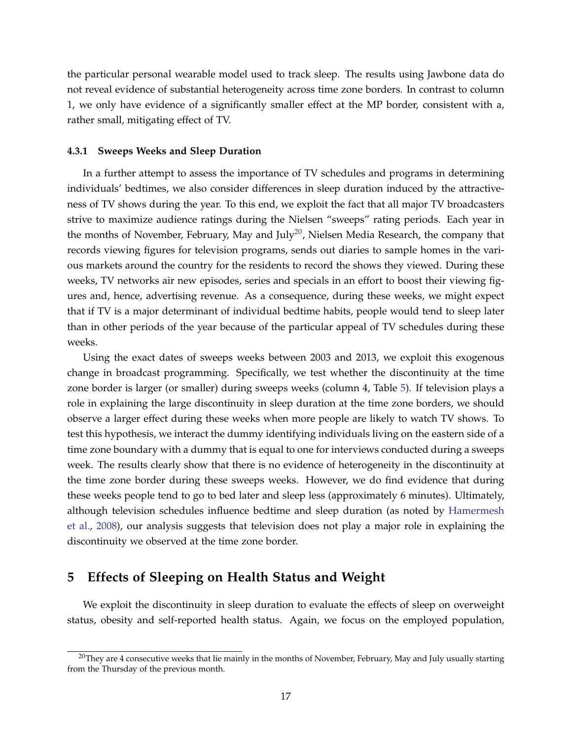the particular personal wearable model used to track sleep. The results using Jawbone data do not reveal evidence of substantial heterogeneity across time zone borders. In contrast to column 1, we only have evidence of a significantly smaller effect at the MP border, consistent with a, rather small, mitigating effect of TV.

#### 4.3.1 Sweeps Weeks and Sleep Duration

In a further attempt to assess the importance of TV schedules and programs in determining individuals' bedtimes, we also consider differences in sleep duration induced by the attractiveness of TV shows during the year. To this end, we exploit the fact that all major TV broadcasters strive to maximize audience ratings during the Nielsen "sweeps" rating periods. Each year in the months of November, February, May and July[20], Nielsen Media Research, the company that records viewing figures for television programs, sends out diaries to sample homes in the various markets around the country for the residents to record the shows they viewed. During these weeks, TV networks air new episodes, series and specials in an effort to boost their viewing figures and, hence, advertising revenue. As a consequence, during these weeks, we might expect that if TV is a major determinant of individual bedtime habits, people would tend to sleep later than in other periods of the year because of the particular appeal of TV schedules during these weeks.

Using the exact dates of sweeps weeks between 2003 and 2013, we exploit this exogenous change in broadcast programming. Specifically, we test whether the discontinuity at the time zone border is larger (or smaller) during sweeps weeks (column 4, Table 5). If television plays a role in explaining the large discontinuity in sleep duration at the time zone borders, we should observe a larger effect during these weeks when more people are likely to watch TV shows. To test this hypothesis, we interact the dummy identifying individuals living on the eastern side of a time zone boundary with a dummy that is equal to one for interviews conducted during a sweeps week. The results clearly show that there is no evidence of heterogeneity in the discontinuity at the time zone border during these sweeps weeks. However, we do find evidence that during these weeks people tend to go to bed later and sleep less (approximately 6 minutes). Ultimately, although television schedules influence bedtime and sleep duration (as noted by Hamermesh et al., 2008), our analysis suggests that television does not play a major role in explaining the discontinuity we observed at the time zone border.

## 5 Effects of Sleeping on Health Status and Weight

We exploit the discontinuity in sleep duration to evaluate the effects of sleep on overweight status, obesity and self-reported health status. Again, we focus on the employed population,

[20] They are 4 consecutive weeks that lie mainly in the months of November, February, May and July usually starting from the Thursday of the previous month.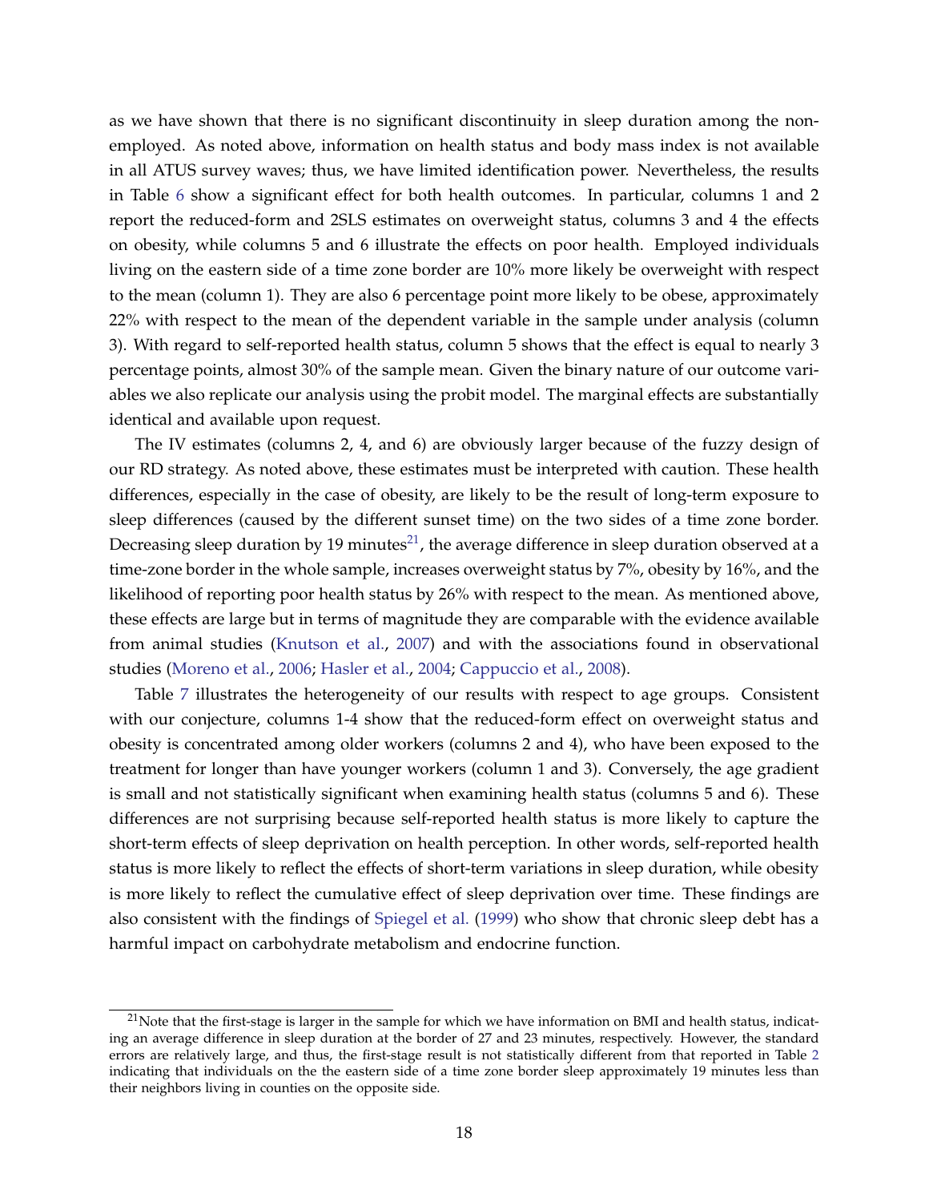as we have shown that there is no significant discontinuity in sleep duration among the non-employed. As noted above, information on health status and body mass index is not available in all ATUS survey waves; thus, we have limited identification power. Nevertheless, the results in Table 6 show a significant effect for both health outcomes. In particular, columns 1 and 2 report the reduced-form and 2SLS estimates on overweight status, columns 3 and 4 the effects on obesity, while columns 5 and 6 illustrate the effects on poor health. Employed individuals living on the eastern side of a time zone border are 10% more likely be overweight with respect to the mean (column 1). They are also 6 percentage point more likely to be obese, approximately 22% with respect to the mean of the dependent variable in the sample under analysis (column 3). With regard to self-reported health status, column 5 shows that the effect is equal to nearly 3 percentage points, almost 30% of the sample mean. Given the binary nature of our outcome variables we also replicate our analysis using the probit model. The marginal effects are substantially identical and available upon request.

The IV estimates (columns 2, 4, and 6) are obviously larger because of the fuzzy design of our RD strategy. As noted above, these estimates must be interpreted with caution. These health differences, especially in the case of obesity, are likely to be the result of long-term exposure to sleep differences (caused by the different sunset time) on the two sides of a time zone border. Decreasing sleep duration by 19 minutes[21], the average difference in sleep duration observed at a time-zone border in the whole sample, increases overweight status by 7%, obesity by 16%, and the likelihood of reporting poor health status by 26% with respect to the mean. As mentioned above, these effects are large but in terms of magnitude they are comparable with the evidence available from animal studies (Knutson et al., 2007) and with the associations found in observational studies (Moreno et al., 2006; Hasler et al., 2004; Cappuccio et al., 2008).

Table 7 illustrates the heterogeneity of our results with respect to age groups. Consistent with our conjecture, columns 1-4 show that the reduced-form effect on overweight status and obesity is concentrated among older workers (columns 2 and 4), who have been exposed to the treatment for longer than have younger workers (column 1 and 3). Conversely, the age gradient is small and not statistically significant when examining health status (columns 5 and 6). These differences are not surprising because self-reported health status is more likely to capture the short-term effects of sleep deprivation on health perception. In other words, self-reported health status is more likely to reflect the effects of short-term variations in sleep duration, while obesity is more likely to reflect the cumulative effect of sleep deprivation over time. These findings are also consistent with the findings of Spiegel et al. (1999) who show that chronic sleep debt has a harmful impact on carbohydrate metabolism and endocrine function.

[21]Note that the first-stage is larger in the sample for which we have information on BMI and health status, indicating an average difference in sleep duration at the border of 27 and 23 minutes, respectively. However, the standard errors are relatively large, and thus, the first-stage result is not statistically different from that reported in Table 2 indicating that individuals on the the eastern side of a time zone border sleep approximately 19 minutes less than their neighbors living in counties on the opposite side.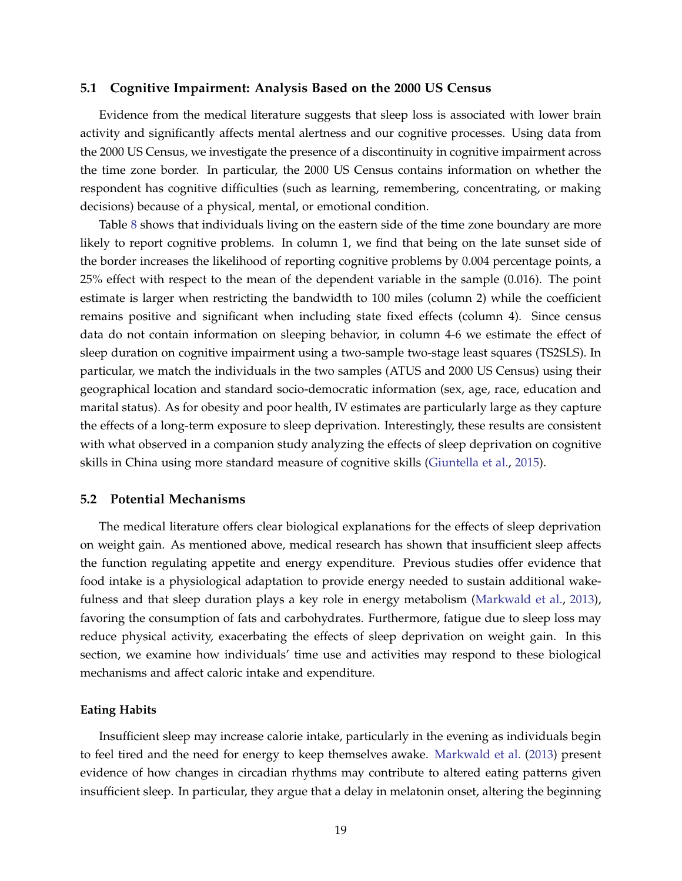### 5.1 Cognitive Impairment: Analysis Based on the 2000 US Census

Evidence from the medical literature suggests that sleep loss is associated with lower brain activity and significantly affects mental alertness and our cognitive processes. Using data from the 2000 US Census, we investigate the presence of a discontinuity in cognitive impairment across the time zone border. In particular, the 2000 US Census contains information on whether the respondent has cognitive difficulties (such as learning, remembering, concentrating, or making decisions) because of a physical, mental, or emotional condition.

Table 8 shows that individuals living on the eastern side of the time zone boundary are more likely to report cognitive problems. In column 1, we find that being on the late sunset side of the border increases the likelihood of reporting cognitive problems by 0.004 percentage points, a 25% effect with respect to the mean of the dependent variable in the sample (0.016). The point estimate is larger when restricting the bandwidth to 100 miles (column 2) while the coefficient remains positive and significant when including state fixed effects (column 4). Since census data do not contain information on sleeping behavior, in column 4-6 we estimate the effect of sleep duration on cognitive impairment using a two-sample two-stage least squares (TS2SLS). In particular, we match the individuals in the two samples (ATUS and 2000 US Census) using their geographical location and standard socio-democratic information (sex, age, race, education and marital status). As for obesity and poor health, IV estimates are particularly large as they capture the effects of a long-term exposure to sleep deprivation. Interestingly, these results are consistent with what observed in a companion study analyzing the effects of sleep deprivation on cognitive skills in China using more standard measure of cognitive skills (Giuntella et al., 2015).

### 5.2 Potential Mechanisms

The medical literature offers clear biological explanations for the effects of sleep deprivation on weight gain. As mentioned above, medical research has shown that insufficient sleep affects the function regulating appetite and energy expenditure. Previous studies offer evidence that food intake is a physiological adaptation to provide energy needed to sustain additional wakefulness and that sleep duration plays a key role in energy metabolism (Markwald et al., 2013), favoring the consumption of fats and carbohydrates. Furthermore, fatigue due to sleep loss may reduce physical activity, exacerbating the effects of sleep deprivation on weight gain. In this section, we examine how individuals' time use and activities may respond to these biological mechanisms and affect caloric intake and expenditure.

#### Eating Habits

Insufficient sleep may increase calorie intake, particularly in the evening as individuals begin to feel tired and the need for energy to keep themselves awake. Markwald et al. (2013) present evidence of how changes in circadian rhythms may contribute to altered eating patterns given insufficient sleep. In particular, they argue that a delay in melatonin onset, altering the beginning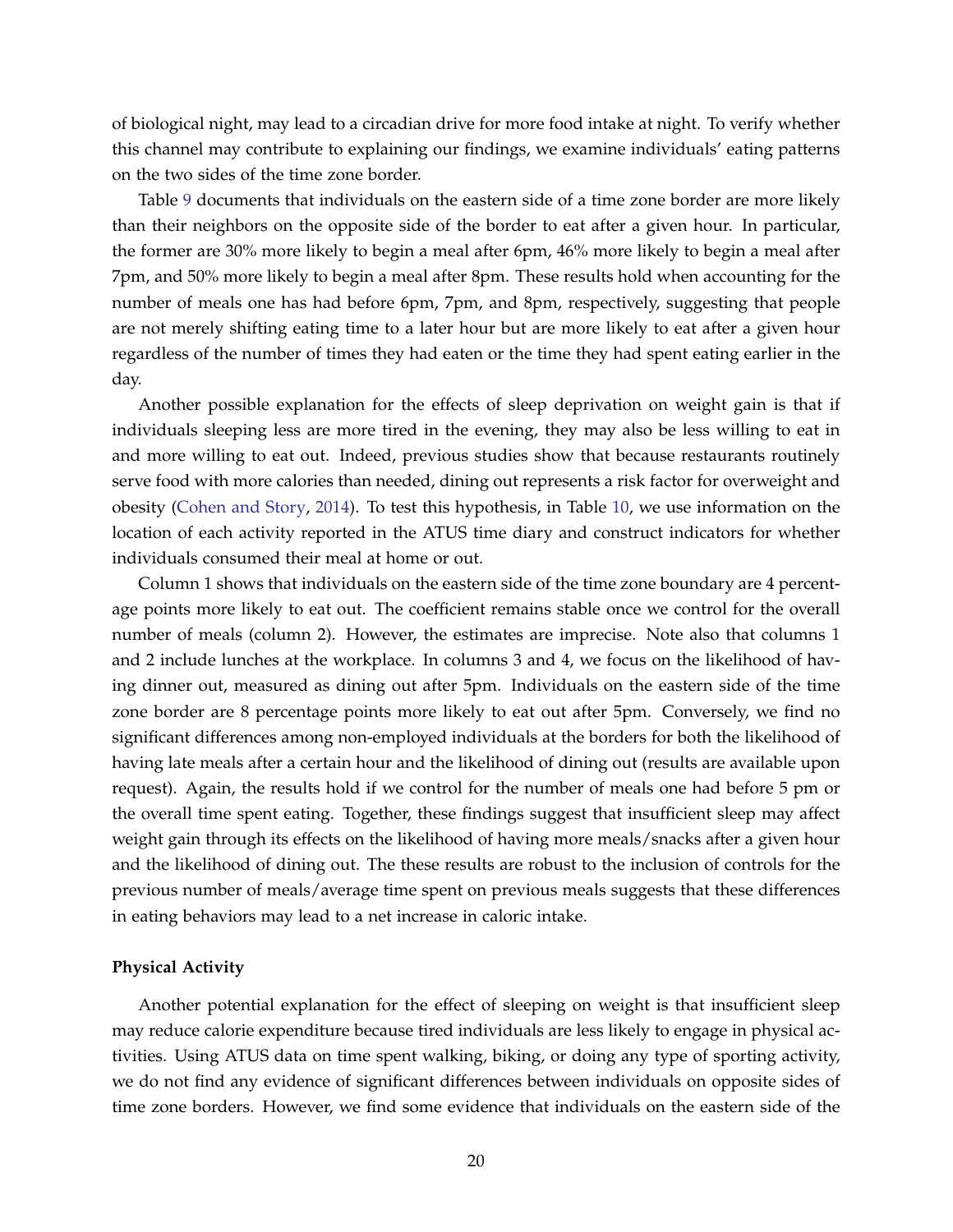of biological night, may lead to a circadian drive for more food intake at night. To verify whether this channel may contribute to explaining our findings, we examine individuals' eating patterns on the two sides of the time zone border.

Table 9 documents that individuals on the eastern side of a time zone border are more likely than their neighbors on the opposite side of the border to eat after a given hour. In particular, the former are 30% more likely to begin a meal after 6pm, 46% more likely to begin a meal after 7pm, and 50% more likely to begin a meal after 8pm. These results hold when accounting for the number of meals one has had before 6pm, 7pm, and 8pm, respectively, suggesting that people are not merely shifting eating time to a later hour but are more likely to eat after a given hour regardless of the number of times they had eaten or the time they had spent eating earlier in the day.

Another possible explanation for the effects of sleep deprivation on weight gain is that if individuals sleeping less are more tired in the evening, they may also be less willing to eat in and more willing to eat out. Indeed, previous studies show that because restaurants routinely serve food with more calories than needed, dining out represents a risk factor for overweight and obesity (Cohen and Story, 2014). To test this hypothesis, in Table 10, we use information on the location of each activity reported in the ATUS time diary and construct indicators for whether individuals consumed their meal at home or out.

Column 1 shows that individuals on the eastern side of the time zone boundary are 4 percentage points more likely to eat out. The coefficient remains stable once we control for the overall number of meals (column 2). However, the estimates are imprecise. Note also that columns 1 and 2 include lunches at the workplace. In columns 3 and 4, we focus on the likelihood of having dinner out, measured as dining out after 5pm. Individuals on the eastern side of the time zone border are 8 percentage points more likely to eat out after 5pm. Conversely, we find no significant differences among non-employed individuals at the borders for both the likelihood of having late meals after a certain hour and the likelihood of dining out (results are available upon request). Again, the results hold if we control for the number of meals one had before 5 pm or the overall time spent eating. Together, these findings suggest that insufficient sleep may affect weight gain through its effects on the likelihood of having more meals/snacks after a given hour and the likelihood of dining out. The these results are robust to the inclusion of controls for the previous number of meals/average time spent on previous meals suggests that these differences in eating behaviors may lead to a net increase in caloric intake.

**Physical Activity**

Another potential explanation for the effect of sleeping on weight is that insufficient sleep may reduce calorie expenditure because tired individuals are less likely to engage in physical activities. Using ATUS data on time spent walking, biking, or doing any type of sporting activity, we do not find any evidence of significant differences between individuals on opposite sides of time zone borders. However, we find some evidence that individuals on the eastern side of the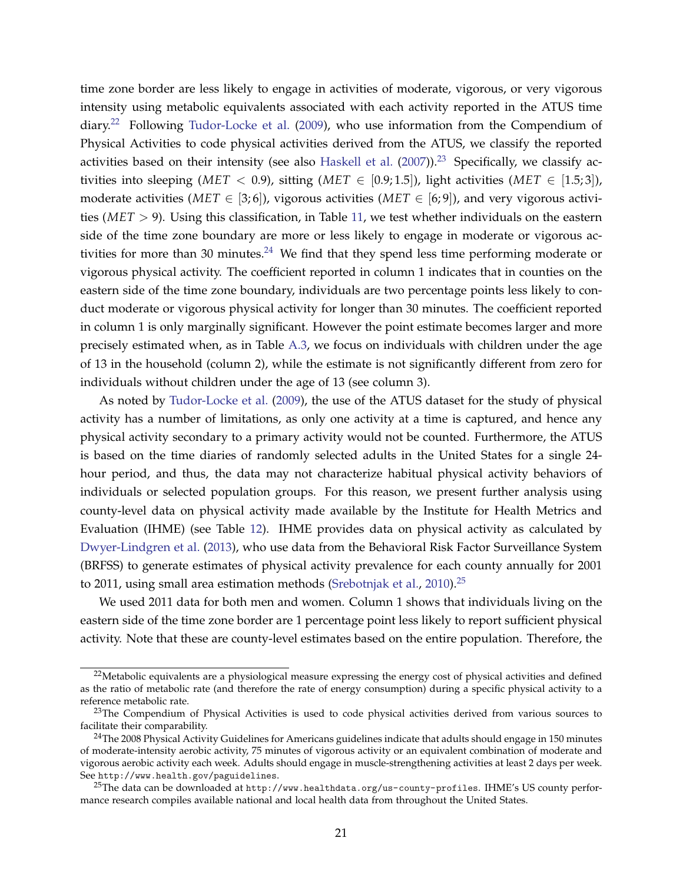time zone border are less likely to engage in activities of moderate, vigorous, or very vigorous intensity using metabolic equivalents associated with each activity reported in the ATUS time diary.[22] Following Tudor-Locke et al. (2009), who use information from the Compendium of Physical Activities to code physical activities derived from the ATUS, we classify the reported activities based on their intensity (see also Haskell et al. (2007)).[23] Specifically, we classify activities into sleeping ($MET < 0.9$), sitting ($MET \in [0.9; 1.5]$), light activities ($MET \in [1.5; 3]$), moderate activities ($MET \in [3; 6]$), vigorous activities ($MET \in [6; 9]$), and very vigorous activities ($MET > 9$). Using this classification, in Table 11, we test whether individuals on the eastern side of the time zone boundary are more or less likely to engage in moderate or vigorous activities for more than 30 minutes.[24] We find that they spend less time performing moderate or vigorous physical activity. The coefficient reported in column 1 indicates that in counties on the eastern side of the time zone boundary, individuals are two percentage points less likely to conduct moderate or vigorous physical activity for longer than 30 minutes. The coefficient reported in column 1 is only marginally significant. However the point estimate becomes larger and more precisely estimated when, as in Table A.3, we focus on individuals with children under the age of 13 in the household (column 2), while the estimate is not significantly different from zero for individuals without children under the age of 13 (see column 3).

As noted by Tudor-Locke et al. (2009), the use of the ATUS dataset for the study of physical activity has a number of limitations, as only one activity at a time is captured, and hence any physical activity secondary to a primary activity would not be counted. Furthermore, the ATUS is based on the time diaries of randomly selected adults in the United States for a single 24-hour period, and thus, the data may not characterize habitual physical activity behaviors of individuals or selected population groups. For this reason, we present further analysis using county-level data on physical activity made available by the Institute for Health Metrics and Evaluation (IHME) (see Table 12). IHME provides data on physical activity as calculated by Dwyer-Lindgren et al. (2013), who use data from the Behavioral Risk Factor Surveillance System (BRFSS) to generate estimates of physical activity prevalence for each county annually for 2001 to 2011, using small area estimation methods (Srebotnjak et al., 2010).[25]

We used 2011 data for both men and women. Column 1 shows that individuals living on the eastern side of the time zone border are 1 percentage point less likely to report sufficient physical activity. Note that these are county-level estimates based on the entire population. Therefore, the

[22] Metabolic equivalents are a physiological measure expressing the energy cost of physical activities and defined as the ratio of metabolic rate (and therefore the rate of energy consumption) during a specific physical activity to a reference metabolic rate.

[23] The Compendium of Physical Activities is used to code physical activities derived from various sources to facilitate their comparability.

[24] The 2008 Physical Activity Guidelines for Americans guidelines indicate that adults should engage in 150 minutes of moderate-intensity aerobic activity, 75 minutes of vigorous activity or an equivalent combination of moderate and vigorous aerobic activity each week. Adults should engage in muscle-strengthening activities at least 2 days per week. See http://www.health.gov/paguidelines.

[25] The data can be downloaded at http://www.healthdata.org/us-county-profiles. IHME's US county performance research compiles available national and local health data from throughout the United States.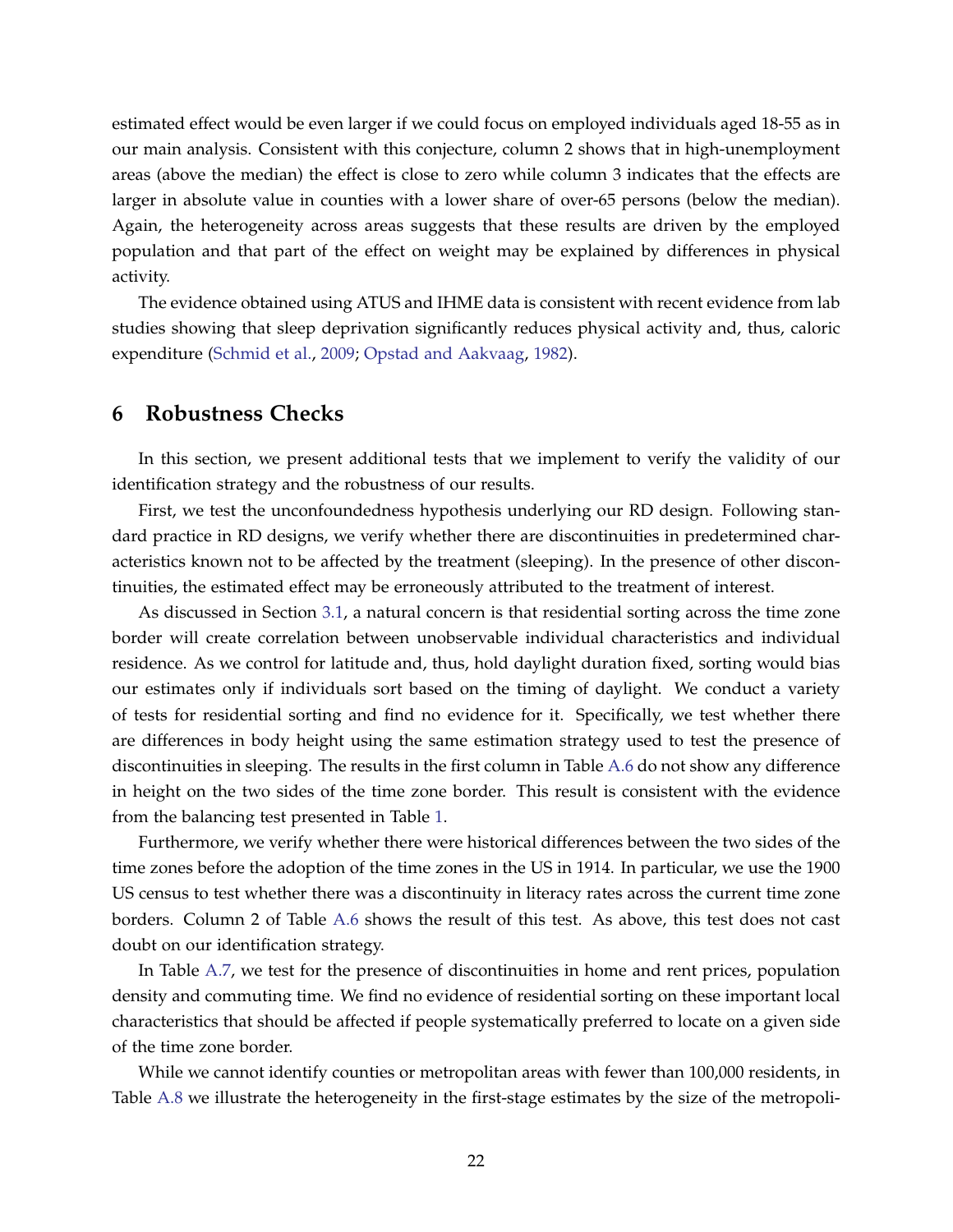estimated effect would be even larger if we could focus on employed individuals aged 18-55 as in our main analysis. Consistent with this conjecture, column 2 shows that in high-unemployment areas (above the median) the effect is close to zero while column 3 indicates that the effects are larger in absolute value in counties with a lower share of over-65 persons (below the median). Again, the heterogeneity across areas suggests that these results are driven by the employed population and that part of the effect on weight may be explained by differences in physical activity.

The evidence obtained using ATUS and IHME data is consistent with recent evidence from lab studies showing that sleep deprivation significantly reduces physical activity and, thus, caloric expenditure (Schmid et al., 2009; Opstad and Aakvaag, 1982).

## 6 Robustness Checks

In this section, we present additional tests that we implement to verify the validity of our identification strategy and the robustness of our results.

First, we test the unconfoundedness hypothesis underlying our RD design. Following standard practice in RD designs, we verify whether there are discontinuities in predetermined characteristics known not to be affected by the treatment (sleeping). In the presence of other discontinuities, the estimated effect may be erroneously attributed to the treatment of interest.

As discussed in Section 3.1, a natural concern is that residential sorting across the time zone border will create correlation between unobservable individual characteristics and individual residence. As we control for latitude and, thus, hold daylight duration fixed, sorting would bias our estimates only if individuals sort based on the timing of daylight. We conduct a variety of tests for residential sorting and find no evidence for it. Specifically, we test whether there are differences in body height using the same estimation strategy used to test the presence of discontinuities in sleeping. The results in the first column in Table A.6 do not show any difference in height on the two sides of the time zone border. This result is consistent with the evidence from the balancing test presented in Table 1.

Furthermore, we verify whether there were historical differences between the two sides of the time zones before the adoption of the time zones in the US in 1914. In particular, we use the 1900 US census to test whether there was a discontinuity in literacy rates across the current time zone borders. Column 2 of Table A.6 shows the result of this test. As above, this test does not cast doubt on our identification strategy.

In Table A.7, we test for the presence of discontinuities in home and rent prices, population density and commuting time. We find no evidence of residential sorting on these important local characteristics that should be affected if people systematically preferred to locate on a given side of the time zone border.

While we cannot identify counties or metropolitan areas with fewer than 100,000 residents, in Table A.8 we illustrate the heterogeneity in the first-stage estimates by the size of the metropoli-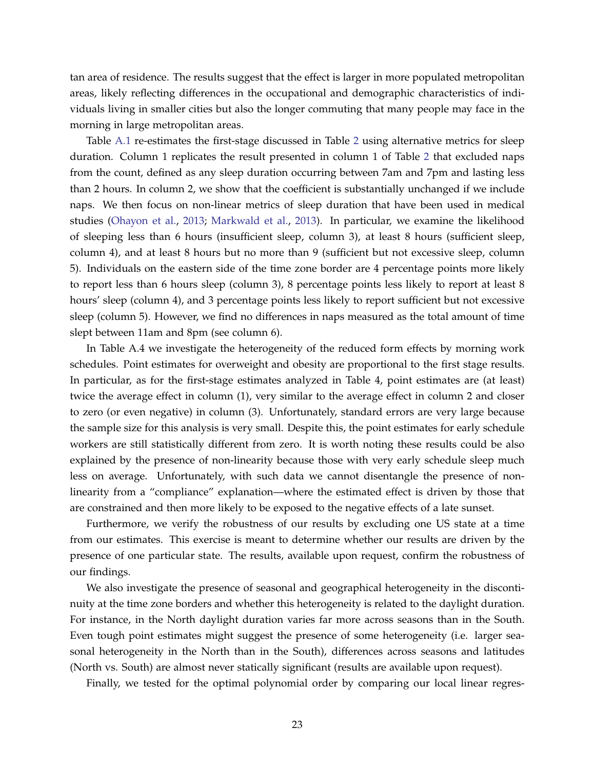tan area of residence. The results suggest that the effect is larger in more populated metropolitan areas, likely reflecting differences in the occupational and demographic characteristics of individuals living in smaller cities but also the longer commuting that many people may face in the morning in large metropolitan areas.

Table A.1 re-estimates the first-stage discussed in Table 2 using alternative metrics for sleep duration. Column 1 replicates the result presented in column 1 of Table 2 that excluded naps from the count, defined as any sleep duration occurring between 7am and 7pm and lasting less than 2 hours. In column 2, we show that the coefficient is substantially unchanged if we include naps. We then focus on non-linear metrics of sleep duration that have been used in medical studies (Ohayon et al., 2013; Markwald et al., 2013). In particular, we examine the likelihood of sleeping less than 6 hours (insufficient sleep, column 3), at least 8 hours (sufficient sleep, column 4), and at least 8 hours but no more than 9 (sufficient but not excessive sleep, column 5). Individuals on the eastern side of the time zone border are 4 percentage points more likely to report less than 6 hours sleep (column 3), 8 percentage points less likely to report at least 8 hours' sleep (column 4), and 3 percentage points less likely to report sufficient but not excessive sleep (column 5). However, we find no differences in naps measured as the total amount of time slept between 11am and 8pm (see column 6).

In Table A.4 we investigate the heterogeneity of the reduced form effects by morning work schedules. Point estimates for overweight and obesity are proportional to the first stage results. In particular, as for the first-stage estimates analyzed in Table 4, point estimates are (at least) twice the average effect in column (1), very similar to the average effect in column 2 and closer to zero (or even negative) in column (3). Unfortunately, standard errors are very large because the sample size for this analysis is very small. Despite this, the point estimates for early schedule workers are still statistically different from zero. It is worth noting these results could be also explained by the presence of non-linearity because those with very early schedule sleep much less on average. Unfortunately, with such data we cannot disentangle the presence of non-linearity from a "compliance" explanation—where the estimated effect is driven by those that are constrained and then more likely to be exposed to the negative effects of a late sunset.

Furthermore, we verify the robustness of our results by excluding one US state at a time from our estimates. This exercise is meant to determine whether our results are driven by the presence of one particular state. The results, available upon request, confirm the robustness of our findings.

We also investigate the presence of seasonal and geographical heterogeneity in the discontinuity at the time zone borders and whether this heterogeneity is related to the daylight duration. For instance, in the North daylight duration varies far more across seasons than in the South. Even tough point estimates might suggest the presence of some heterogeneity (i.e. larger seasonal heterogeneity in the North than in the South), differences across seasons and latitudes (North vs. South) are almost never statically significant (results are available upon request).

Finally, we tested for the optimal polynomial order by comparing our local linear regres-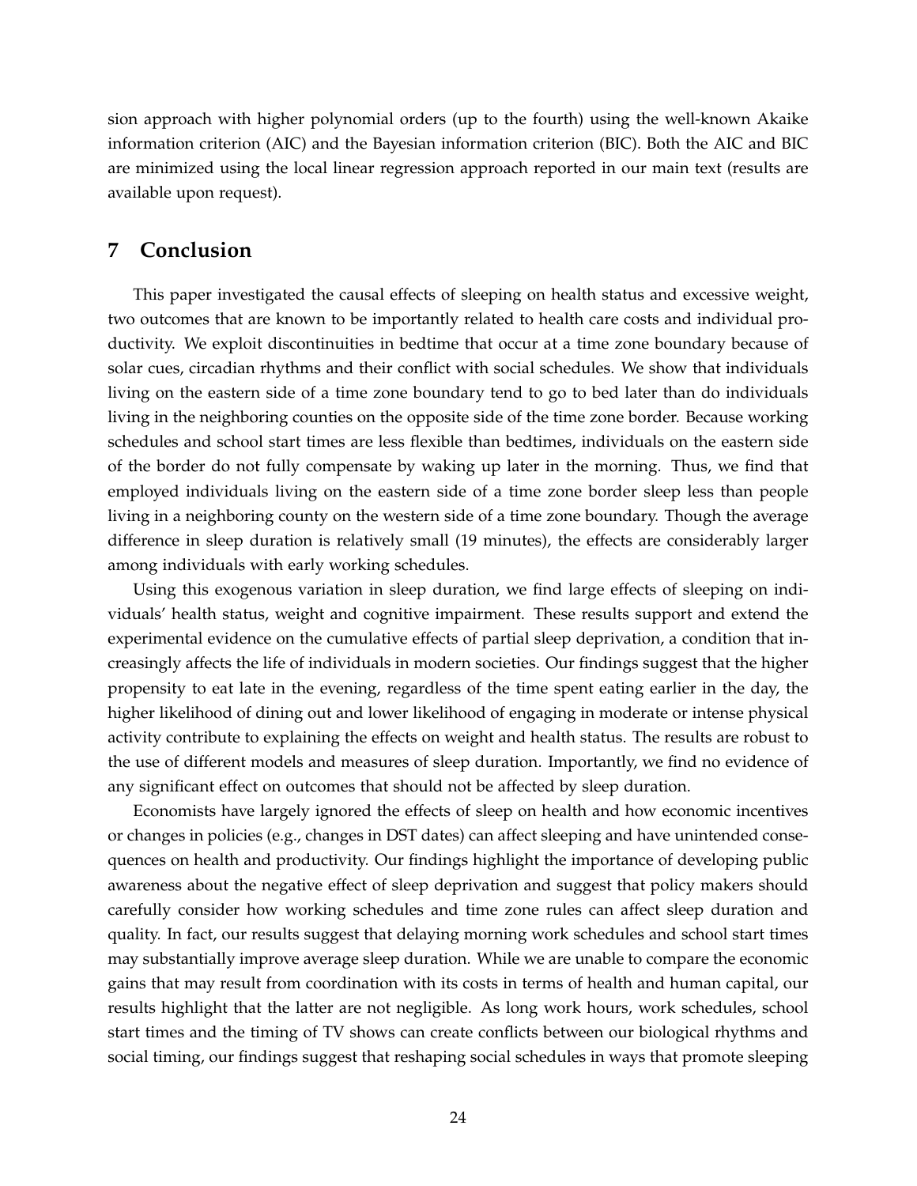sion approach with higher polynomial orders (up to the fourth) using the well-known Akaike information criterion (AIC) and the Bayesian information criterion (BIC). Both the AIC and BIC are minimized using the local linear regression approach reported in our main text (results are available upon request).

## 7 Conclusion

This paper investigated the causal effects of sleeping on health status and excessive weight, two outcomes that are known to be importantly related to health care costs and individual productivity. We exploit discontinuities in bedtime that occur at a time zone boundary because of solar cues, circadian rhythms and their conflict with social schedules. We show that individuals living on the eastern side of a time zone boundary tend to go to bed later than do individuals living in the neighboring counties on the opposite side of the time zone border. Because working schedules and school start times are less flexible than bedtimes, individuals on the eastern side of the border do not fully compensate by waking up later in the morning. Thus, we find that employed individuals living on the eastern side of a time zone border sleep less than people living in a neighboring county on the western side of a time zone boundary. Though the average difference in sleep duration is relatively small (19 minutes), the effects are considerably larger among individuals with early working schedules.

Using this exogenous variation in sleep duration, we find large effects of sleeping on individuals' health status, weight and cognitive impairment. These results support and extend the experimental evidence on the cumulative effects of partial sleep deprivation, a condition that increasingly affects the life of individuals in modern societies. Our findings suggest that the higher propensity to eat late in the evening, regardless of the time spent eating earlier in the day, the higher likelihood of dining out and lower likelihood of engaging in moderate or intense physical activity contribute to explaining the effects on weight and health status. The results are robust to the use of different models and measures of sleep duration. Importantly, we find no evidence of any significant effect on outcomes that should not be affected by sleep duration.

Economists have largely ignored the effects of sleep on health and how economic incentives or changes in policies (e.g., changes in DST dates) can affect sleeping and have unintended consequences on health and productivity. Our findings highlight the importance of developing public awareness about the negative effect of sleep deprivation and suggest that policy makers should carefully consider how working schedules and time zone rules can affect sleep duration and quality. In fact, our results suggest that delaying morning work schedules and school start times may substantially improve average sleep duration. While we are unable to compare the economic gains that may result from coordination with its costs in terms of health and human capital, our results highlight that the latter are not negligible. As long work hours, work schedules, school start times and the timing of TV shows can create conflicts between our biological rhythms and social timing, our findings suggest that reshaping social schedules in ways that promote sleeping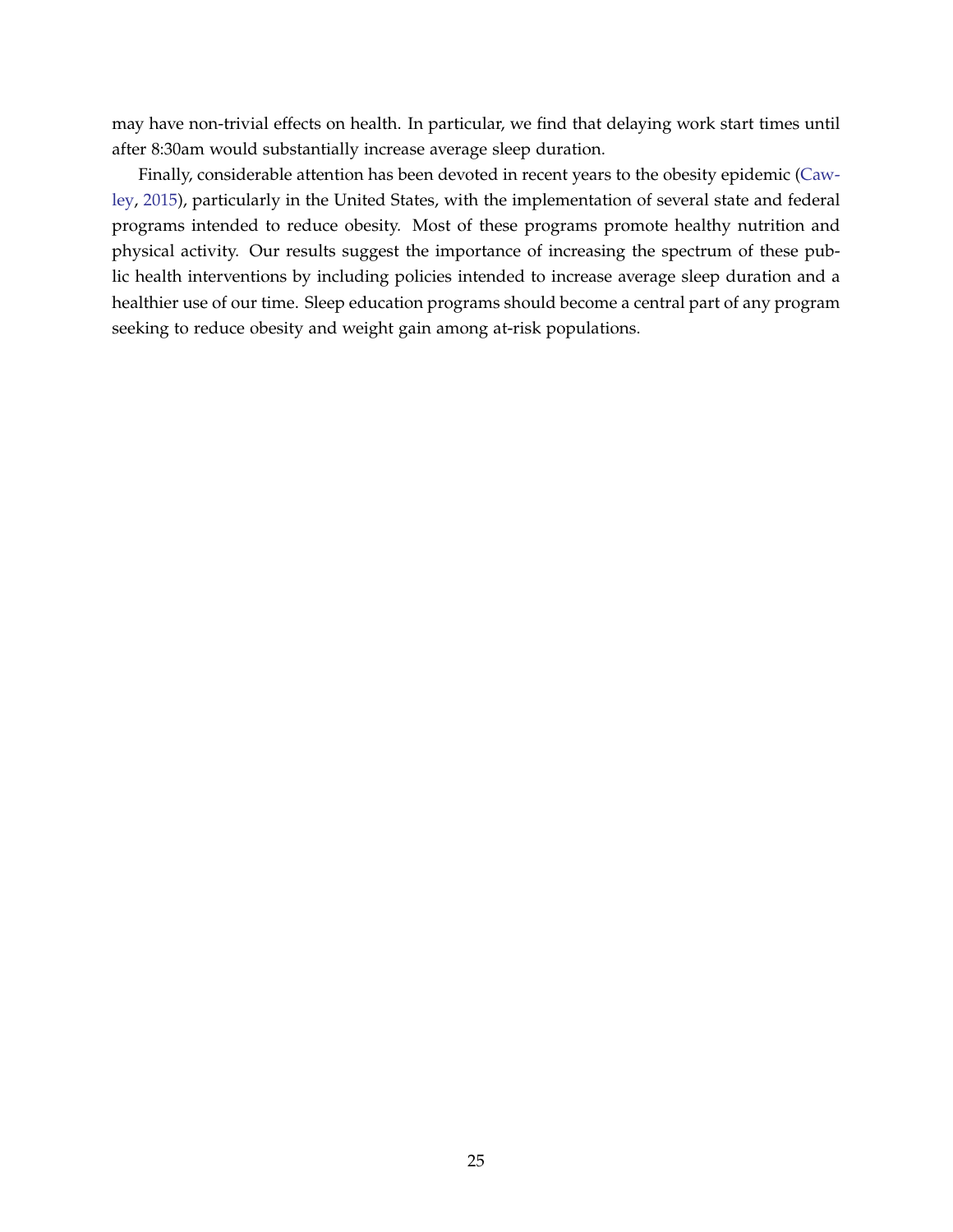may have non-trivial effects on health. In particular, we find that delaying work start times until after 8:30am would substantially increase average sleep duration.

Finally, considerable attention has been devoted in recent years to the obesity epidemic (Cawley, 2015), particularly in the United States, with the implementation of several state and federal programs intended to reduce obesity. Most of these programs promote healthy nutrition and physical activity. Our results suggest the importance of increasing the spectrum of these public health interventions by including policies intended to increase average sleep duration and a healthier use of our time. Sleep education programs should become a central part of any program seeking to reduce obesity and weight gain among at-risk populations.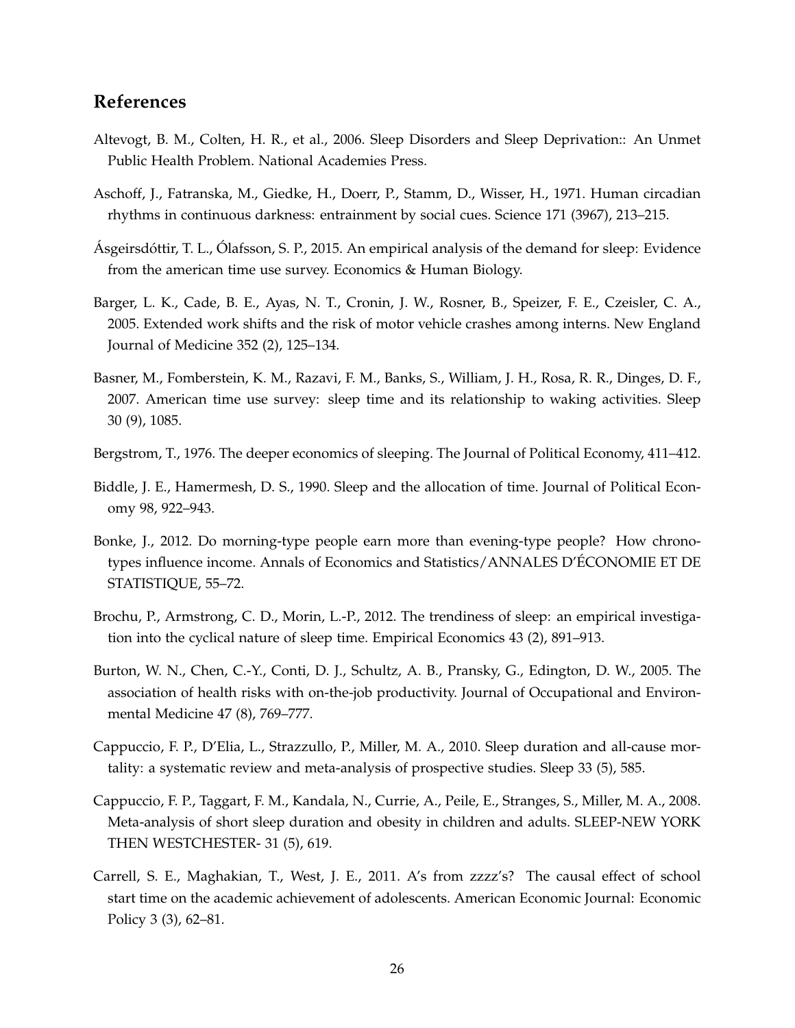## References

Altevogt, B. M., Colten, H. R., et al., 2006. Sleep Disorders and Sleep Deprivation:: An Unmet Public Health Problem. National Academies Press.

Aschoff, J., Fatranska, M., Giedke, H., Doerr, P., Stamm, D., Wisser, H., 1971. Human circadian rhythms in continuous darkness: entrainment by social cues. Science 171 (3967), 213–215.

Ásgeirsdóttir, T. L., Ólafsson, S. P., 2015. An empirical analysis of the demand for sleep: Evidence from the american time use survey. Economics & Human Biology.

Barger, L. K., Cade, B. E., Ayas, N. T., Cronin, J. W., Rosner, B., Speizer, F. E., Czeisler, C. A., 2005. Extended work shifts and the risk of motor vehicle crashes among interns. New England Journal of Medicine 352 (2), 125–134.

Basner, M., Fomberstein, K. M., Razavi, F. M., Banks, S., William, J. H., Rosa, R. R., Dinges, D. F., 2007. American time use survey: sleep time and its relationship to waking activities. Sleep 30 (9), 1085.

Bergstrom, T., 1976. The deeper economics of sleeping. The Journal of Political Economy, 411–412.

Biddle, J. E., Hamermesh, D. S., 1990. Sleep and the allocation of time. Journal of Political Economy 98, 922–943.

Bonke, J., 2012. Do morning-type people earn more than evening-type people? How chronotypes influence income. Annals of Economics and Statistics/ANNALES D'ÉCONOMIE ET DE STATISTIQUE, 55–72.

Brochu, P., Armstrong, C. D., Morin, L.-P., 2012. The trendiness of sleep: an empirical investigation into the cyclical nature of sleep time. Empirical Economics 43 (2), 891–913.

Burton, W. N., Chen, C.-Y., Conti, D. J., Schultz, A. B., Pransky, G., Edington, D. W., 2005. The association of health risks with on-the-job productivity. Journal of Occupational and Environmental Medicine 47 (8), 769–777.

Cappuccio, F. P., D'Elia, L., Strazzullo, P., Miller, M. A., 2010. Sleep duration and all-cause mortality: a systematic review and meta-analysis of prospective studies. Sleep 33 (5), 585.

Cappuccio, F. P., Taggart, F. M., Kandala, N., Currie, A., Peile, E., Stranges, S., Miller, M. A., 2008. Meta-analysis of short sleep duration and obesity in children and adults. SLEEP-NEW YORK THEN WESTCHESTER- 31 (5), 619.

Carrell, S. E., Maghakian, T., West, J. E., 2011. A's from zzzz's? The causal effect of school start time on the academic achievement of adolescents. American Economic Journal: Economic Policy 3 (3), 62–81.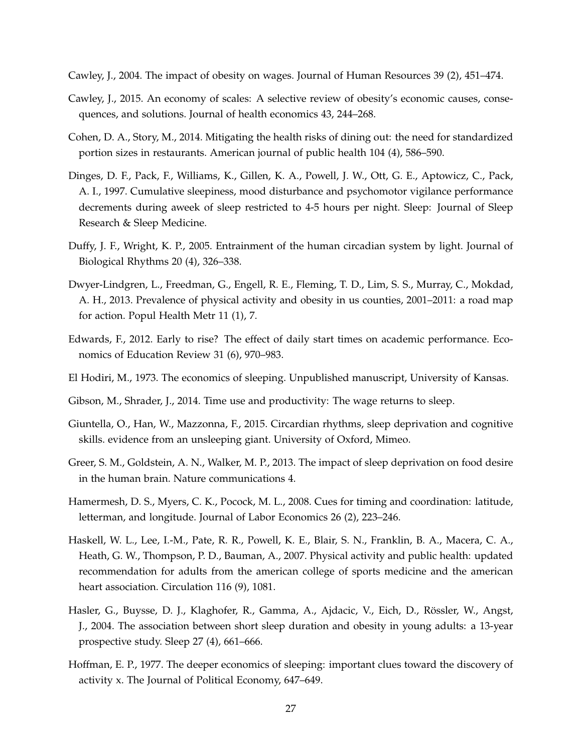Cawley, J., 2004. The impact of obesity on wages. Journal of Human Resources 39 (2), 451–474.

Cawley, J., 2015. An economy of scales: A selective review of obesity's economic causes, consequences, and solutions. Journal of health economics 43, 244–268.

Cohen, D. A., Story, M., 2014. Mitigating the health risks of dining out: the need for standardized portion sizes in restaurants. American journal of public health 104 (4), 586–590.

Dinges, D. F., Pack, F., Williams, K., Gillen, K. A., Powell, J. W., Ott, G. E., Aptowicz, C., Pack, A. I., 1997. Cumulative sleepiness, mood disturbance and psychomotor vigilance performance decrements during aweek of sleep restricted to 4-5 hours per night. Sleep: Journal of Sleep Research & Sleep Medicine.

Duffy, J. F., Wright, K. P., 2005. Entrainment of the human circadian system by light. Journal of Biological Rhythms 20 (4), 326–338.

Dwyer-Lindgren, L., Freedman, G., Engell, R. E., Fleming, T. D., Lim, S. S., Murray, C., Mokdad, A. H., 2013. Prevalence of physical activity and obesity in us counties, 2001–2011: a road map for action. Popul Health Metr 11 (1), 7.

Edwards, F., 2012. Early to rise? The effect of daily start times on academic performance. Economics of Education Review 31 (6), 970–983.

El Hodiri, M., 1973. The economics of sleeping. Unpublished manuscript, University of Kansas.

Gibson, M., Shrader, J., 2014. Time use and productivity: The wage returns to sleep.

Giuntella, O., Han, W., Mazzonna, F., 2015. Circardian rhythms, sleep deprivation and cognitive skills. evidence from an unsleeping giant. University of Oxford, Mimeo.

Greer, S. M., Goldstein, A. N., Walker, M. P., 2013. The impact of sleep deprivation on food desire in the human brain. Nature communications 4.

Hamermesh, D. S., Myers, C. K., Pocock, M. L., 2008. Cues for timing and coordination: latitude, letterman, and longitude. Journal of Labor Economics 26 (2), 223–246.

Haskell, W. L., Lee, I.-M., Pate, R. R., Powell, K. E., Blair, S. N., Franklin, B. A., Macera, C. A., Heath, G. W., Thompson, P. D., Bauman, A., 2007. Physical activity and public health: updated recommendation for adults from the american college of sports medicine and the american heart association. Circulation 116 (9), 1081.

Hasler, G., Buysse, D. J., Klaghofer, R., Gamma, A., Ajdacic, V., Eich, D., Rössler, W., Angst, J., 2004. The association between short sleep duration and obesity in young adults: a 13-year prospective study. Sleep 27 (4), 661–666.

Hoffman, E. P., 1977. The deeper economics of sleeping: important clues toward the discovery of activity x. The Journal of Political Economy, 647–649.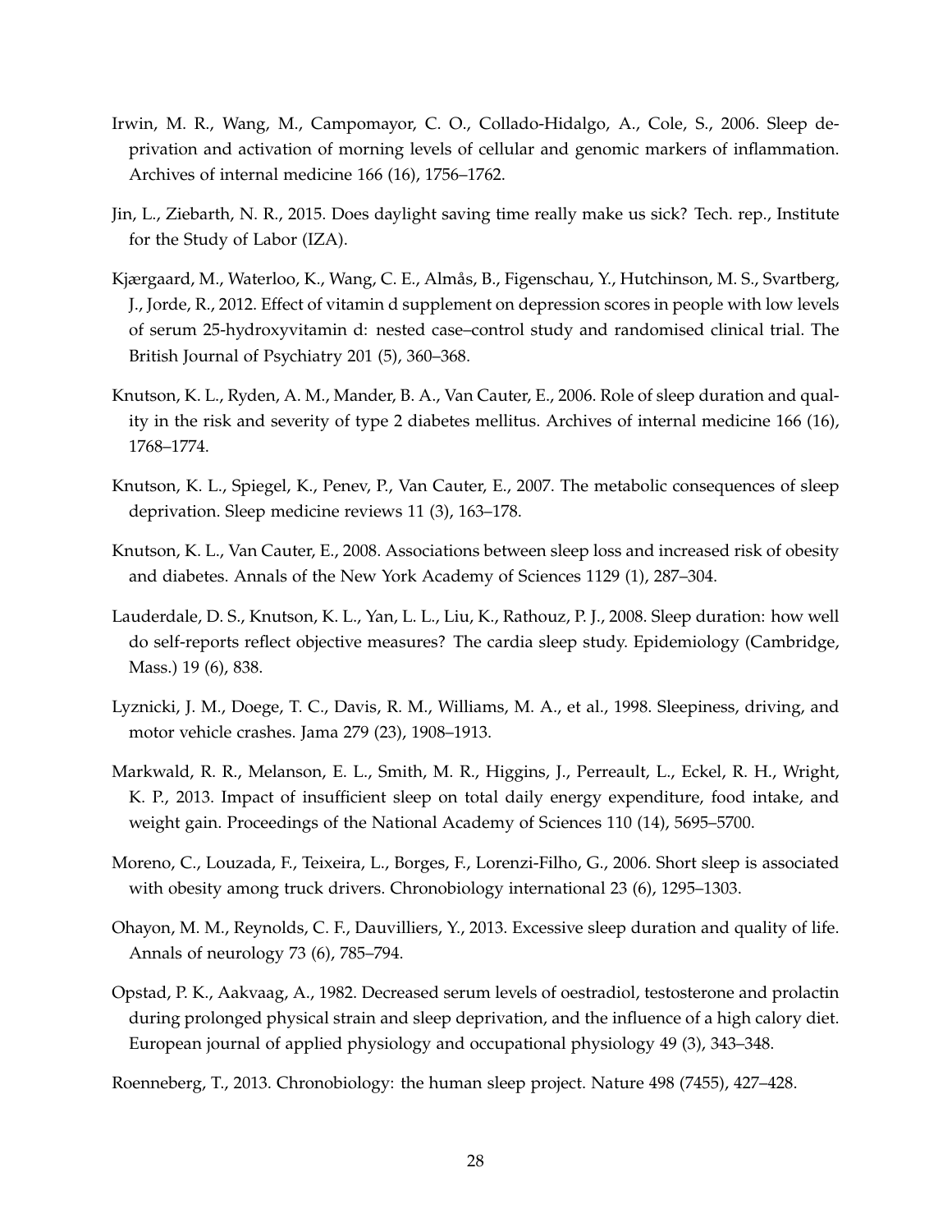Irwin, M. R., Wang, M., Campomayor, C. O., Collado-Hidalgo, A., Cole, S., 2006. Sleep deprivation and activation of morning levels of cellular and genomic markers of inflammation. Archives of internal medicine 166 (16), 1756–1762.

Jin, L., Ziebarth, N. R., 2015. Does daylight saving time really make us sick? Tech. rep., Institute for the Study of Labor (IZA).

Kjærgaard, M., Waterloo, K., Wang, C. E., Almås, B., Figenschau, Y., Hutchinson, M. S., Svartberg, J., Jorde, R., 2012. Effect of vitamin d supplement on depression scores in people with low levels of serum 25-hydroxyvitamin d: nested case–control study and randomised clinical trial. The British Journal of Psychiatry 201 (5), 360–368.

Knutson, K. L., Ryden, A. M., Mander, B. A., Van Cauter, E., 2006. Role of sleep duration and quality in the risk and severity of type 2 diabetes mellitus. Archives of internal medicine 166 (16), 1768–1774.

Knutson, K. L., Spiegel, K., Penev, P., Van Cauter, E., 2007. The metabolic consequences of sleep deprivation. Sleep medicine reviews 11 (3), 163–178.

Knutson, K. L., Van Cauter, E., 2008. Associations between sleep loss and increased risk of obesity and diabetes. Annals of the New York Academy of Sciences 1129 (1), 287–304.

Lauderdale, D. S., Knutson, K. L., Yan, L. L., Liu, K., Rathouz, P. J., 2008. Sleep duration: how well do self-reports reflect objective measures? The cardia sleep study. Epidemiology (Cambridge, Mass.) 19 (6), 838.

Lyznicki, J. M., Doege, T. C., Davis, R. M., Williams, M. A., et al., 1998. Sleepiness, driving, and motor vehicle crashes. Jama 279 (23), 1908–1913.

Markwald, R. R., Melanson, E. L., Smith, M. R., Higgins, J., Perreault, L., Eckel, R. H., Wright, K. P., 2013. Impact of insufficient sleep on total daily energy expenditure, food intake, and weight gain. Proceedings of the National Academy of Sciences 110 (14), 5695–5700.

Moreno, C., Louzada, F., Teixeira, L., Borges, F., Lorenzi-Filho, G., 2006. Short sleep is associated with obesity among truck drivers. Chronobiology international 23 (6), 1295–1303.

Ohayon, M. M., Reynolds, C. F., Dauvilliers, Y., 2013. Excessive sleep duration and quality of life. Annals of neurology 73 (6), 785–794.

Opstad, P. K., Aakvaag, A., 1982. Decreased serum levels of oestradiol, testosterone and prolactin during prolonged physical strain and sleep deprivation, and the influence of a high calory diet. European journal of applied physiology and occupational physiology 49 (3), 343–348.

Roenneberg, T., 2013. Chronobiology: the human sleep project. Nature 498 (7455), 427–428.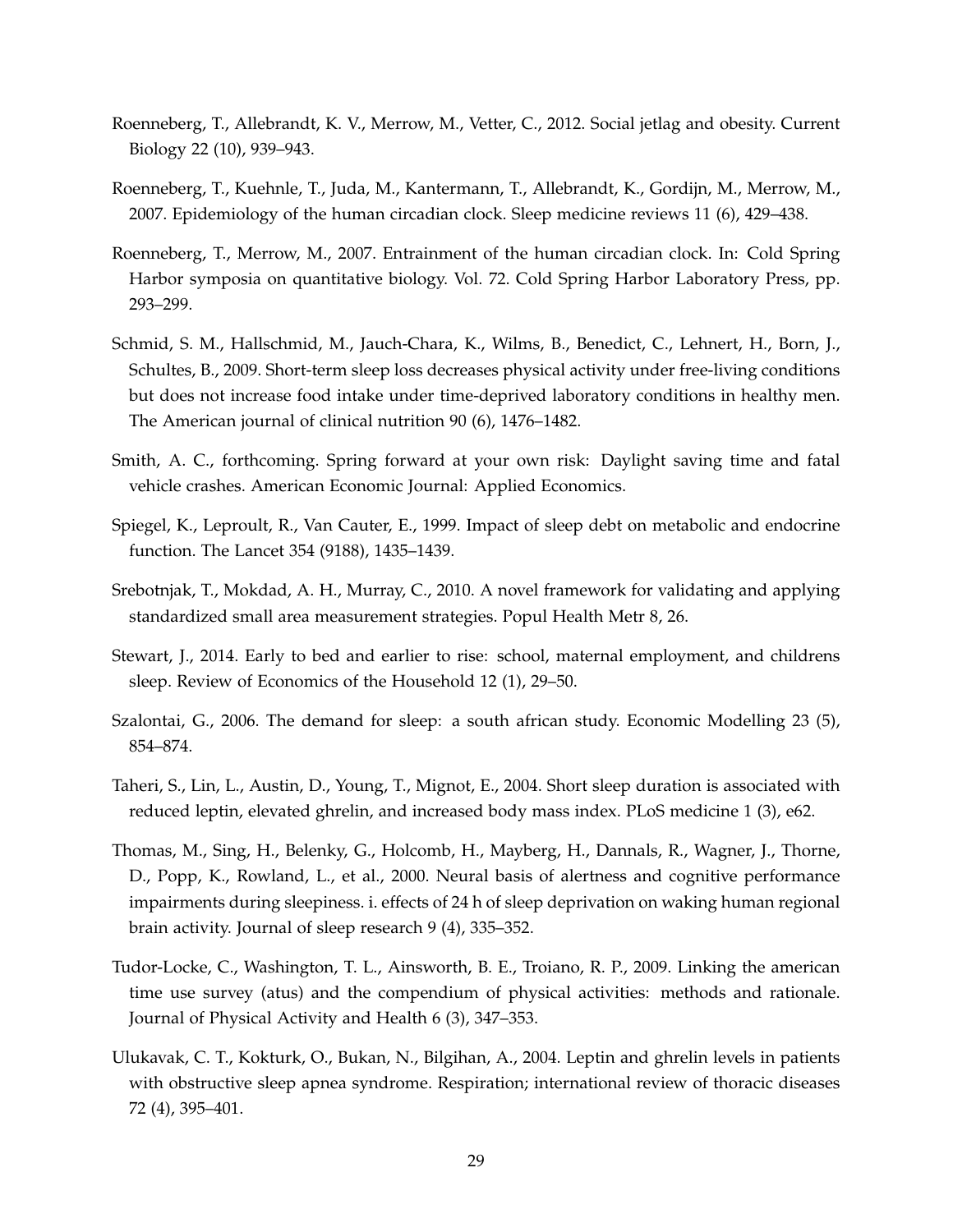Roenneberg, T., Allebrandt, K. V., Merrow, M., Vetter, C., 2012. Social jetlag and obesity. Current Biology 22 (10), 939–943.

Roenneberg, T., Kuehnle, T., Juda, M., Kantermann, T., Allebrandt, K., Gordijn, M., Merrow, M., 2007. Epidemiology of the human circadian clock. Sleep medicine reviews 11 (6), 429–438.

Roenneberg, T., Merrow, M., 2007. Entrainment of the human circadian clock. In: Cold Spring Harbor symposia on quantitative biology. Vol. 72. Cold Spring Harbor Laboratory Press, pp. 293–299.

Schmid, S. M., Hallschmid, M., Jauch-Chara, K., Wilms, B., Benedict, C., Lehnert, H., Born, J., Schultes, B., 2009. Short-term sleep loss decreases physical activity under free-living conditions but does not increase food intake under time-deprived laboratory conditions in healthy men. The American journal of clinical nutrition 90 (6), 1476–1482.

Smith, A. C., forthcoming. Spring forward at your own risk: Daylight saving time and fatal vehicle crashes. American Economic Journal: Applied Economics.

Spiegel, K., Leproult, R., Van Cauter, E., 1999. Impact of sleep debt on metabolic and endocrine function. The Lancet 354 (9188), 1435–1439.

Srebotnjak, T., Mokdad, A. H., Murray, C., 2010. A novel framework for validating and applying standardized small area measurement strategies. Popul Health Metr 8, 26.

Stewart, J., 2014. Early to bed and earlier to rise: school, maternal employment, and childrens sleep. Review of Economics of the Household 12 (1), 29–50.

Szalontai, G., 2006. The demand for sleep: a south african study. Economic Modelling 23 (5), 854–874.

Taheri, S., Lin, L., Austin, D., Young, T., Mignot, E., 2004. Short sleep duration is associated with reduced leptin, elevated ghrelin, and increased body mass index. PLoS medicine 1 (3), e62.

Thomas, M., Sing, H., Belenky, G., Holcomb, H., Mayberg, H., Dannals, R., Wagner, J., Thorne, D., Popp, K., Rowland, L., et al., 2000. Neural basis of alertness and cognitive performance impairments during sleepiness. i. effects of 24 h of sleep deprivation on waking human regional brain activity. Journal of sleep research 9 (4), 335–352.

Tudor-Locke, C., Washington, T. L., Ainsworth, B. E., Troiano, R. P., 2009. Linking the american time use survey (atus) and the compendium of physical activities: methods and rationale. Journal of Physical Activity and Health 6 (3), 347–353.

Ulukavak, C. T., Kokturk, O., Bukan, N., Bilgihan, A., 2004. Leptin and ghrelin levels in patients with obstructive sleep apnea syndrome. Respiration; international review of thoracic diseases 72 (4), 395–401.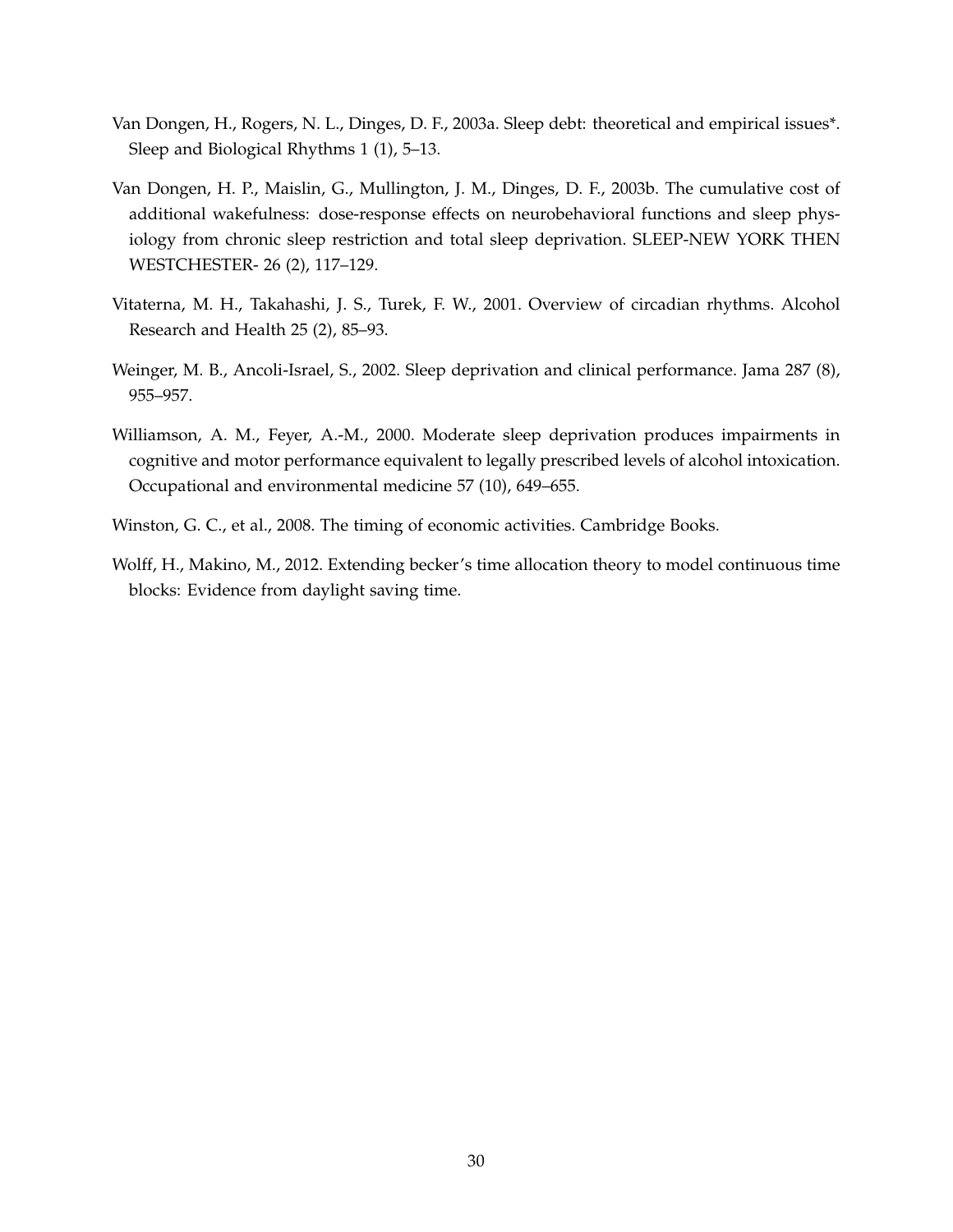Van Dongen, H., Rogers, N. L., Dinges, D. F., 2003a. Sleep debt: theoretical and empirical issues*. Sleep and Biological Rhythms 1 (1), 5–13.

Van Dongen, H. P., Maislin, G., Mullington, J. M., Dinges, D. F., 2003b. The cumulative cost of additional wakefulness: dose-response effects on neurobehavioral functions and sleep physiology from chronic sleep restriction and total sleep deprivation. SLEEP-NEW YORK THEN WESTCHESTER- 26 (2), 117–129.

Vitaterna, M. H., Takahashi, J. S., Turek, F. W., 2001. Overview of circadian rhythms. Alcohol Research and Health 25 (2), 85–93.

Weinger, M. B., Ancoli-Israel, S., 2002. Sleep deprivation and clinical performance. Jama 287 (8), 955–957.

Williamson, A. M., Feyer, A.-M., 2000. Moderate sleep deprivation produces impairments in cognitive and motor performance equivalent to legally prescribed levels of alcohol intoxication. Occupational and environmental medicine 57 (10), 649–655.

Winston, G. C., et al., 2008. The timing of economic activities. Cambridge Books.

Wolff, H., Makino, M., 2012. Extending becker's time allocation theory to model continuous time blocks: Evidence from daylight saving time.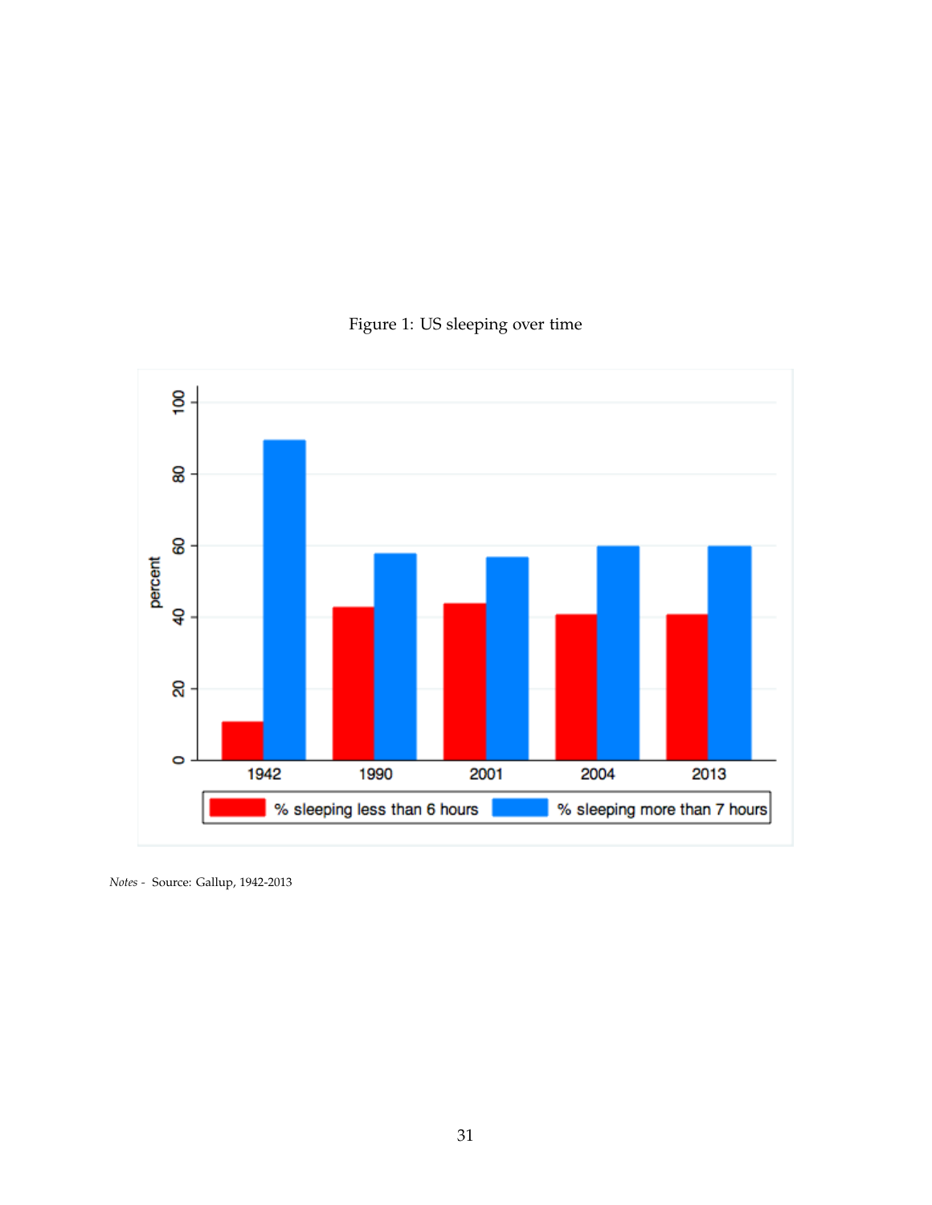Figure 1: US sleeping over time

percent

100
80
60
40
20
0

1942
1990
2001
2004
2013

% sleeping less than 6 hours
% sleeping more than 7 hours

*Notes* - Source: Gallup, 1942-2013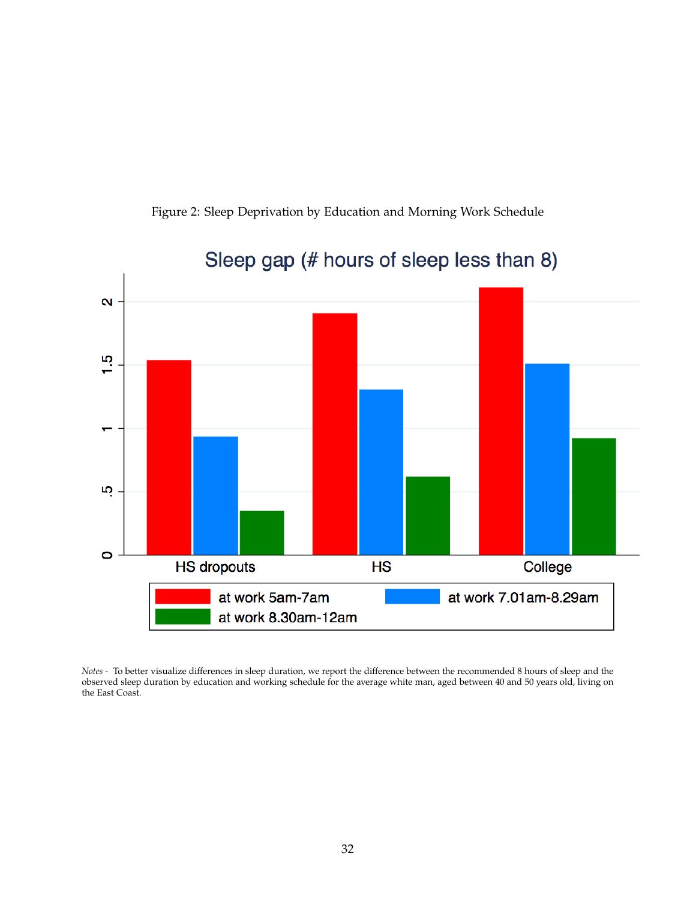Figure 2: Sleep Deprivation by Education and Morning Work Schedule

Sleep gap (# hours of sleep less than 8)

*Notes* - To better visualize differences in sleep duration, we report the difference between the recommended 8 hours of sleep and the observed sleep duration by education and working schedule for the average white man, aged between 40 and 50 years old, living on the East Coast.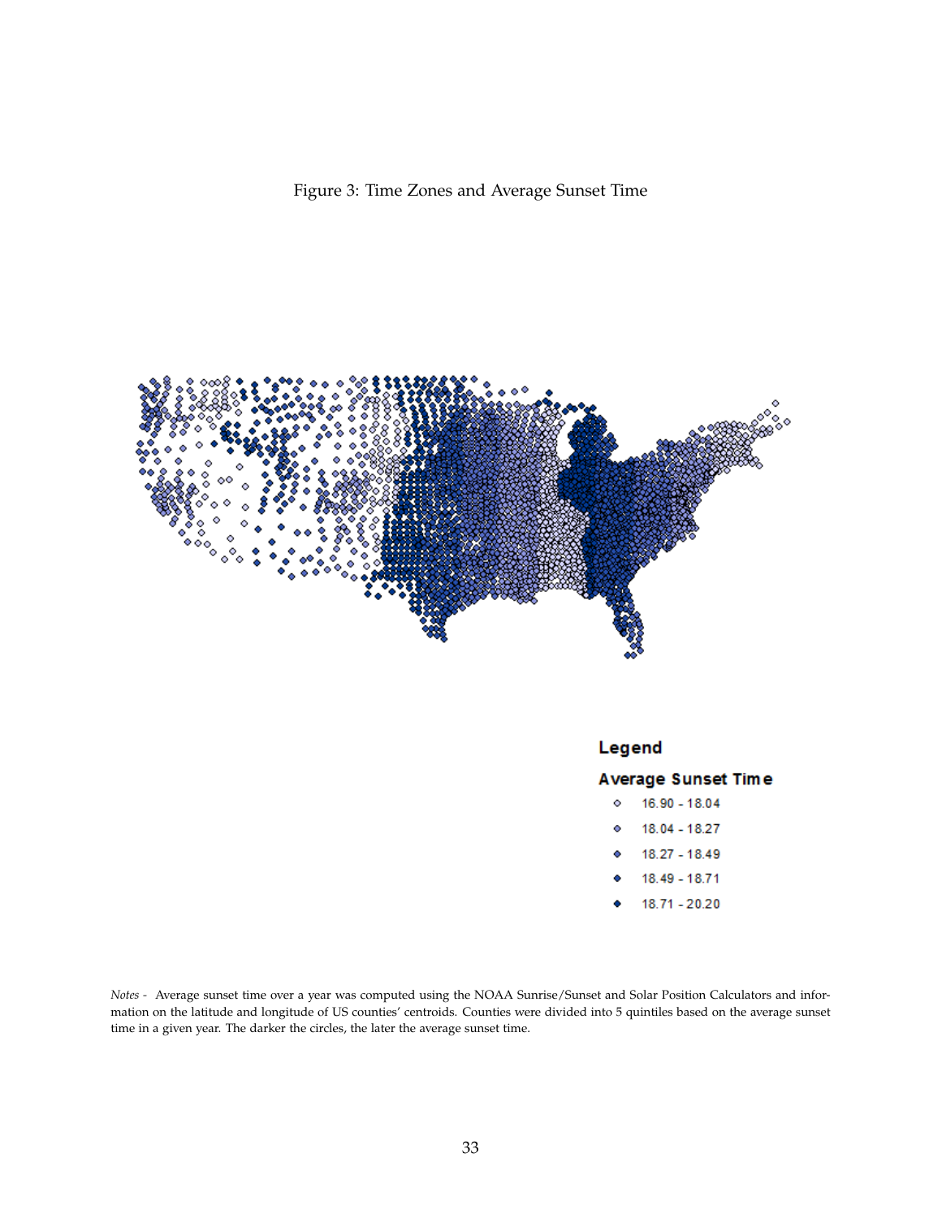Figure 3: Time Zones and Average Sunset Time

Legend

Average Sunset Time

16.90 - 18.04

18.04 - 18.27

18.27 - 18.49

18.49 - 18.71

18.71 - 20.20

*Notes -* Average sunset time over a year was computed using the NOAA Sunrise/Sunset and Solar Position Calculators and information on the latitude and longitude of US counties' centroids. Counties were divided into 5 quintiles based on the average sunset time in a given year. The darker the circles, the later the average sunset time.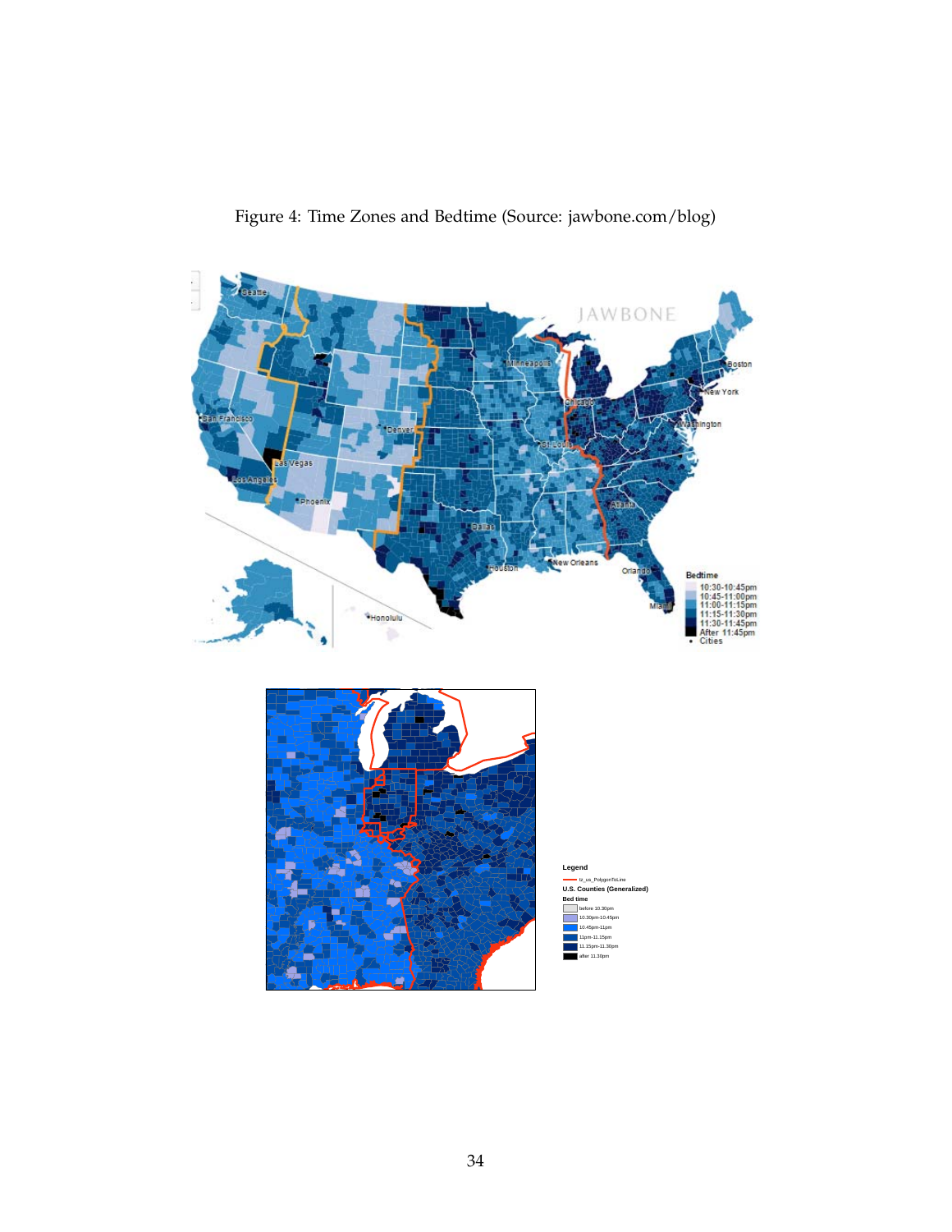Figure 4: Time Zones and Bedtime (Source: jawbone.com/blog)

JAWBONE

Seattle
Minneapolis
Boston
New York
Chicago
San Francisco
Denver
Washington
St. Louis
Las Vegas
Los Angeles
Atlanta
Phoenix
Dallas
Houston
New Orleans
Orlando
Miami
Honolulu

Bedtime
10:30-10:45pm
10:45-11:00pm
11:00-11:15pm
11:15-11:30pm
11:30-11:45pm
After 11:45pm
Cities

Legend
tz_us_PolygonToLine
U.S. Counties (Generalized)
Bed time
before 10.30pm
10.30pm-10.45pm
10.45pm-11pm
11pm-11.15pm
11.15pm-11.30pm
after 11.30pm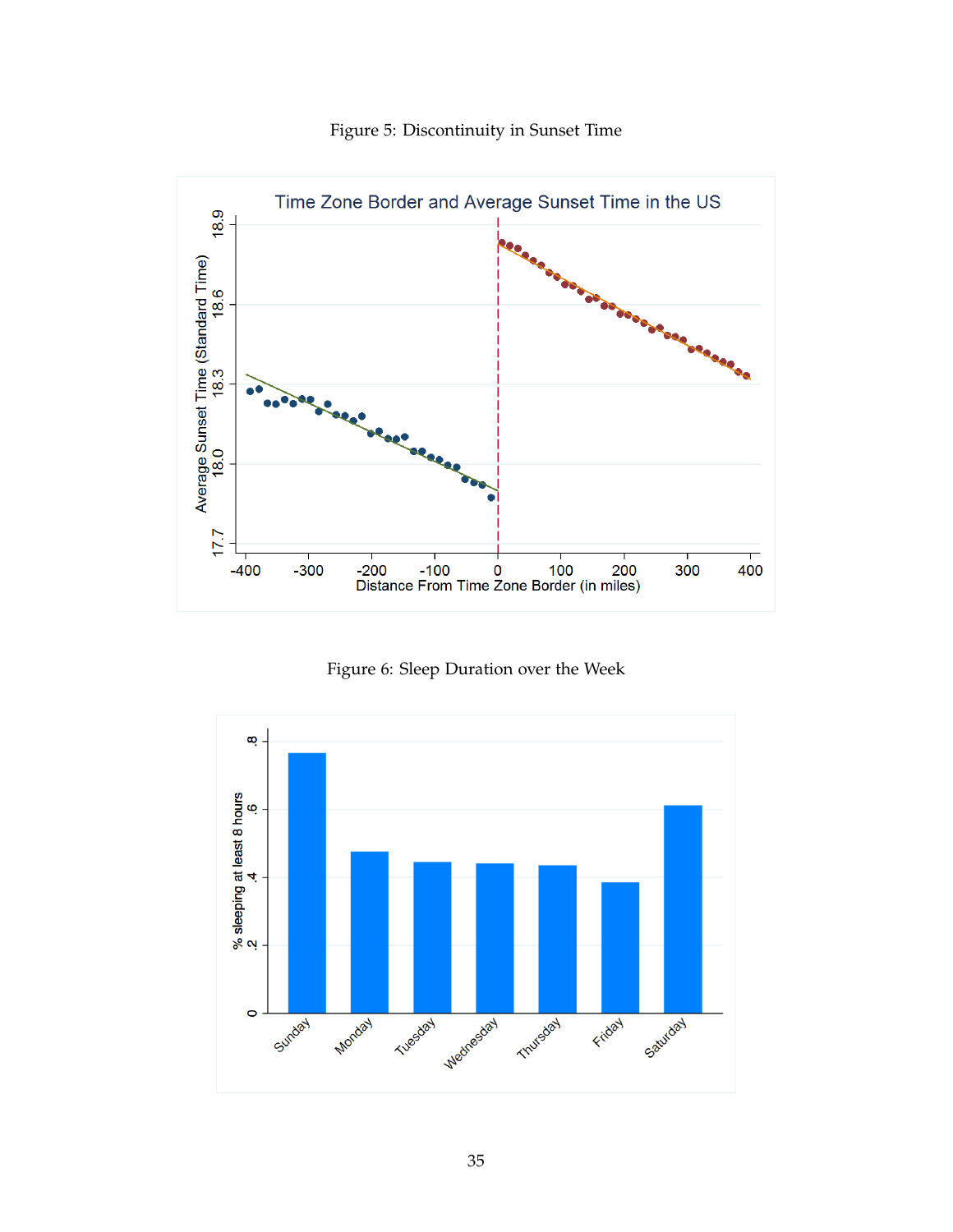Figure 5: Discontinuity in Sunset Time

Time Zone Border and Average Sunset Time in the US

Average Sunset Time (Standard Time)

17.7
18.0
18.3
18.6
18.9

-400
-300
-200
-100
0
100
200
300
400

Distance From Time Zone Border (in miles)

Figure 6: Sleep Duration over the Week

% sleeping at least 8 hours

0
.2
.4
.6
.8

Sunday
Monday
Tuesday
Wednesday
Thursday
Friday
Saturday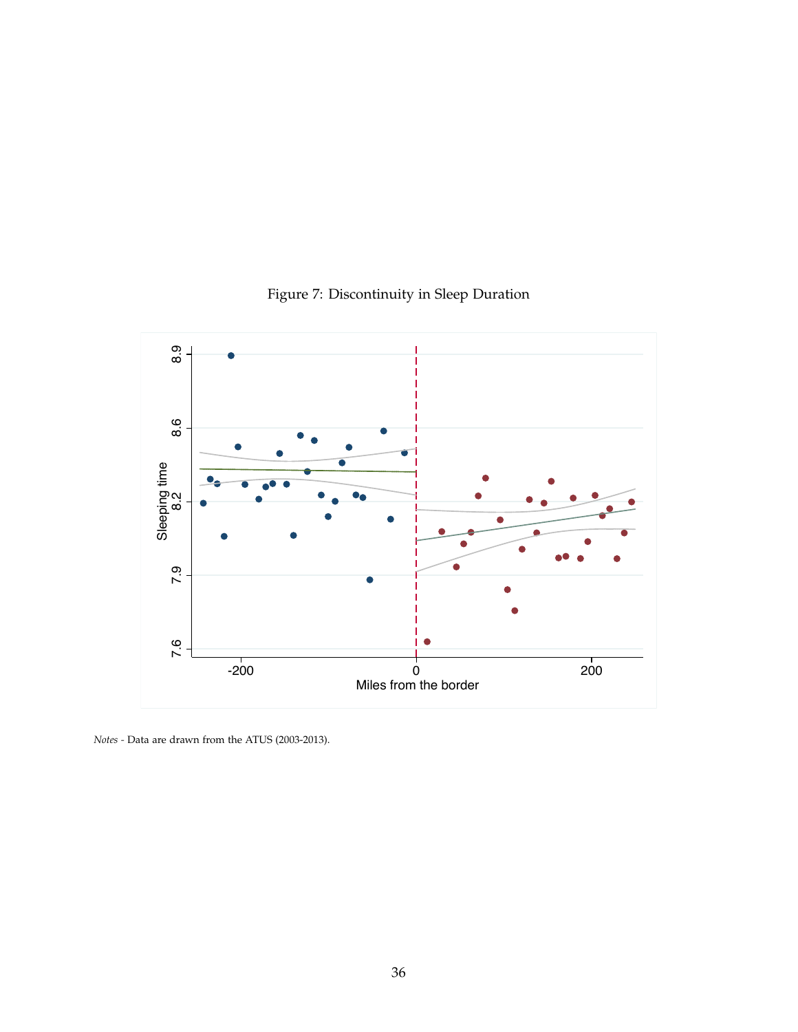Figure 7: Discontinuity in Sleep Duration

Sleeping time

8.9

8.6

8.2

7.9

7.6

-200

0

200

Miles from the border

*Notes* - Data are drawn from the ATUS (2003-2013).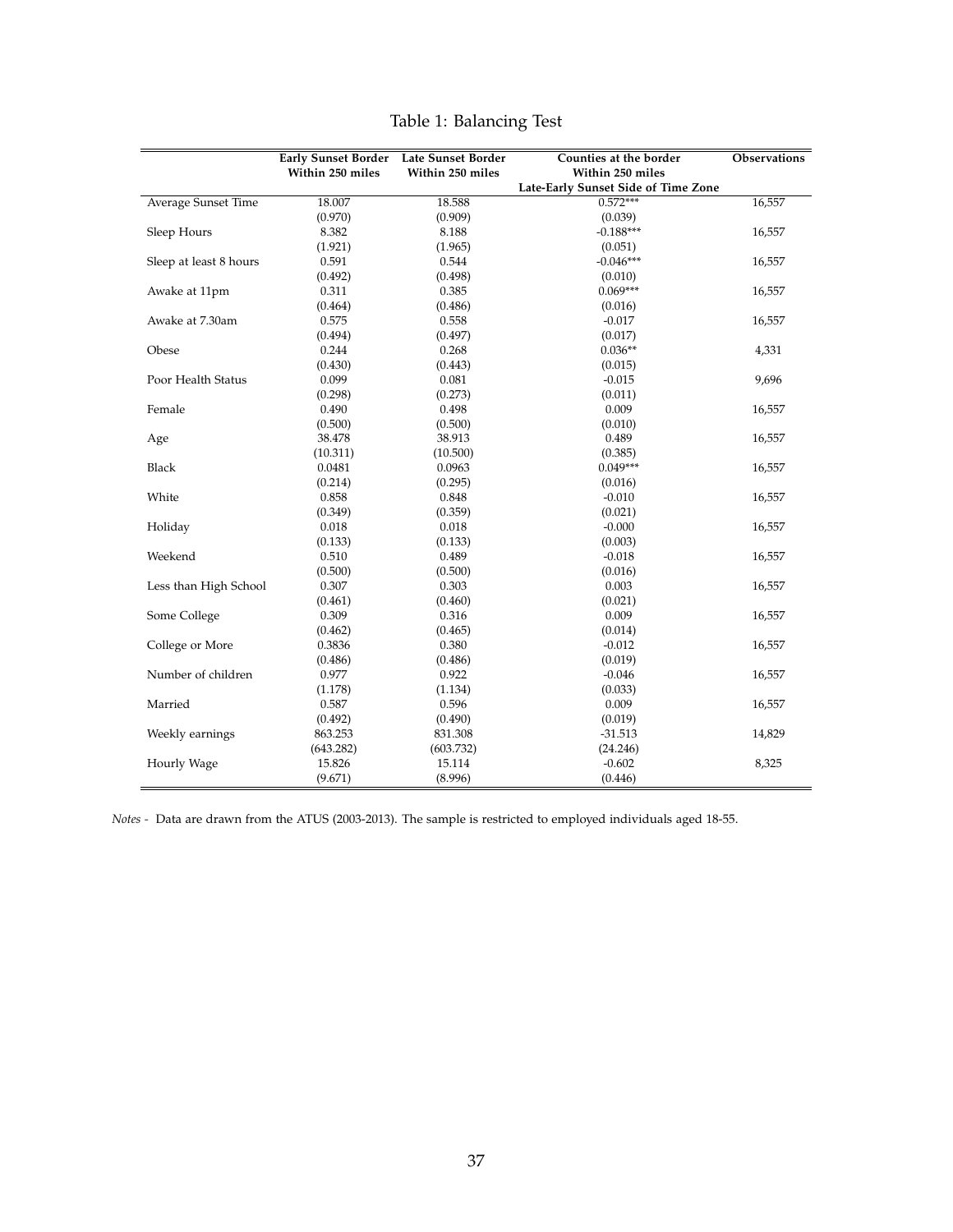Table 1: Balancing Test

| | Early Sunset Border Within 250 miles | Late Sunset Border Within 250 miles | Counties at the border Within 250 miles Late-Early Sunset Side of Time Zone | Observations |
|---|---|---|---|---|
| Average Sunset Time | 18.007 | 18.588 | 0.572*** | 16,557 |
| | (0.970) | (0.909) | (0.039) | |
| Sleep Hours | 8.382 | 8.188 | -0.188*** | 16,557 |
| | (1.921) | (1.965) | (0.051) | |
| Sleep at least 8 hours | 0.591 | 0.544 | -0.046*** | 16,557 |
| | (0.492) | (0.498) | (0.010) | |
| Awake at 11pm | 0.311 | 0.385 | 0.069*** | 16,557 |
| | (0.464) | (0.486) | (0.016) | |
| Awake at 7.30am | 0.575 | 0.558 | -0.017 | 16,557 |
| | (0.494) | (0.497) | (0.017) | |
| Obese | 0.244 | 0.268 | 0.036** | 4,331 |
| | (0.430) | (0.443) | (0.015) | |
| Poor Health Status | 0.099 | 0.081 | -0.015 | 9,696 |
| | (0.298) | (0.273) | (0.011) | |
| Female | 0.490 | 0.498 | 0.009 | 16,557 |
| | (0.500) | (0.500) | (0.010) | |
| Age | 38.478 | 38.913 | 0.489 | 16,557 |
| | (10.311) | (10.500) | (0.385) | |
| Black | 0.0481 | 0.0963 | 0.049*** | 16,557 |
| | (0.214) | (0.295) | (0.016) | |
| White | 0.858 | 0.848 | -0.010 | 16,557 |
| | (0.349) | (0.359) | (0.021) | |
| Holiday | 0.018 | 0.018 | -0.000 | 16,557 |
| | (0.133) | (0.133) | (0.003) | |
| Weekend | 0.510 | 0.489 | -0.018 | 16,557 |
| | (0.500) | (0.500) | (0.016) | |
| Less than High School | 0.307 | 0.303 | 0.003 | 16,557 |
| | (0.461) | (0.460) | (0.021) | |
| Some College | 0.309 | 0.316 | 0.009 | 16,557 |
| | (0.462) | (0.465) | (0.014) | |
| College or More | 0.3836 | 0.380 | -0.012 | 16,557 |
| | (0.486) | (0.486) | (0.019) | |
| Number of children | 0.977 | 0.922 | -0.046 | 16,557 |
| | (1.178) | (1.134) | (0.033) | |
| Married | 0.587 | 0.596 | 0.009 | 16,557 |
| | (0.492) | (0.490) | (0.019) | |
| Weekly earnings | 863.253 | 831.308 | -31.513 | 14,829 |
| | (643.282) | (603.732) | (24.246) | |
| Hourly Wage | 15.826 | 15.114 | -0.602 | 8,325 |
| | (9.671) | (8.996) | (0.446) | |

*Notes* - Data are drawn from the ATUS (2003-2013). The sample is restricted to employed individuals aged 18-55.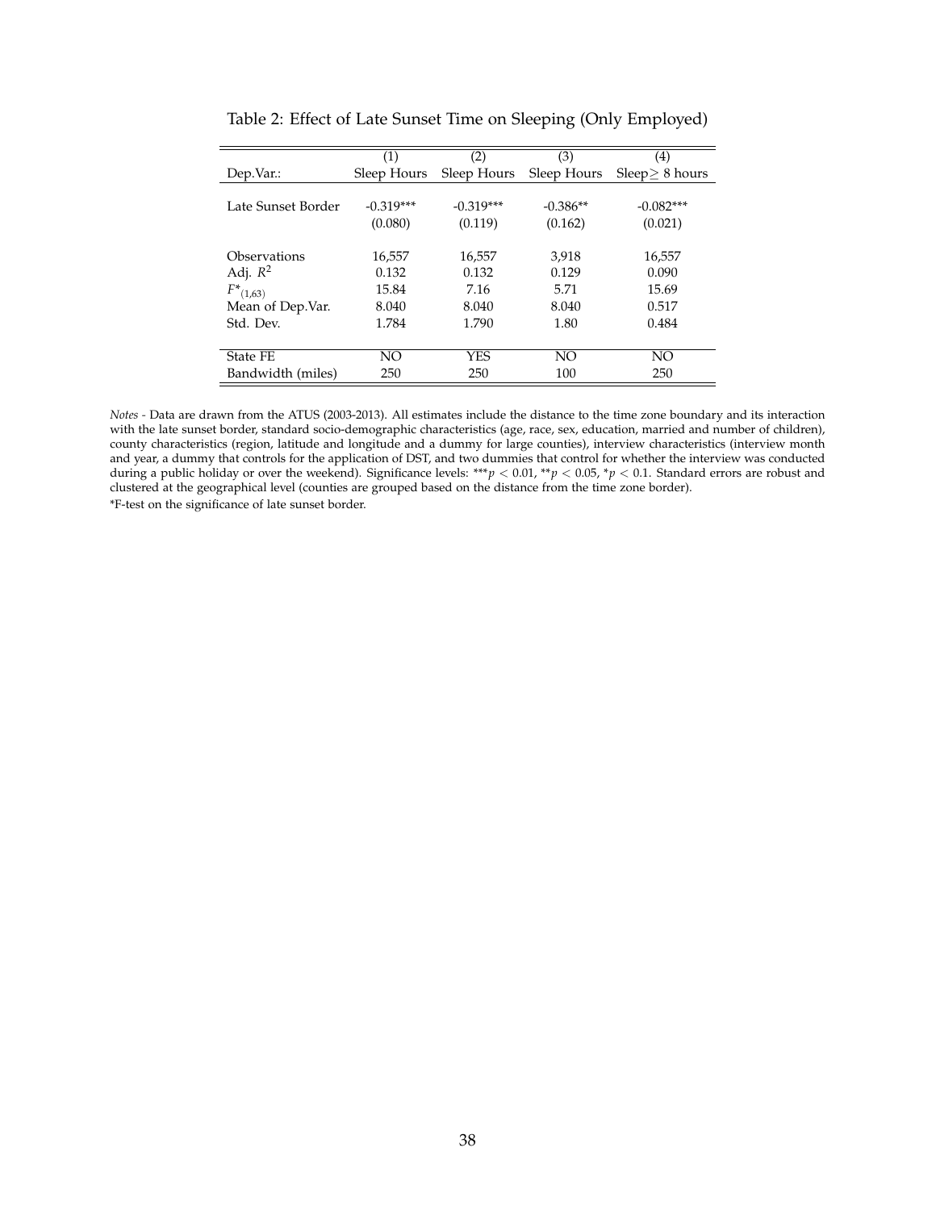Table 2: Effect of Late Sunset Time on Sleeping (Only Employed)

| | (1) | (2) | (3) | (4) |
|---|---|---|---|---|
| Dep.Var.: | Sleep Hours | Sleep Hours | Sleep Hours | Sleep$\geq$ 8 hours |
| Late Sunset Border | -0.319*** | -0.319*** | -0.386** | -0.082*** |
| | (0.080) | (0.119) | (0.162) | (0.021) |
| Observations | 16,557 | 16,557 | 3,918 | 16,557 |
| Adj. $R^2$ | 0.132 | 0.132 | 0.129 | 0.090 |
| $F^*_{(1,63)}$ | 15.84 | 7.16 | 5.71 | 15.69 |
| Mean of Dep.Var. | 8.040 | 8.040 | 8.040 | 0.517 |
| Std. Dev. | 1.784 | 1.790 | 1.80 | 0.484 |
| State FE | NO | YES | NO | NO |
| Bandwidth (miles) | 250 | 250 | 100 | 250 |

*Notes* - Data are drawn from the ATUS (2003-2013). All estimates include the distance to the time zone boundary and its interaction with the late sunset border, standard socio-demographic characteristics (age, race, sex, education, married and number of children), county characteristics (region, latitude and longitude and a dummy for large counties), interview characteristics (interview month and year, a dummy that controls for the application of DST, and two dummies that control for whether the interview was conducted during a public holiday or over the weekend). Significance levels: ***$p < 0.01$, **$p < 0.05$, *$p < 0.1$. Standard errors are robust and clustered at the geographical level (counties are grouped based on the distance from the time zone border).

*F-test on the significance of late sunset border.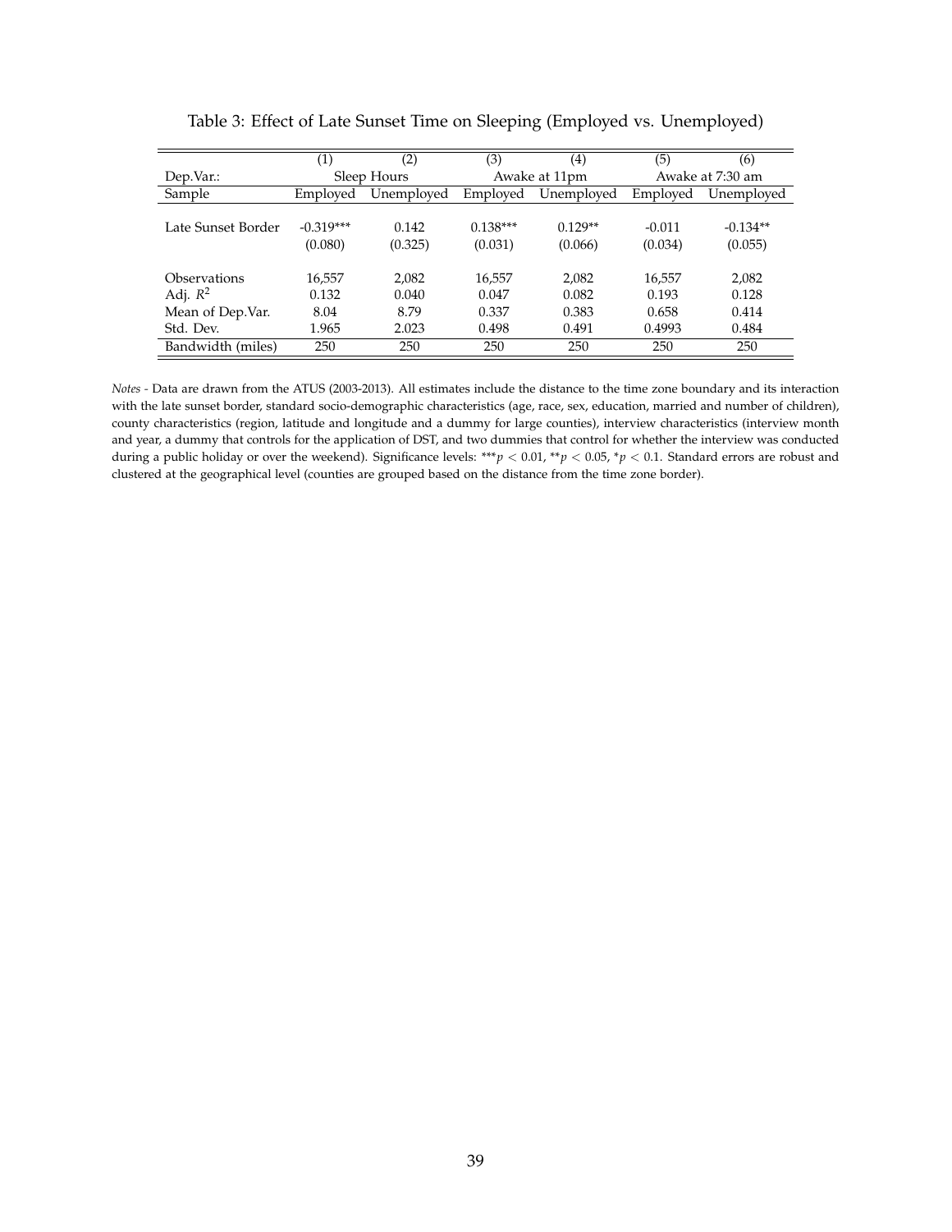Table 3: Effect of Late Sunset Time on Sleeping (Employed vs. Unemployed)

| | (1) | (2) | (3) | (4) | (5) | (6) |
|---|---|---|---|---|---|---|
| Dep.Var.: | Sleep Hours | | Awake at 11pm | | Awake at 7:30 am | |
| Sample | Employed | Unemployed | Employed | Unemployed | Employed | Unemployed |
| Late Sunset Border | -0.319*** | 0.142 | 0.138*** | 0.129** | -0.011 | -0.134** |
| | (0.080) | (0.325) | (0.031) | (0.066) | (0.034) | (0.055) |
| Observations | 16,557 | 2,082 | 16,557 | 2,082 | 16,557 | 2,082 |
| Adj. $R^2$ | 0.132 | 0.040 | 0.047 | 0.082 | 0.193 | 0.128 |
| Mean of Dep.Var. | 8.04 | 8.79 | 0.337 | 0.383 | 0.658 | 0.414 |
| Std. Dev. | 1.965 | 2.023 | 0.498 | 0.491 | 0.4993 | 0.484 |
| Bandwidth (miles) | 250 | 250 | 250 | 250 | 250 | 250 |

*Notes* - Data are drawn from the ATUS (2003-2013). All estimates include the distance to the time zone boundary and its interaction with the late sunset border, standard socio-demographic characteristics (age, race, sex, education, married and number of children), county characteristics (region, latitude and longitude and a dummy for large counties), interview characteristics (interview month and year, a dummy that controls for the application of DST, and two dummies that control for whether the interview was conducted during a public holiday or over the weekend). Significance levels: ***$p < 0.01$, **$p < 0.05$, *$p < 0.1$. Standard errors are robust and clustered at the geographical level (counties are grouped based on the distance from the time zone border).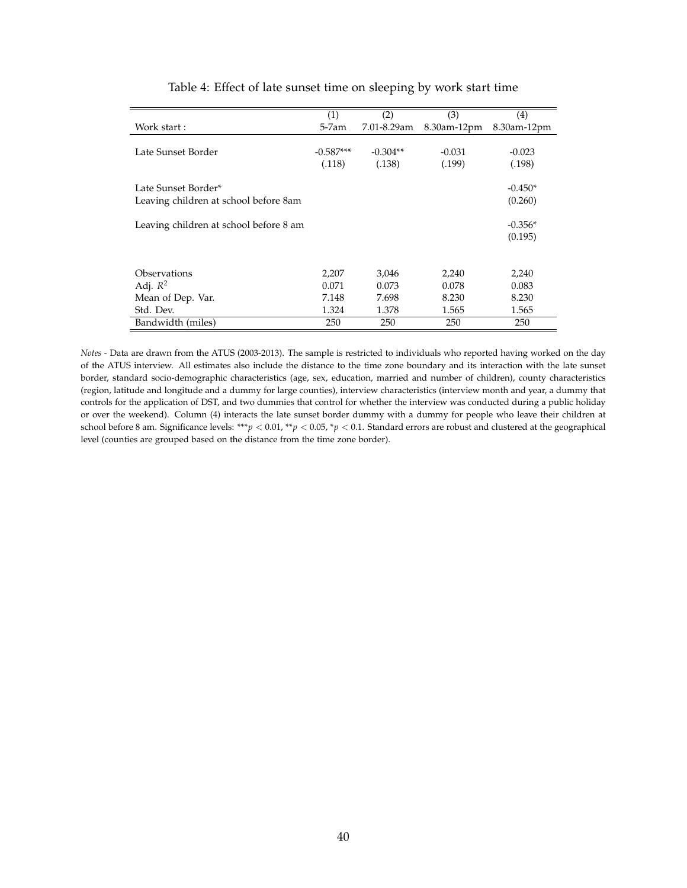Table 4: Effect of late sunset time on sleeping by work start time

| | (1) | (2) | (3) | (4) |
|---|---|---|---|---|
| Work start : | 5-7am | 7.01-8.29am | 8.30am-12pm | 8.30am-12pm |
| Late Sunset Border | -0.587*** | -0.304** | -0.031 | -0.023 |
| | (.118) | (.138) | (.199) | (.198) |
| Late Sunset Border* Leaving children at school before 8am | | | | -0.450* |
| | | | | (0.260) |
| Leaving children at school before 8 am | | | | -0.356* |
| | | | | (0.195) |
| Observations | 2,207 | 3,046 | 2,240 | 2,240 |
| Adj. $R^2$ | 0.071 | 0.073 | 0.078 | 0.083 |
| Mean of Dep. Var. | 7.148 | 7.698 | 8.230 | 8.230 |
| Std. Dev. | 1.324 | 1.378 | 1.565 | 1.565 |
| Bandwidth (miles) | 250 | 250 | 250 | 250 |

*Notes* - Data are drawn from the ATUS (2003-2013). The sample is restricted to individuals who reported having worked on the day of the ATUS interview. All estimates also include the distance to the time zone boundary and its interaction with the late sunset border, standard socio-demographic characteristics (age, sex, education, married and number of children), county characteristics (region, latitude and longitude and a dummy for large counties), interview characteristics (interview month and year, a dummy that controls for the application of DST, and two dummies that control for whether the interview was conducted during a public holiday or over the weekend). Column (4) interacts the late sunset border dummy with a dummy for people who leave their children at school before 8 am. Significance levels: ***$p < 0.01$, **$p < 0.05$, *$p < 0.1$. Standard errors are robust and clustered at the geographical level (counties are grouped based on the distance from the time zone border).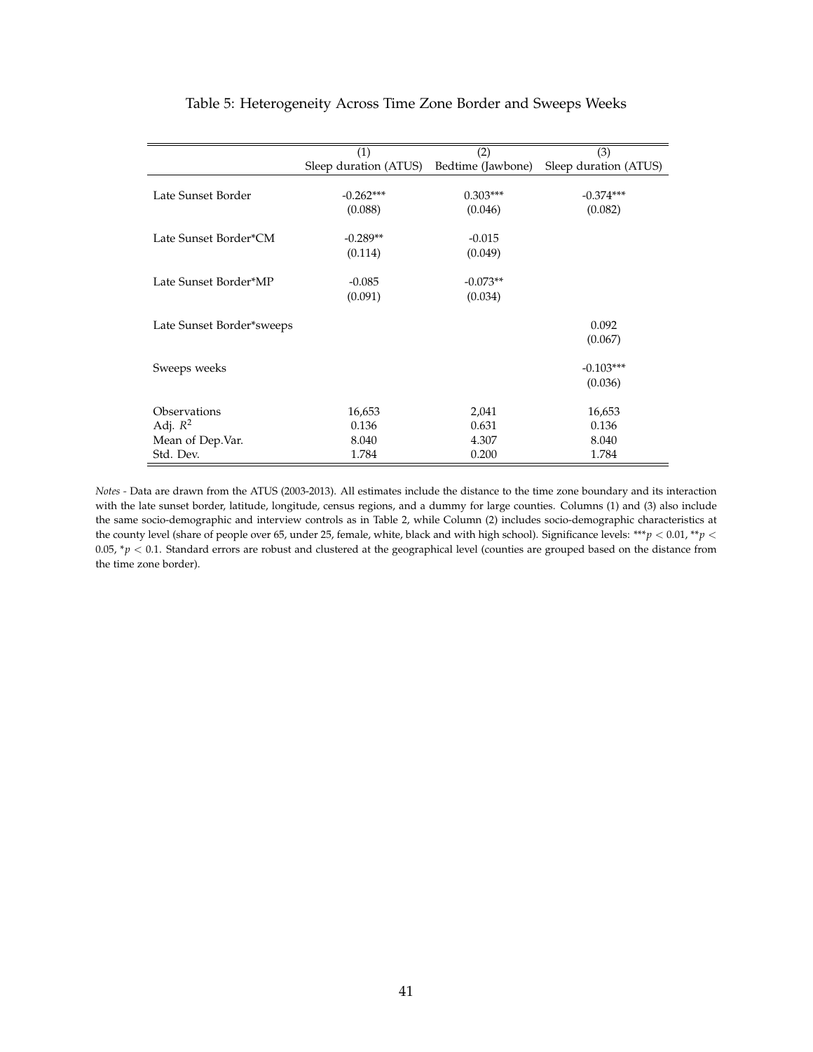Table 5: Heterogeneity Across Time Zone Border and Sweeps Weeks

| | (1) Sleep duration (ATUS) | (2) Bedtime (Jawbone) | (3) Sleep duration (ATUS) |
|---|---|---|---|
| Late Sunset Border | -0.262*** | 0.303*** | -0.374*** |
| | (0.088) | (0.046) | (0.082) |
| Late Sunset Border*CM | -0.289** | -0.015 | |
| | (0.114) | (0.049) | |
| Late Sunset Border*MP | -0.085 | -0.073** | |
| | (0.091) | (0.034) | |
| Late Sunset Border*sweeps | | | 0.092 |
| | | | (0.067) |
| Sweeps weeks | | | -0.103*** |
| | | | (0.036) |
| Observations | 16,653 | 2,041 | 16,653 |
| Adj. $R^2$ | 0.136 | 0.631 | 0.136 |
| Mean of Dep.Var. | 8.040 | 4.307 | 8.040 |
| Std. Dev. | 1.784 | 0.200 | 1.784 |

*Notes* - Data are drawn from the ATUS (2003-2013). All estimates include the distance to the time zone boundary and its interaction with the late sunset border, latitude, longitude, census regions, and a dummy for large counties. Columns (1) and (3) also include the same socio-demographic and interview controls as in Table 2, while Column (2) includes socio-demographic characteristics at the county level (share of people over 65, under 25, female, white, black and with high school). Significance levels: ***$p < 0.01$, **$p < 0.05$, *$p < 0.1$. Standard errors are robust and clustered at the geographical level (counties are grouped based on the distance from the time zone border).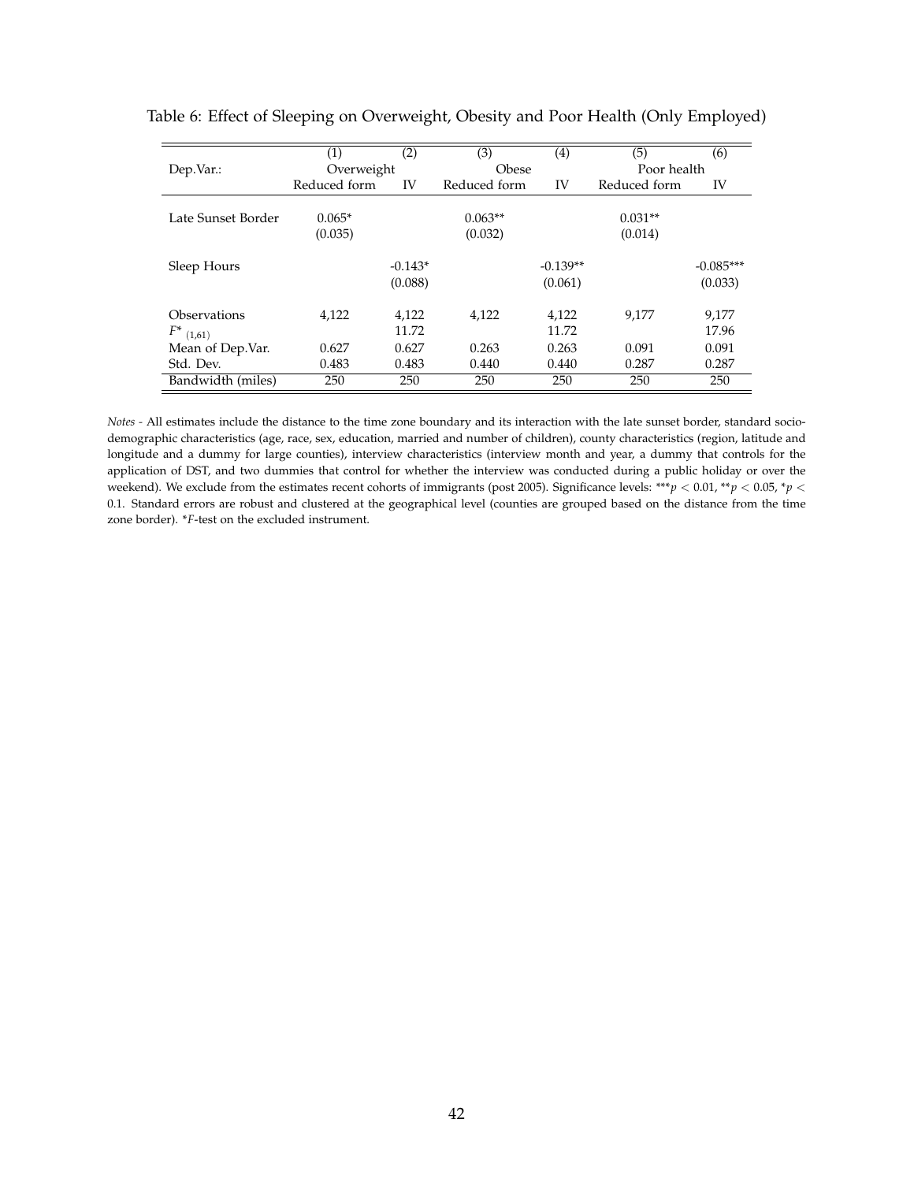Table 6: Effect of Sleeping on Overweight, Obesity and Poor Health (Only Employed)

| | (1) | (2) | (3) | (4) | (5) | (6) |
|---|---|---|---|---|---|---|
| Dep.Var.: | Overweight | | Obese | | Poor health | |
| | Reduced form | IV | Reduced form | IV | Reduced form | IV |
| Late Sunset Border | 0.065* | | 0.063** | | 0.031** | |
| | (0.035) | | (0.032) | | (0.014) | |
| Sleep Hours | | -0.143* | | -0.139** | | -0.085*** |
| | | (0.088) | | (0.061) | | (0.033) |
| Observations | 4,122 | 4,122 | 4,122 | 4,122 | 9,177 | 9,177 |
| $F^*_{(1,61)}$ | | 11.72 | | 11.72 | | 17.96 |
| Mean of Dep.Var. | 0.627 | 0.627 | 0.263 | 0.263 | 0.091 | 0.091 |
| Std. Dev. | 0.483 | 0.483 | 0.440 | 0.440 | 0.287 | 0.287 |
| Bandwidth (miles) | 250 | 250 | 250 | 250 | 250 | 250 |

*Notes* - All estimates include the distance to the time zone boundary and its interaction with the late sunset border, standard socio-demographic characteristics (age, race, sex, education, married and number of children), county characteristics (region, latitude and longitude and a dummy for large counties), interview characteristics (interview month and year, a dummy that controls for the application of DST, and two dummies that control for whether the interview was conducted during a public holiday or over the weekend). We exclude from the estimates recent cohorts of immigrants (post 2005). Significance levels: ***$p < 0.01$, **$p < 0.05$, *$p < 0.1$. Standard errors are robust and clustered at the geographical level (counties are grouped based on the distance from the time zone border). *$F$-test on the excluded instrument.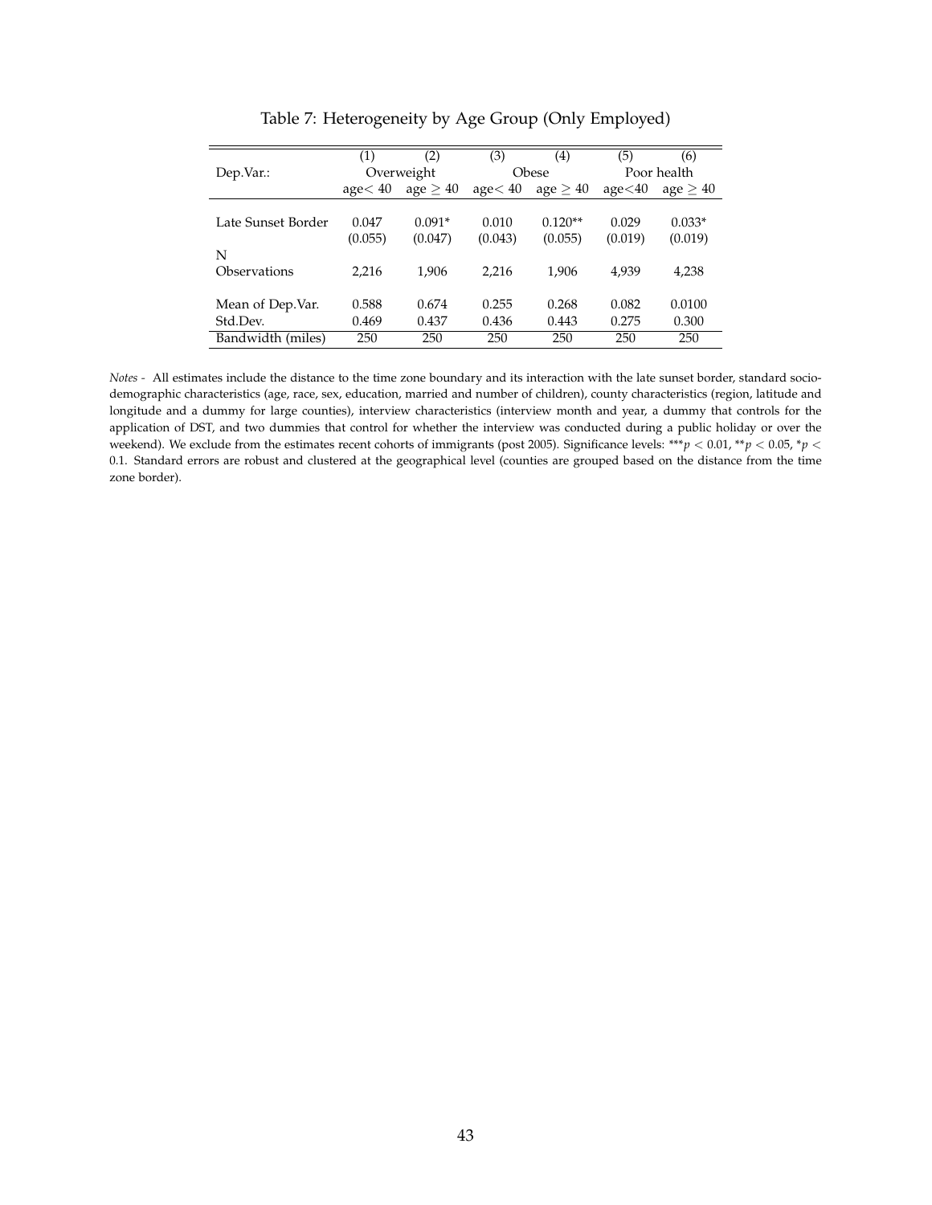Table 7: Heterogeneity by Age Group (Only Employed)

| | (1) | (2) | (3) | (4) | (5) | (6) |
|---|---|---|---|---|---|---|
| Dep.Var.: | Overweight | | Obese | | Poor health | |
| | age$<$ 40 | age $\geq$ 40 | age$<$ 40 | age $\geq$ 40 | age$<$40 | age $\geq$ 40 |
| Late Sunset Border | 0.047 | 0.091* | 0.010 | 0.120** | 0.029 | 0.033* |
| | (0.055) | (0.047) | (0.043) | (0.055) | (0.019) | (0.019) |
| N | | | | | | |
| Observations | 2,216 | 1,906 | 2,216 | 1,906 | 4,939 | 4,238 |
| Mean of Dep.Var. | 0.588 | 0.674 | 0.255 | 0.268 | 0.082 | 0.0100 |
| Std.Dev. | 0.469 | 0.437 | 0.436 | 0.443 | 0.275 | 0.300 |
| Bandwidth (miles) | 250 | 250 | 250 | 250 | 250 | 250 |

*Notes -* All estimates include the distance to the time zone boundary and its interaction with the late sunset border, standard socio-demographic characteristics (age, race, sex, education, married and number of children), county characteristics (region, latitude and longitude and a dummy for large counties), interview characteristics (interview month and year, a dummy that controls for the application of DST, and two dummies that control for whether the interview was conducted during a public holiday or over the weekend). We exclude from the estimates recent cohorts of immigrants (post 2005). Significance levels: ***$p < 0.01$, **$p < 0.05$, *$p < 0.1$. Standard errors are robust and clustered at the geographical level (counties are grouped based on the distance from the time zone border).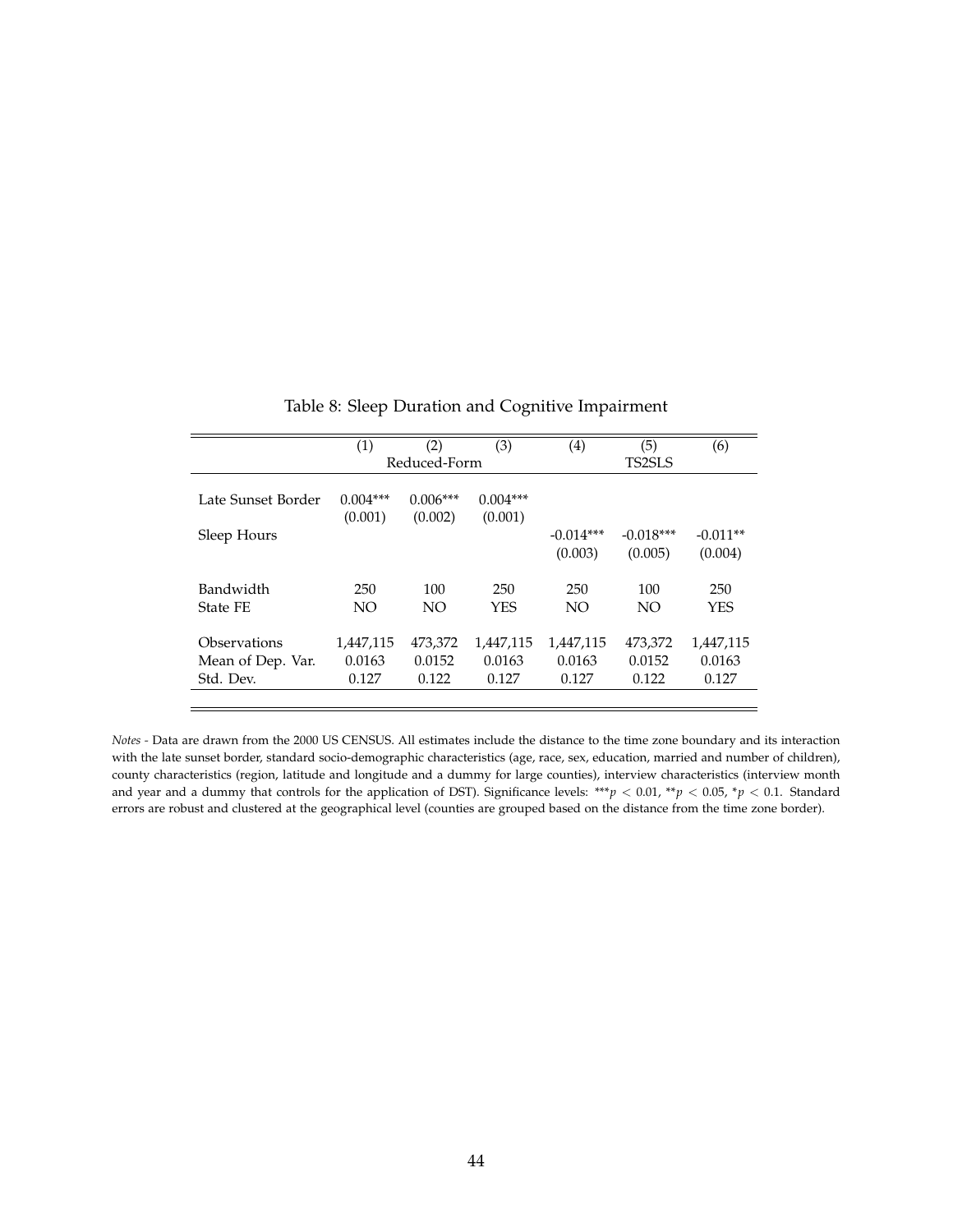Table 8: Sleep Duration and Cognitive Impairment

| | (1) | (2) | (3) | (4) | (5) | (6) |
|---|---|---|---|---|---|---|
| | Reduced-Form | | | TS2SLS | | |
| Late Sunset Border | 0.004*** | 0.006*** | 0.004*** | | | |
| | (0.001) | (0.002) | (0.001) | | | |
| Sleep Hours | | | | -0.014*** | -0.018*** | -0.011** |
| | | | | (0.003) | (0.005) | (0.004) |
| Bandwidth | 250 | 100 | 250 | 250 | 100 | 250 |
| State FE | NO | NO | YES | NO | NO | YES |
| Observations | 1,447,115 | 473,372 | 1,447,115 | 1,447,115 | 473,372 | 1,447,115 |
| Mean of Dep. Var. | 0.0163 | 0.0152 | 0.0163 | 0.0163 | 0.0152 | 0.0163 |
| Std. Dev. | 0.127 | 0.122 | 0.127 | 0.127 | 0.122 | 0.127 |

*Notes* - Data are drawn from the 2000 US CENSUS. All estimates include the distance to the time zone boundary and its interaction with the late sunset border, standard socio-demographic characteristics (age, race, sex, education, married and number of children), county characteristics (region, latitude and longitude and a dummy for large counties), interview characteristics (interview month and year and a dummy that controls for the application of DST). Significance levels: $^{***}p < 0.01$, $^{**}p < 0.05$, $^{*}p < 0.1$. Standard errors are robust and clustered at the geographical level (counties are grouped based on the distance from the time zone border).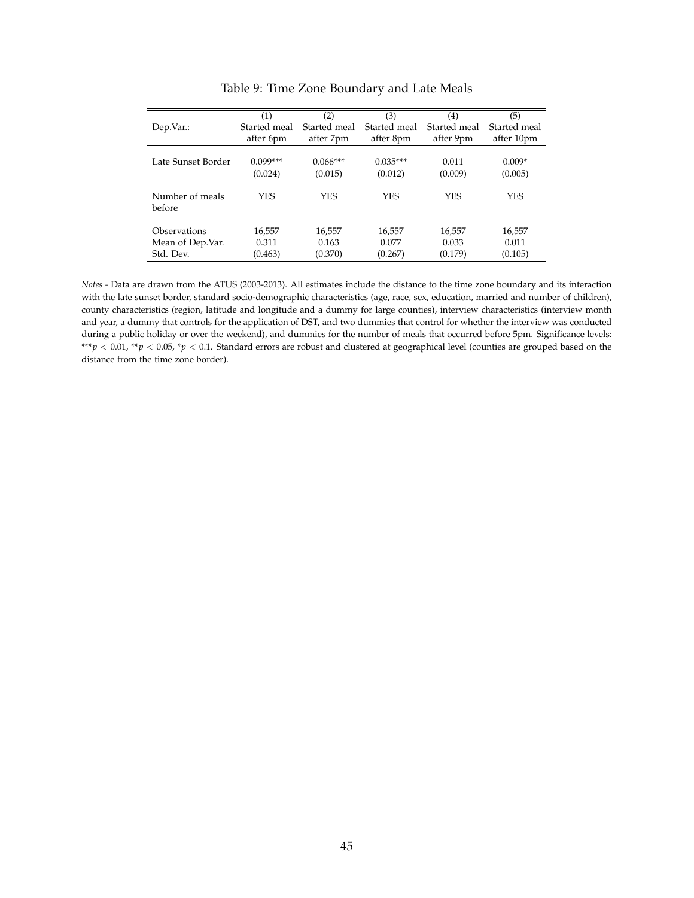Table 9: Time Zone Boundary and Late Meals

| | (1) | (2) | (3) | (4) | (5) |
|---|---|---|---|---|---|
| Dep.Var.: | Started meal after 6pm | Started meal after 7pm | Started meal after 8pm | Started meal after 9pm | Started meal after 10pm |
| Late Sunset Border | 0.099*** | 0.066*** | 0.035*** | 0.011 | 0.009* |
| | (0.024) | (0.015) | (0.012) | (0.009) | (0.005) |
| Number of meals before | YES | YES | YES | YES | YES |
| Observations | 16,557 | 16,557 | 16,557 | 16,557 | 16,557 |
| Mean of Dep.Var. | 0.311 | 0.163 | 0.077 | 0.033 | 0.011 |
| Std. Dev. | (0.463) | (0.370) | (0.267) | (0.179) | (0.105) |

*Notes* - Data are drawn from the ATUS (2003-2013). All estimates include the distance to the time zone boundary and its interaction with the late sunset border, standard socio-demographic characteristics (age, race, sex, education, married and number of children), county characteristics (region, latitude and longitude and a dummy for large counties), interview characteristics (interview month and year, a dummy that controls for the application of DST, and two dummies that control for whether the interview was conducted during a public holiday or over the weekend), and dummies for the number of meals that occurred before 5pm. Significance levels: ***$p < 0.01$, **$p < 0.05$, *$p < 0.1$. Standard errors are robust and clustered at geographical level (counties are grouped based on the distance from the time zone border).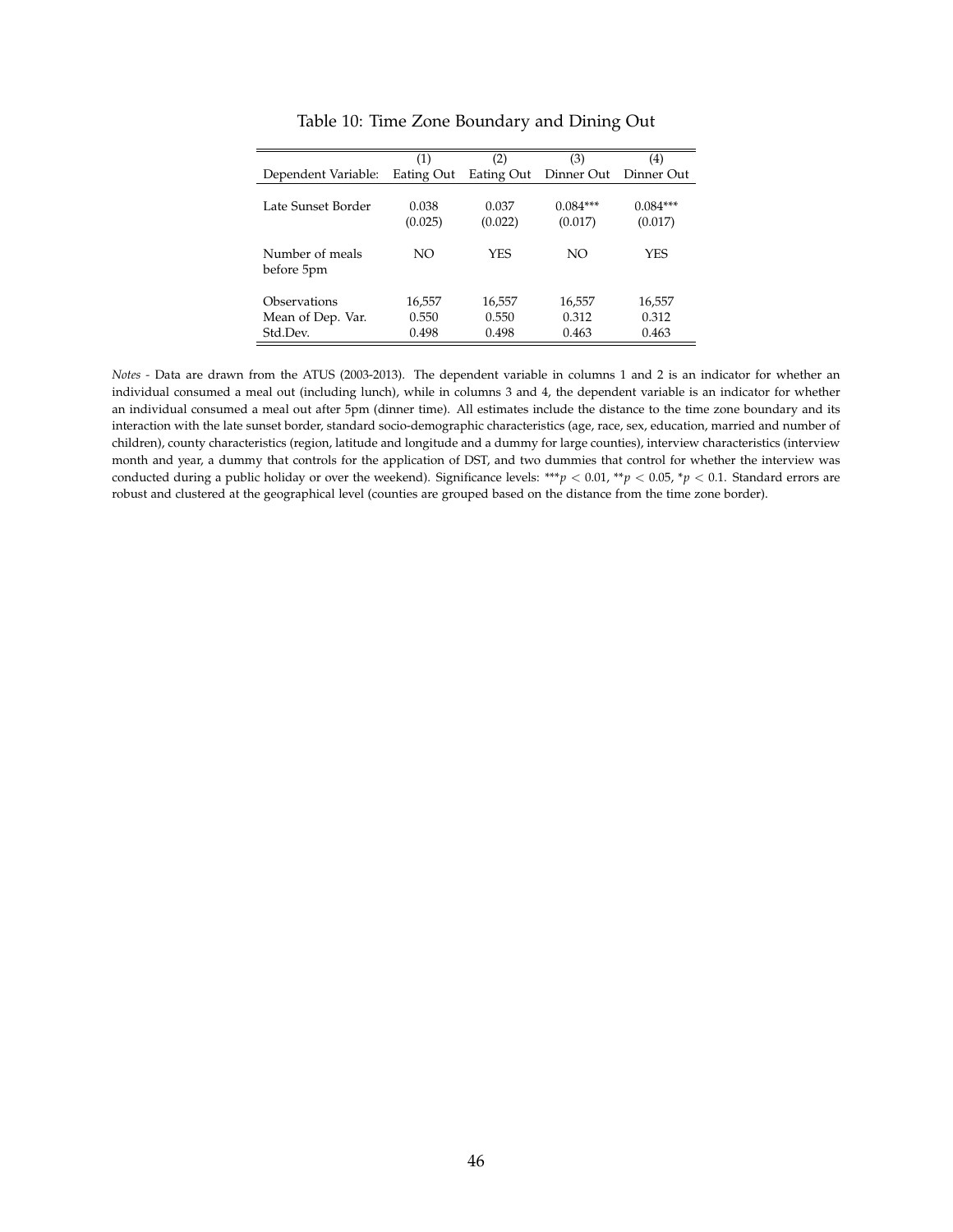Table 10: Time Zone Boundary and Dining Out

| | (1) | (2) | (3) | (4) |
|---|---|---|---|---|
| Dependent Variable: | Eating Out | Eating Out | Dinner Out | Dinner Out |
| Late Sunset Border | 0.038 | 0.037 | 0.084*** | 0.084*** |
| | (0.025) | (0.022) | (0.017) | (0.017) |
| Number of meals before 5pm | NO | YES | NO | YES |
| Observations | 16,557 | 16,557 | 16,557 | 16,557 |
| Mean of Dep. Var. | 0.550 | 0.550 | 0.312 | 0.312 |
| Std.Dev. | 0.498 | 0.498 | 0.463 | 0.463 |

*Notes* - Data are drawn from the ATUS (2003-2013). The dependent variable in columns 1 and 2 is an indicator for whether an individual consumed a meal out (including lunch), while in columns 3 and 4, the dependent variable is an indicator for whether an individual consumed a meal out after 5pm (dinner time). All estimates include the distance to the time zone boundary and its interaction with the late sunset border, standard socio-demographic characteristics (age, race, sex, education, married and number of children), county characteristics (region, latitude and longitude and a dummy for large counties), interview characteristics (interview month and year, a dummy that controls for the application of DST, and two dummies that control for whether the interview was conducted during a public holiday or over the weekend). Significance levels: $^{***}p < 0.01$, $^{**}p < 0.05$, $^{*}p < 0.1$. Standard errors are robust and clustered at the geographical level (counties are grouped based on the distance from the time zone border).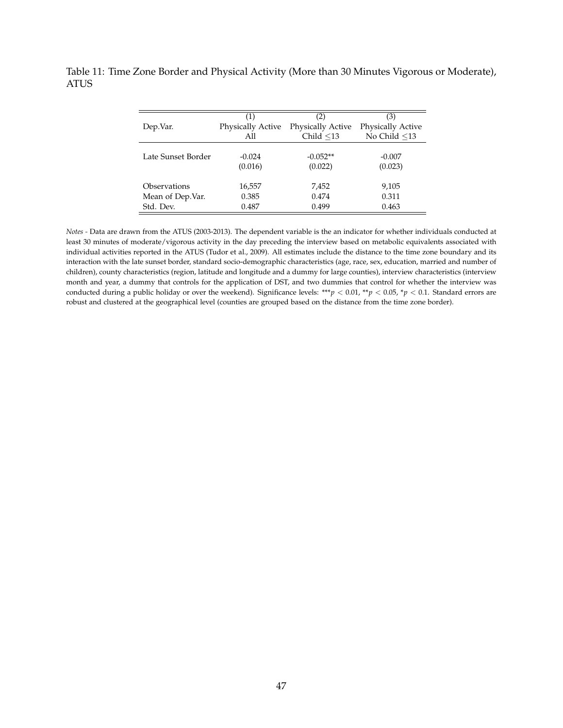Table 11: Time Zone Border and Physical Activity (More than 30 Minutes Vigorous or Moderate), ATUS

| | (1) | (2) | (3) |
|---|---|---|---|
| Dep.Var. | Physically Active All | Physically Active Child $\leq$13 | Physically Active No Child $\leq$13 |
| Late Sunset Border | -0.024 | -0.052** | -0.007 |
| | (0.016) | (0.022) | (0.023) |
| Observations | 16,557 | 7,452 | 9,105 |
| Mean of Dep.Var. | 0.385 | 0.474 | 0.311 |
| Std. Dev. | 0.487 | 0.499 | 0.463 |

*Notes* - Data are drawn from the ATUS (2003-2013). The dependent variable is the an indicator for whether individuals conducted at least 30 minutes of moderate/vigorous activity in the day preceding the interview based on metabolic equivalents associated with individual activities reported in the ATUS (Tudor et al., 2009). All estimates include the distance to the time zone boundary and its interaction with the late sunset border, standard socio-demographic characteristics (age, race, sex, education, married and number of children), county characteristics (region, latitude and longitude and a dummy for large counties), interview characteristics (interview month and year, a dummy that controls for the application of DST, and two dummies that control for whether the interview was conducted during a public holiday or over the weekend). Significance levels: ***$p < 0.01$, **$p < 0.05$, *$p < 0.1$. Standard errors are robust and clustered at the geographical level (counties are grouped based on the distance from the time zone border).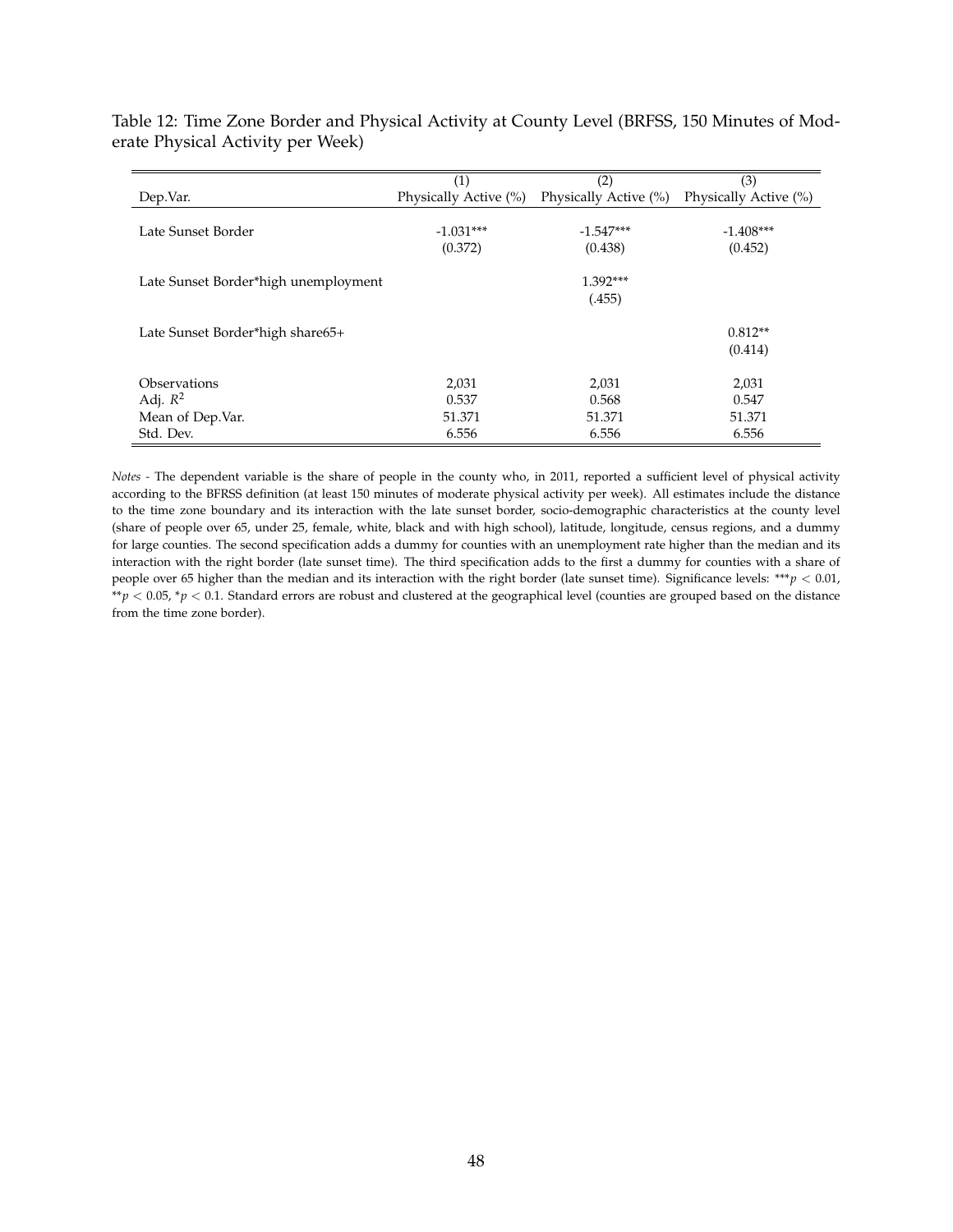Table 12: Time Zone Border and Physical Activity at County Level (BRFSS, 150 Minutes of Moderate Physical Activity per Week)

| | (1) | (2) | (3) |
|---|---|---|---|
| Dep.Var. | Physically Active (%) | Physically Active (%) | Physically Active (%) |
| Late Sunset Border | -1.031*** | -1.547*** | -1.408*** |
| | (0.372) | (0.438) | (0.452) |
| Late Sunset Border*high unemployment | | 1.392*** | |
| | | (.455) | |
| Late Sunset Border*high share65+ | | | 0.812** |
| | | | (0.414) |
| Observations | 2,031 | 2,031 | 2,031 |
| Adj. $R^2$ | 0.537 | 0.568 | 0.547 |
| Mean of Dep.Var. | 51.371 | 51.371 | 51.371 |
| Std. Dev. | 6.556 | 6.556 | 6.556 |

*Notes* - The dependent variable is the share of people in the county who, in 2011, reported a sufficient level of physical activity according to the BFRSS definition (at least 150 minutes of moderate physical activity per week). All estimates include the distance to the time zone boundary and its interaction with the late sunset border, socio-demographic characteristics at the county level (share of people over 65, under 25, female, white, black and with high school), latitude, longitude, census regions, and a dummy for large counties. The second specification adds a dummy for counties with an unemployment rate higher than the median and its interaction with the right border (late sunset time). The third specification adds to the first a dummy for counties with a share of people over 65 higher than the median and its interaction with the right border (late sunset time). Significance levels: ***$p < 0.01$, **$p < 0.05$, *$p < 0.1$. Standard errors are robust and clustered at the geographical level (counties are grouped based on the distance from the time zone border).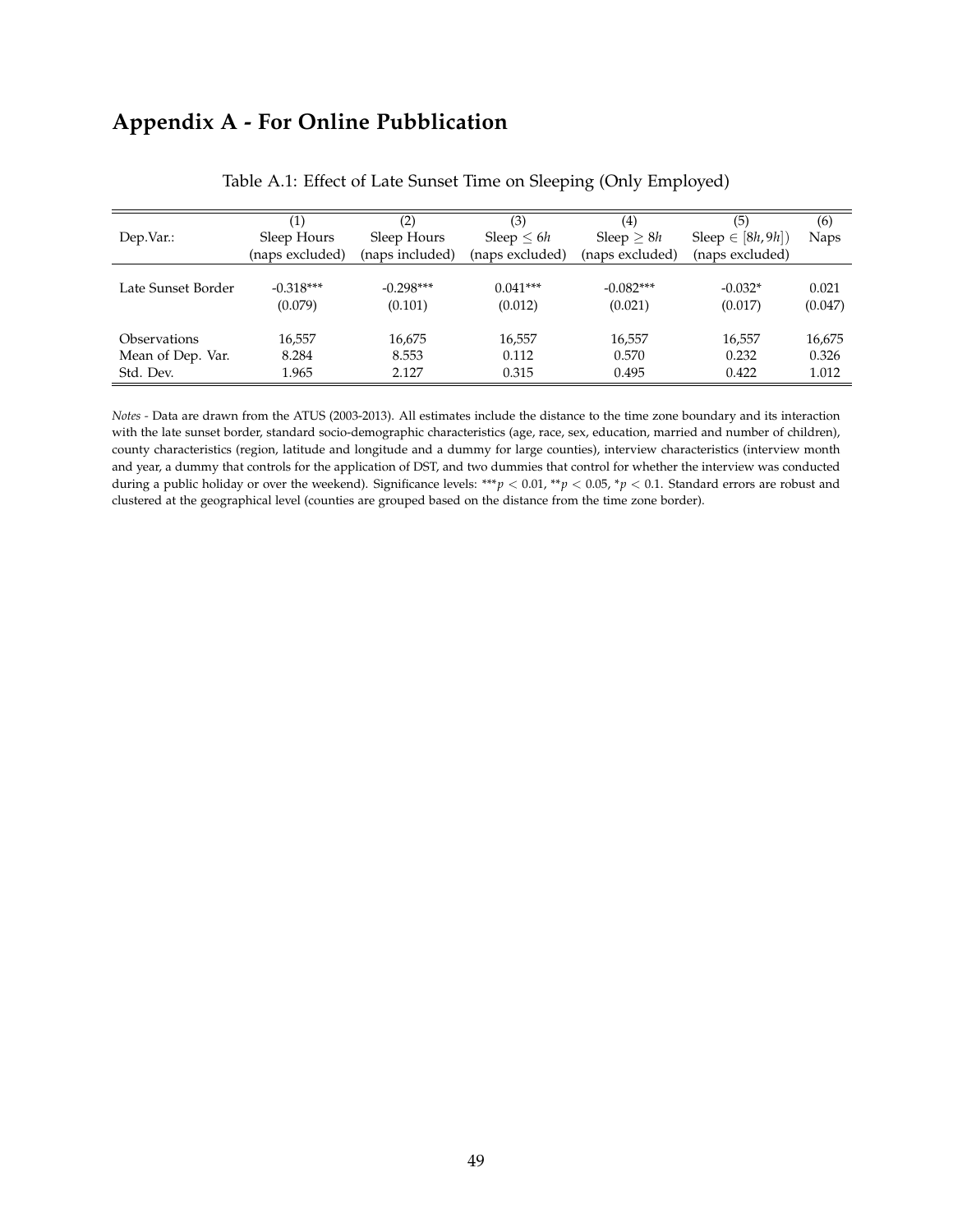# Appendix A - For Online Pubblication

Table A.1: Effect of Late Sunset Time on Sleeping (Only Employed)

| | (1) | (2) | (3) | (4) | (5) | (6) |
|---|---|---|---|---|---|---|
| Dep.Var.: | Sleep Hours (naps excluded) | Sleep Hours (naps included) | Sleep $\leq 6h$ (naps excluded) | Sleep $\geq 8h$ (naps excluded) | Sleep $\in [8h, 9h])$ (naps excluded) | Naps |
| Late Sunset Border | -0.318*** | -0.298*** | 0.041*** | -0.082*** | -0.032* | 0.021 |
| | (0.079) | (0.101) | (0.012) | (0.021) | (0.017) | (0.047) |
| Observations | 16,557 | 16,675 | 16,557 | 16,557 | 16,557 | 16,675 |
| Mean of Dep. Var. | 8.284 | 8.553 | 0.112 | 0.570 | 0.232 | 0.326 |
| Std. Dev. | 1.965 | 2.127 | 0.315 | 0.495 | 0.422 | 1.012 |

*Notes* - Data are drawn from the ATUS (2003-2013). All estimates include the distance to the time zone boundary and its interaction with the late sunset border, standard socio-demographic characteristics (age, race, sex, education, married and number of children), county characteristics (region, latitude and longitude and a dummy for large counties), interview characteristics (interview month and year, a dummy that controls for the application of DST, and two dummies that control for whether the interview was conducted during a public holiday or over the weekend). Significance levels: ***$p < 0.01$, **$p < 0.05$, *$p < 0.1$. Standard errors are robust and clustered at the geographical level (counties are grouped based on the distance from the time zone border).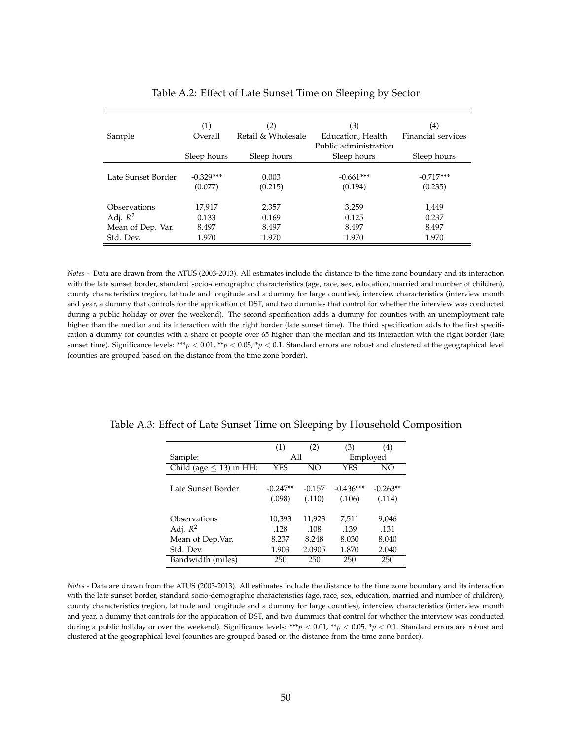Table A.2: Effect of Late Sunset Time on Sleeping by Sector

| | (1) | (2) | (3) | (4) |
|---|---|---|---|---|
| Sample | Overall | Retail & Wholesale | Education, Health Public administration | Financial services |
| | Sleep hours | Sleep hours | Sleep hours | Sleep hours |
| Late Sunset Border | -0.329*** | 0.003 | -0.661*** | -0.717*** |
| | (0.077) | (0.215) | (0.194) | (0.235) |
| Observations | 17,917 | 2,357 | 3,259 | 1,449 |
| Adj. $R^2$ | 0.133 | 0.169 | 0.125 | 0.237 |
| Mean of Dep. Var. | 8.497 | 8.497 | 8.497 | 8.497 |
| Std. Dev. | 1.970 | 1.970 | 1.970 | 1.970 |

*Notes -* Data are drawn from the ATUS (2003-2013). All estimates include the distance to the time zone boundary and its interaction with the late sunset border, standard socio-demographic characteristics (age, race, sex, education, married and number of children), county characteristics (region, latitude and longitude and a dummy for large counties), interview characteristics (interview month and year, a dummy that controls for the application of DST, and two dummies that control for whether the interview was conducted during a public holiday or over the weekend). The second specification adds a dummy for counties with an unemployment rate higher than the median and its interaction with the right border (late sunset time). The third specification adds to the first specification a dummy for counties with a share of people over 65 higher than the median and its interaction with the right border (late sunset time). Significance levels: *** $p < 0.01$, ** $p < 0.05$, * $p < 0.1$. Standard errors are robust and clustered at the geographical level (counties are grouped based on the distance from the time zone border).

Table A.3: Effect of Late Sunset Time on Sleeping by Household Composition

| | (1) | (2) | (3) | (4) |
|---|---|---|---|---|
| Sample: | All | | Employed | |
| Child (age $\leq$ 13) in HH: | YES | NO | YES | NO |
| Late Sunset Border | -0.247** | -0.157 | -0.436*** | -0.263** |
| | (.098) | (.110) | (.106) | (.114) |
| Observations | 10,393 | 11,923 | 7,511 | 9,046 |
| Adj. $R^2$ | .128 | .108 | .139 | .131 |
| Mean of Dep.Var. | 8.237 | 8.248 | 8.030 | 8.040 |
| Std. Dev. | 1.903 | 2.0905 | 1.870 | 2.040 |
| Bandwidth (miles) | 250 | 250 | 250 | 250 |

*Notes -* Data are drawn from the ATUS (2003-2013). All estimates include the distance to the time zone boundary and its interaction with the late sunset border, standard socio-demographic characteristics (age, race, sex, education, married and number of children), county characteristics (region, latitude and longitude and a dummy for large counties), interview characteristics (interview month and year, a dummy that controls for the application of DST, and two dummies that control for whether the interview was conducted during a public holiday or over the weekend). Significance levels: *** $p < 0.01$, ** $p < 0.05$, * $p < 0.1$. Standard errors are robust and clustered at the geographical level (counties are grouped based on the distance from the time zone border).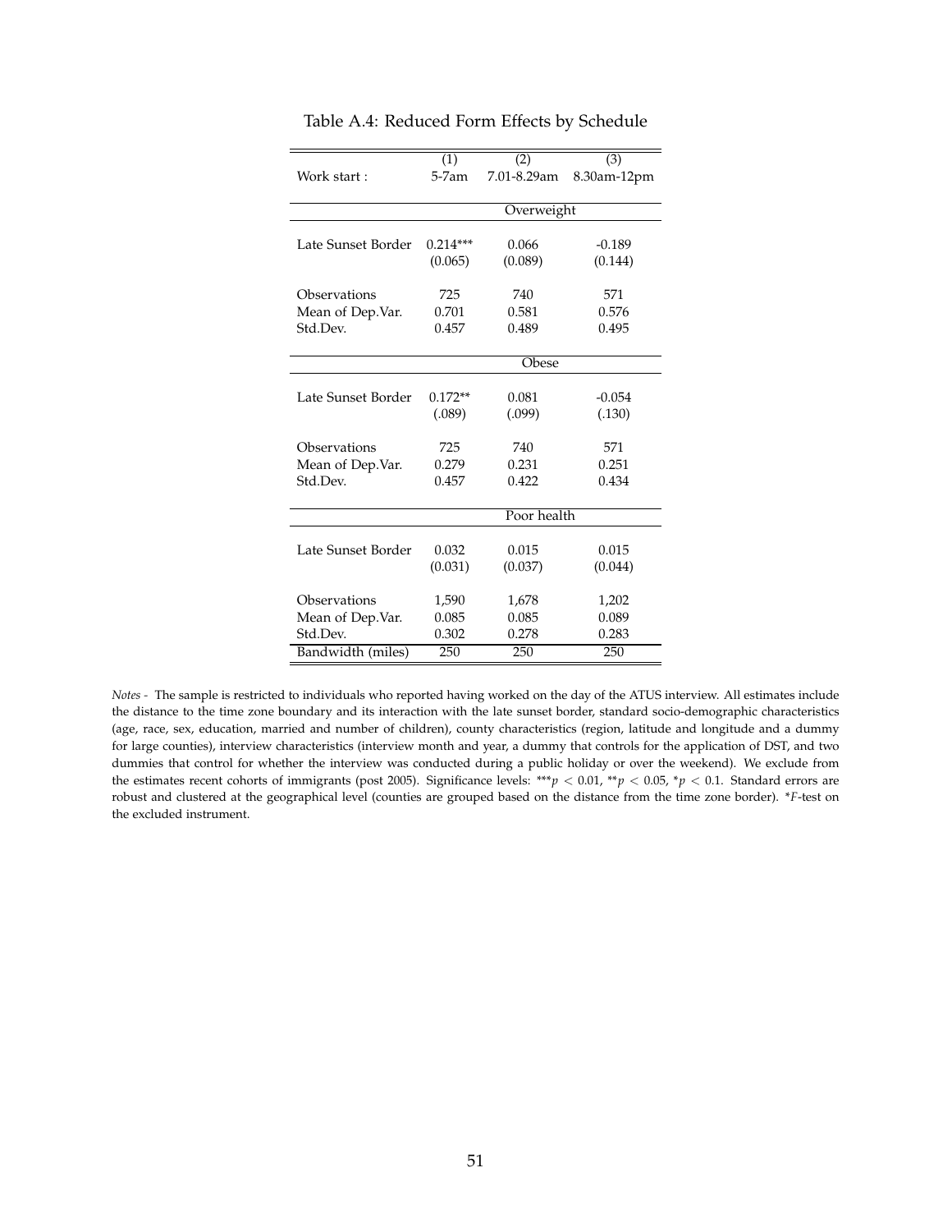Table A.4: Reduced Form Effects by Schedule

| | (1) | (2) | (3) |
|---|---|---|---|
| Work start : | 5-7am | 7.01-8.29am | 8.30am-12pm |
| | | Overweight | |
| Late Sunset Border | 0.214*** | 0.066 | -0.189 |
| | (0.065) | (0.089) | (0.144) |
| Observations | 725 | 740 | 571 |
| Mean of Dep.Var. | 0.701 | 0.581 | 0.576 |
| Std.Dev. | 0.457 | 0.489 | 0.495 |
| | | Obese | |
| Late Sunset Border | 0.172** | 0.081 | -0.054 |
| | (.089) | (.099) | (.130) |
| Observations | 725 | 740 | 571 |
| Mean of Dep.Var. | 0.279 | 0.231 | 0.251 |
| Std.Dev. | 0.457 | 0.422 | 0.434 |
| | | Poor health | |
| Late Sunset Border | 0.032 | 0.015 | 0.015 |
| | (0.031) | (0.037) | (0.044) |
| Observations | 1,590 | 1,678 | 1,202 |
| Mean of Dep.Var. | 0.085 | 0.085 | 0.089 |
| Std.Dev. | 0.302 | 0.278 | 0.283 |
| Bandwidth (miles) | 250 | 250 | 250 |

*Notes -* The sample is restricted to individuals who reported having worked on the day of the ATUS interview. All estimates include the distance to the time zone boundary and its interaction with the late sunset border, standard socio-demographic characteristics (age, race, sex, education, married and number of children), county characteristics (region, latitude and longitude and a dummy for large counties), interview characteristics (interview month and year, a dummy that controls for the application of DST, and two dummies that control for whether the interview was conducted during a public holiday or over the weekend). We exclude from the estimates recent cohorts of immigrants (post 2005). Significance levels: ***$p < 0.01$, **$p < 0.05$, *$p < 0.1$. Standard errors are robust and clustered at the geographical level (counties are grouped based on the distance from the time zone border). *$F$-test on the excluded instrument.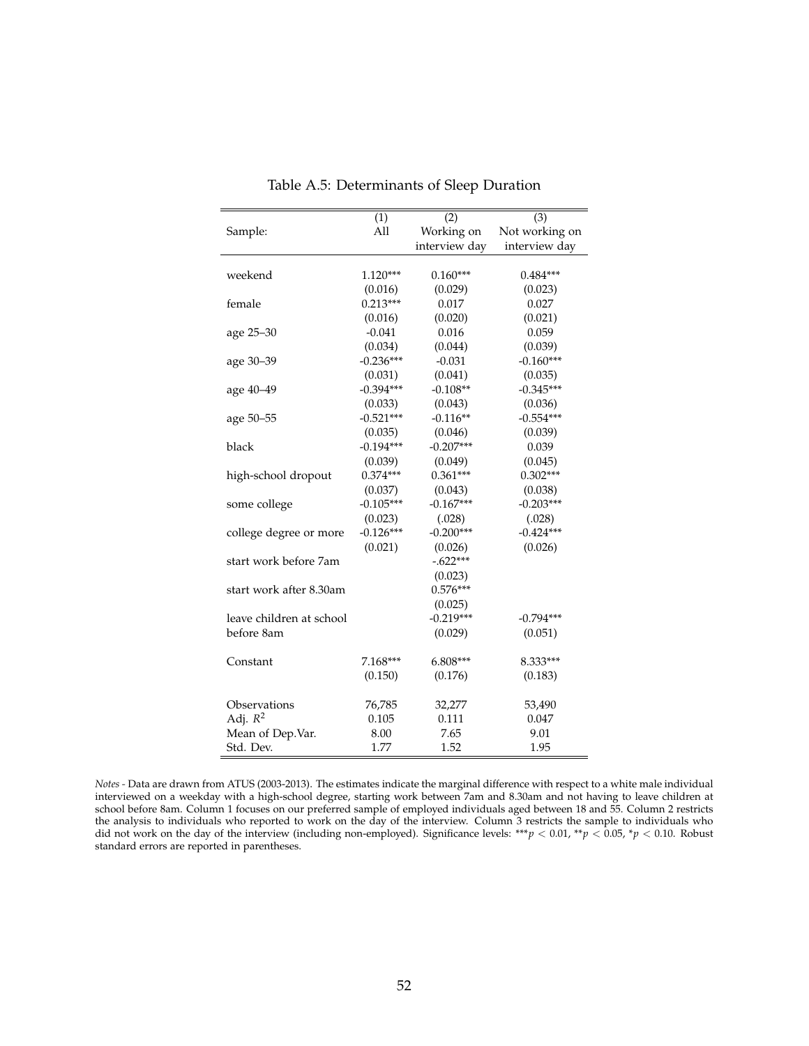Table A.5: Determinants of Sleep Duration

| | (1) | (2) | (3) |
|---|---|---|---|
| Sample: | All | Working on interview day | Not working on interview day |
| weekend | 1.120*** | 0.160*** | 0.484*** |
| | (0.016) | (0.029) | (0.023) |
| female | 0.213*** | 0.017 | 0.027 |
| | (0.016) | (0.020) | (0.021) |
| age 25–30 | -0.041 | 0.016 | 0.059 |
| | (0.034) | (0.044) | (0.039) |
| age 30–39 | -0.236*** | -0.031 | -0.160*** |
| | (0.031) | (0.041) | (0.035) |
| age 40–49 | -0.394*** | -0.108** | -0.345*** |
| | (0.033) | (0.043) | (0.036) |
| age 50–55 | -0.521*** | -0.116** | -0.554*** |
| | (0.035) | (0.046) | (0.039) |
| black | -0.194*** | -0.207*** | 0.039 |
| | (0.039) | (0.049) | (0.045) |
| high-school dropout | 0.374*** | 0.361*** | 0.302*** |
| | (0.037) | (0.043) | (0.038) |
| some college | -0.105*** | -0.167*** | -0.203*** |
| | (0.023) | (.028) | (.028) |
| college degree or more | -0.126*** | -0.200*** | -0.424*** |
| | (0.021) | (0.026) | (0.026) |
| start work before 7am | | -.622*** | |
| | | (0.023) | |
| start work after 8.30am | | 0.576*** | |
| | | (0.025) | |
| leave children at school before 8am | | -0.219*** | -0.794*** |
| | | (0.029) | (0.051) |
| Constant | 7.168*** | 6.808*** | 8.333*** |
| | (0.150) | (0.176) | (0.183) |
| Observations | 76,785 | 32,277 | 53,490 |
| Adj. $R^2$ | 0.105 | 0.111 | 0.047 |
| Mean of Dep.Var. | 8.00 | 7.65 | 9.01 |
| Std. Dev. | 1.77 | 1.52 | 1.95 |

*Notes* - Data are drawn from ATUS (2003-2013). The estimates indicate the marginal difference with respect to a white male individual interviewed on a weekday with a high-school degree, starting work between 7am and 8.30am and not having to leave children at school before 8am. Column 1 focuses on our preferred sample of employed individuals aged between 18 and 55. Column 2 restricts the analysis to individuals who reported to work on the day of the interview. Column 3 restricts the sample to individuals who did not work on the day of the interview (including non-employed). Significance levels: $^{***}p < 0.01$, $^{**}p < 0.05$, $^{*}p < 0.10$. Robust standard errors are reported in parentheses.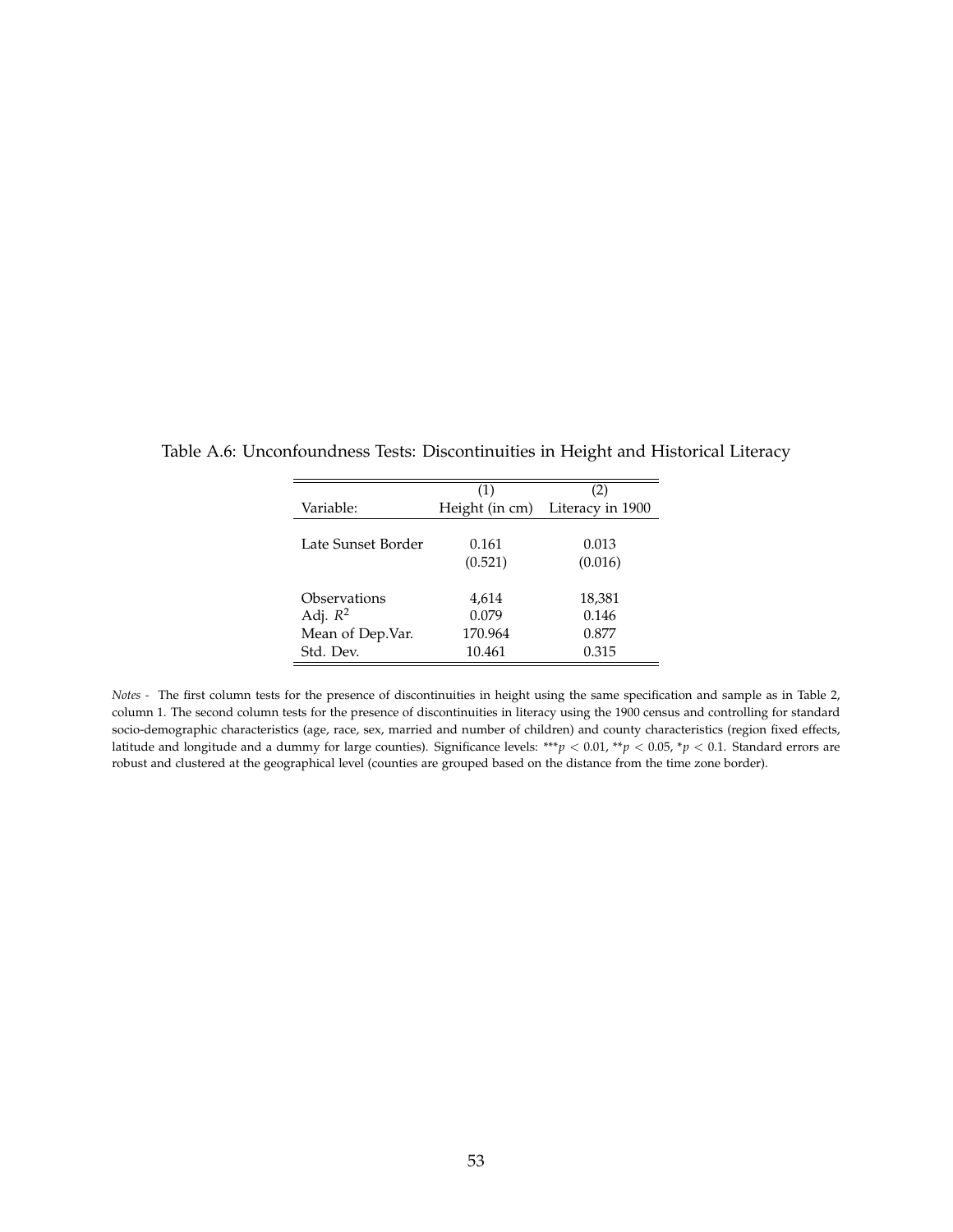Table A.6: Unconfoundness Tests: Discontinuities in Height and Historical Literacy

| | (1) | (2) |
|---|---|---|
| Variable: | Height (in cm) | Literacy in 1900 |
| Late Sunset Border | 0.161 | 0.013 |
| | (0.521) | (0.016) |
| Observations | 4,614 | 18,381 |
| Adj. $R^2$ | 0.079 | 0.146 |
| Mean of Dep.Var. | 170.964 | 0.877 |
| Std. Dev. | 10.461 | 0.315 |

*Notes -* The first column tests for the presence of discontinuities in height using the same specification and sample as in Table 2, column 1. The second column tests for the presence of discontinuities in literacy using the 1900 census and controlling for standard socio-demographic characteristics (age, race, sex, married and number of children) and county characteristics (region fixed effects, latitude and longitude and a dummy for large counties). Significance levels: $^{***}p < 0.01$, $^{**}p < 0.05$, $^{*}p < 0.1$. Standard errors are robust and clustered at the geographical level (counties are grouped based on the distance from the time zone border).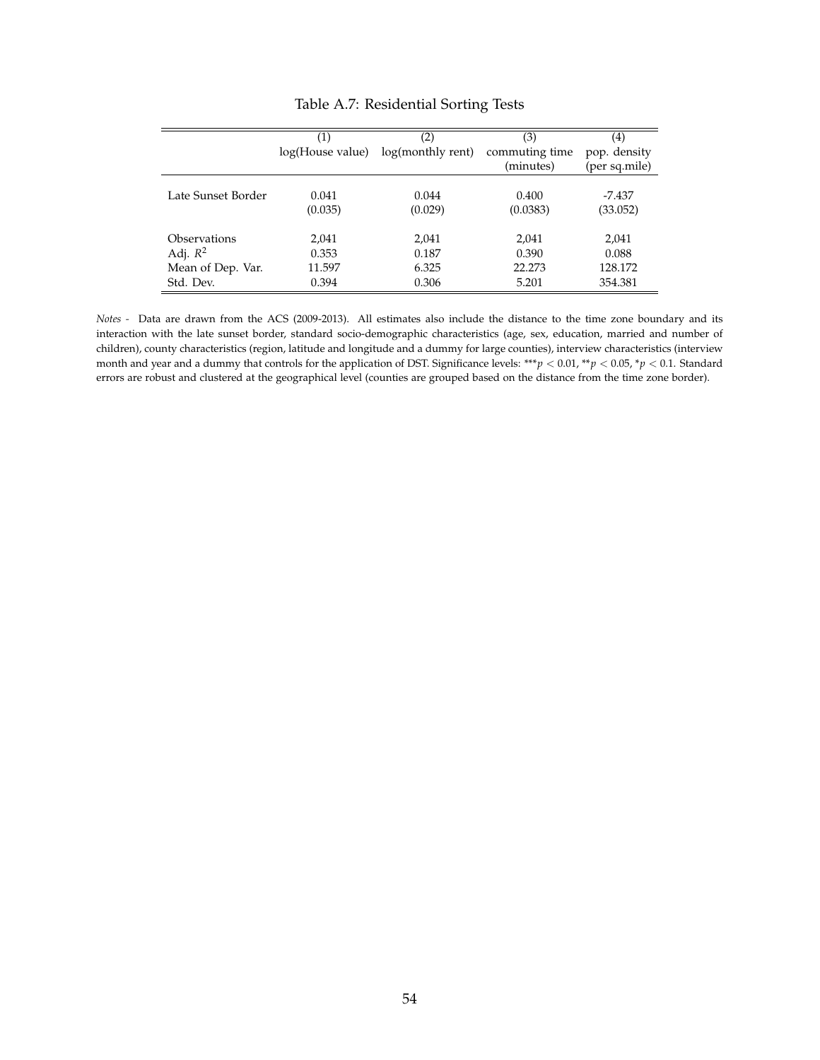Table A.7: Residential Sorting Tests

| | (1) log(House value) | (2) log(monthly rent) | (3) commuting time (minutes) | (4) pop. density (per sq.mile) |
|---|---|---|---|---|
| Late Sunset Border | 0.041 | 0.044 | 0.400 | -7.437 |
| | (0.035) | (0.029) | (0.0383) | (33.052) |
| Observations | 2,041 | 2,041 | 2,041 | 2,041 |
| Adj. $R^2$ | 0.353 | 0.187 | 0.390 | 0.088 |
| Mean of Dep. Var. | 11.597 | 6.325 | 22.273 | 128.172 |
| Std. Dev. | 0.394 | 0.306 | 5.201 | 354.381 |

*Notes* - Data are drawn from the ACS (2009-2013). All estimates also include the distance to the time zone boundary and its interaction with the late sunset border, standard socio-demographic characteristics (age, sex, education, married and number of children), county characteristics (region, latitude and longitude and a dummy for large counties), interview characteristics (interview month and year and a dummy that controls for the application of DST. Significance levels: \*\*\*$p < 0.01$, \*\*$p < 0.05$, \*$p < 0.1$. Standard errors are robust and clustered at the geographical level (counties are grouped based on the distance from the time zone border).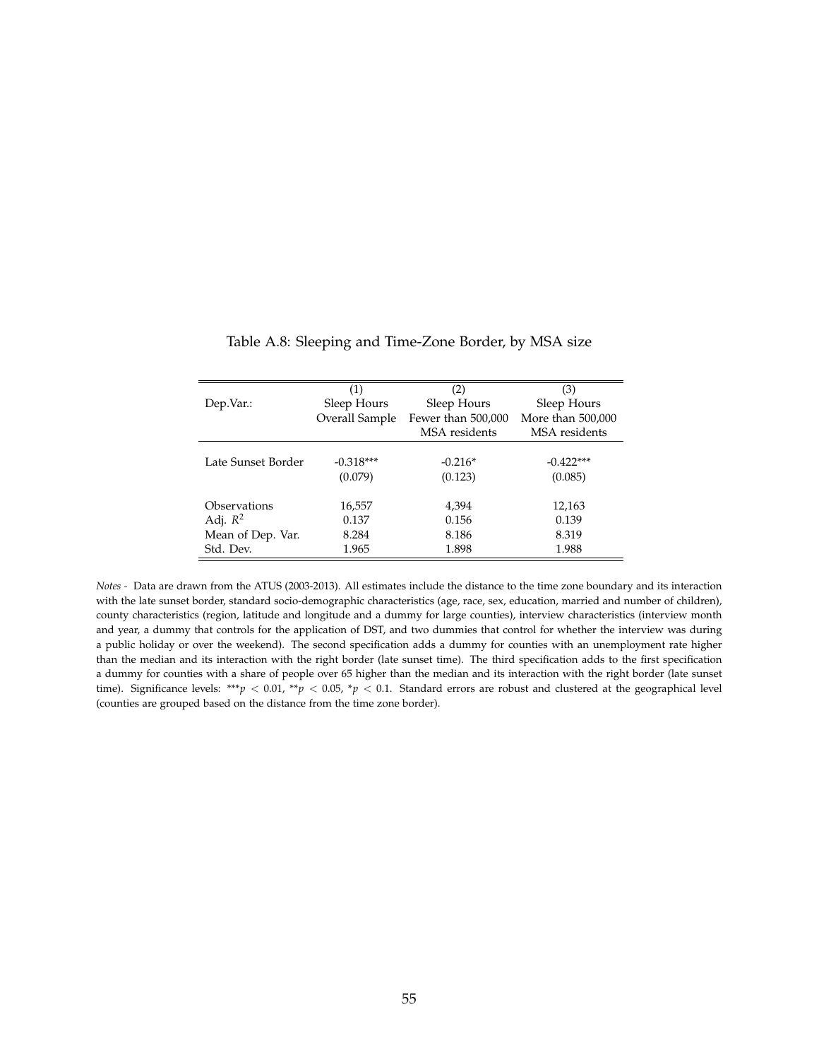Table A.8: Sleeping and Time-Zone Border, by MSA size

| Dep.Var.: | (1) Sleep Hours Overall Sample | (2) Sleep Hours Fewer than 500,000 MSA residents | (3) Sleep Hours More than 500,000 MSA residents |
|---|---|---|---|
| Late Sunset Border | -0.318*** | -0.216* | -0.422*** |
| | (0.079) | (0.123) | (0.085) |
| Observations | 16,557 | 4,394 | 12,163 |
| Adj. $R^2$ | 0.137 | 0.156 | 0.139 |
| Mean of Dep. Var. | 8.284 | 8.186 | 8.319 |
| Std. Dev. | 1.965 | 1.898 | 1.988 |

*Notes* - Data are drawn from the ATUS (2003-2013). All estimates include the distance to the time zone boundary and its interaction with the late sunset border, standard socio-demographic characteristics (age, race, sex, education, married and number of children), county characteristics (region, latitude and longitude and a dummy for large counties), interview characteristics (interview month and year, a dummy that controls for the application of DST, and two dummies that control for whether the interview was during a public holiday or over the weekend). The second specification adds a dummy for counties with an unemployment rate higher than the median and its interaction with the right border (late sunset time). The third specification adds to the first specification a dummy for counties with a share of people over 65 higher than the median and its interaction with the right border (late sunset time). Significance levels: ***$p < 0.01$, **$p < 0.05$, *$p < 0.1$. Standard errors are robust and clustered at the geographical level (counties are grouped based on the distance from the time zone border).